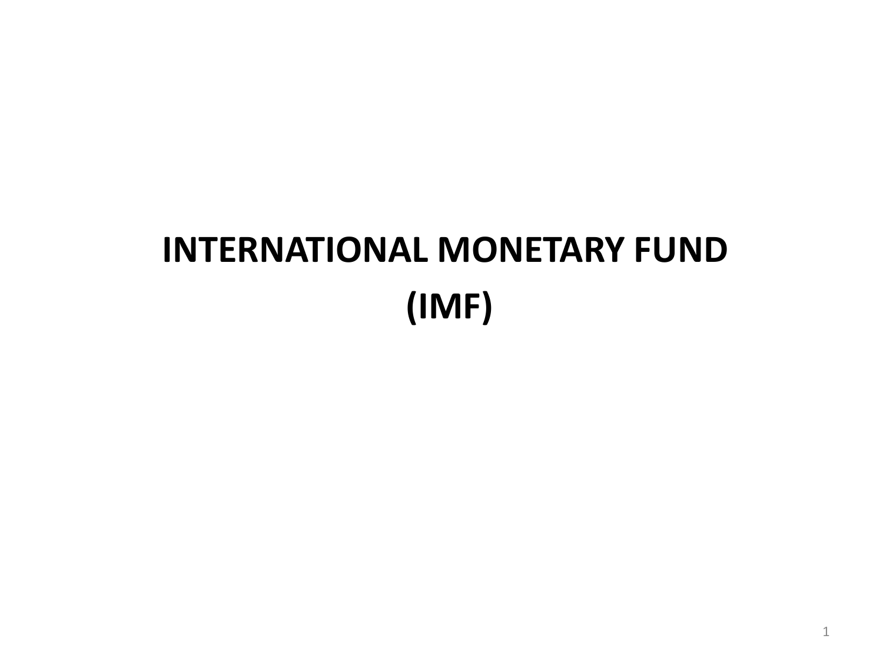# INTERNATIONAL MONETARY FUND

# (IMF)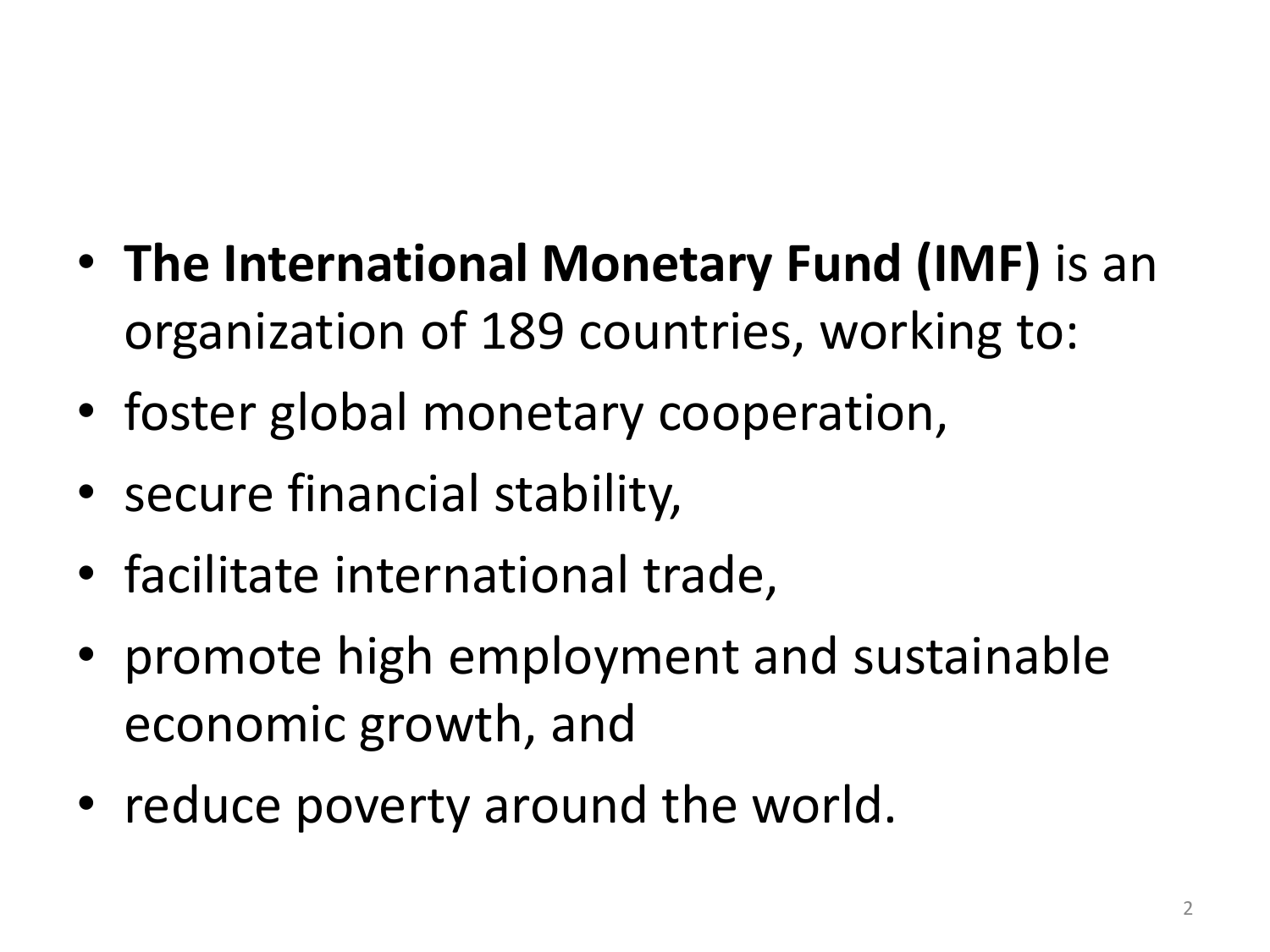- **The International Monetary Fund (IMF)** is an organization of 189 countries, working to:
- foster global monetary cooperation,
- secure financial stability,
- facilitate international trade,
- promote high employment and sustainable economic growth, and
- reduce poverty around the world.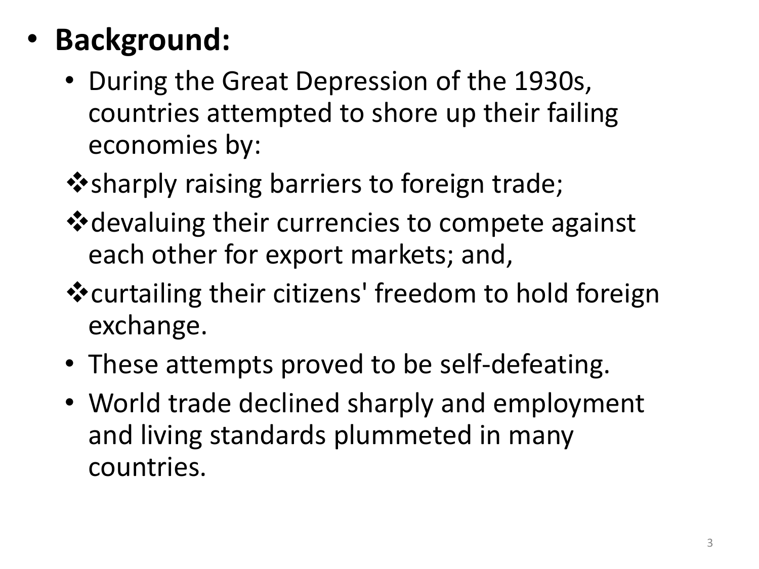- **Background:**
  - During the Great Depression of the 1930s, countries attempted to shore up their failing economies by:
  - ❖ sharply raising barriers to foreign trade;
  - ❖ devaluing their currencies to compete against each other for export markets; and,
  - ❖ curtailing their citizens' freedom to hold foreign exchange.
  - These attempts proved to be self-defeating.
  - World trade declined sharply and employment and living standards plummeted in many countries.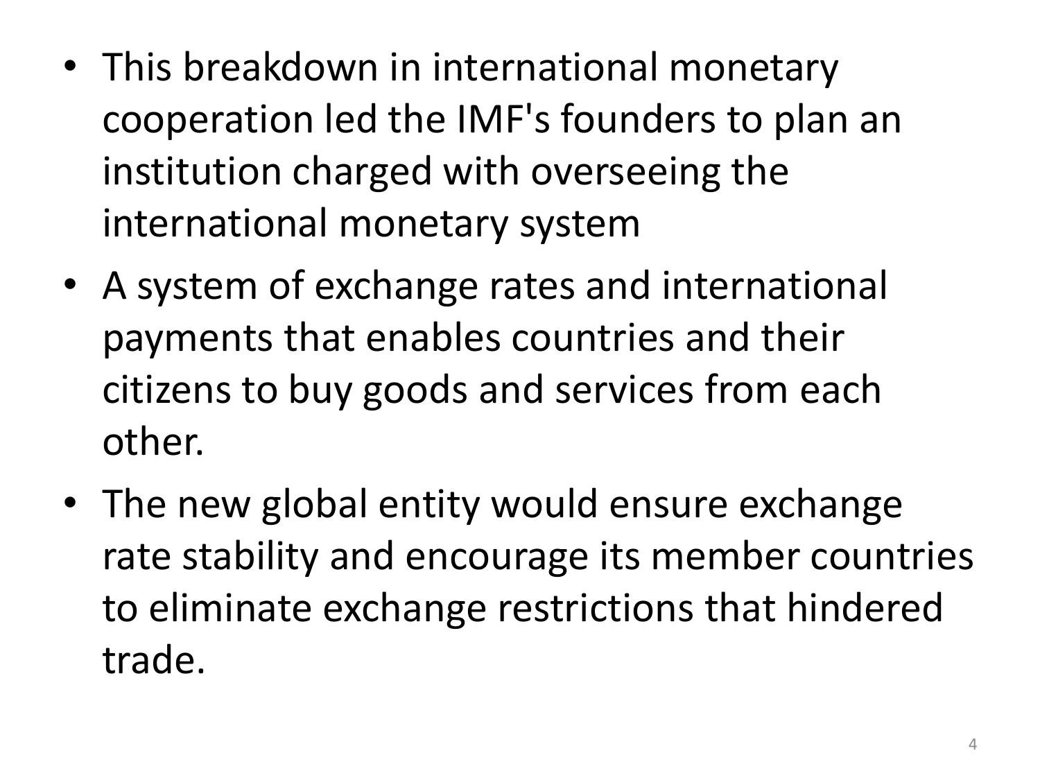- This breakdown in international monetary cooperation led the IMF's founders to plan an institution charged with overseeing the international monetary system
- A system of exchange rates and international payments that enables countries and their citizens to buy goods and services from each other.
- The new global entity would ensure exchange rate stability and encourage its member countries to eliminate exchange restrictions that hindered trade.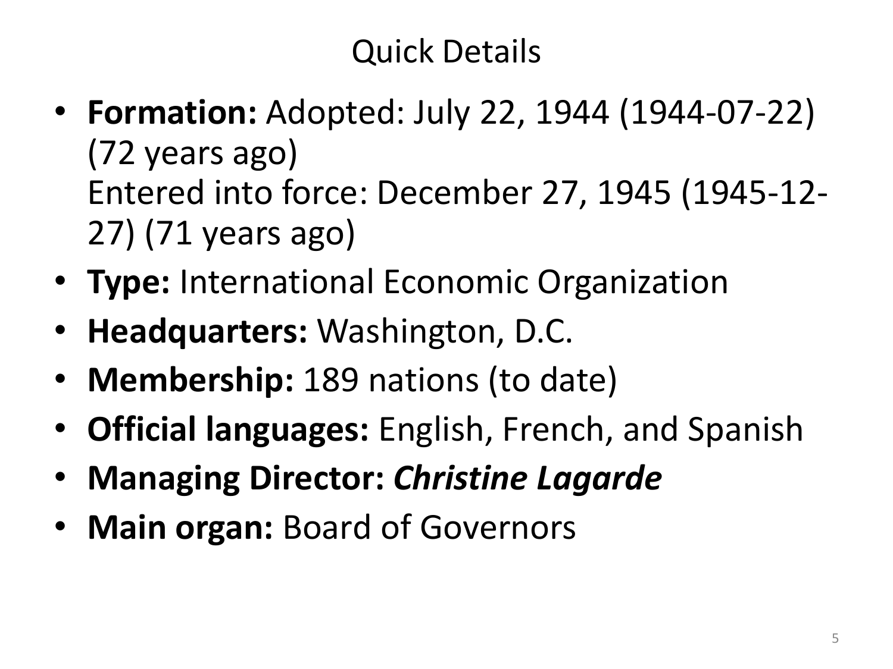# Quick Details

- **Formation:** Adopted: July 22, 1944 (1944-07-22) (72 years ago)
  Entered into force: December 27, 1945 (1945-12-27) (71 years ago)
- **Type:** International Economic Organization
- **Headquarters:** Washington, D.C.
- **Membership:** 189 nations (to date)
- **Official languages:** English, French, and Spanish
- **Managing Director:** ***Christine Lagarde***
- **Main organ:** Board of Governors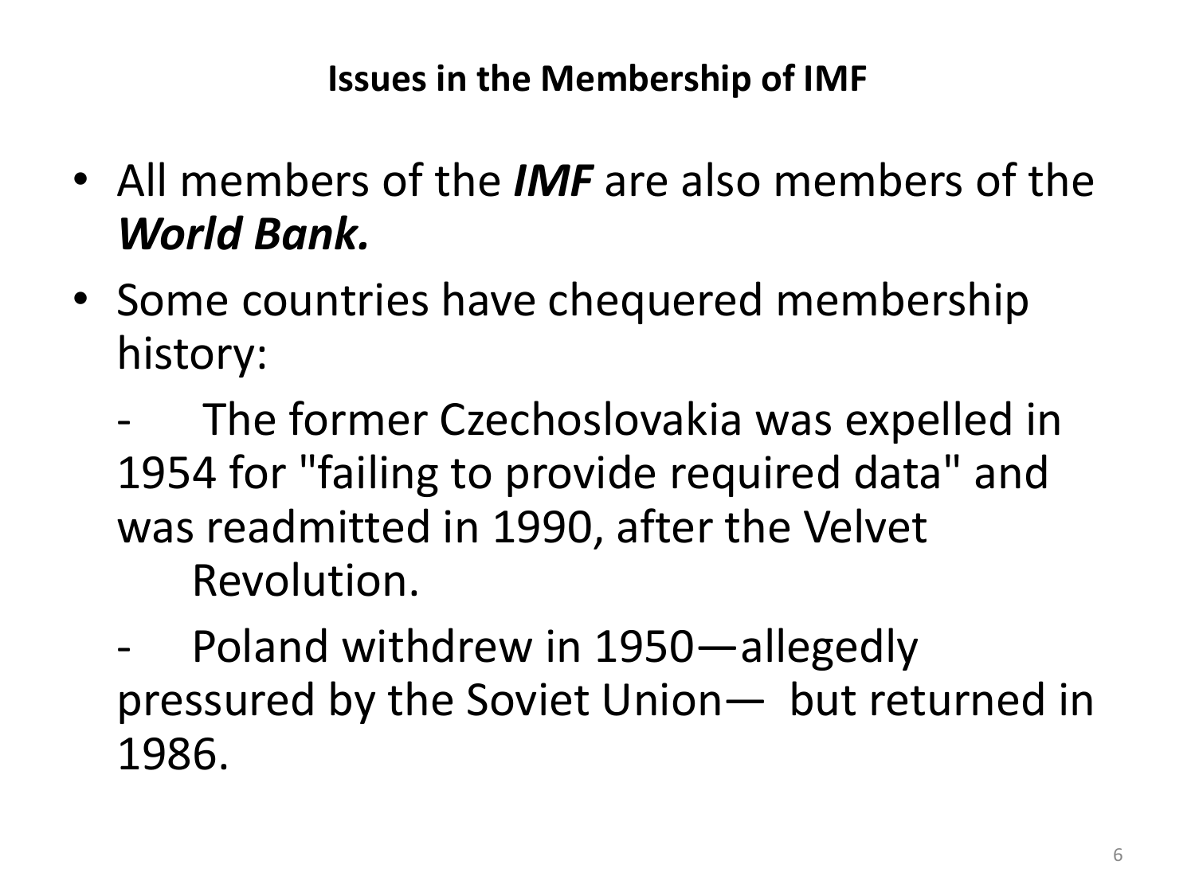## Issues in the Membership of IMF

- All members of the ***IMF*** are also members of the ***World Bank.***
- Some countries have chequered membership history:

  - The former Czechoslovakia was expelled in 1954 for "failing to provide required data" and was readmitted in 1990, after the Velvet Revolution.

  - Poland withdrew in 1950—allegedly pressured by the Soviet Union— but returned in 1986.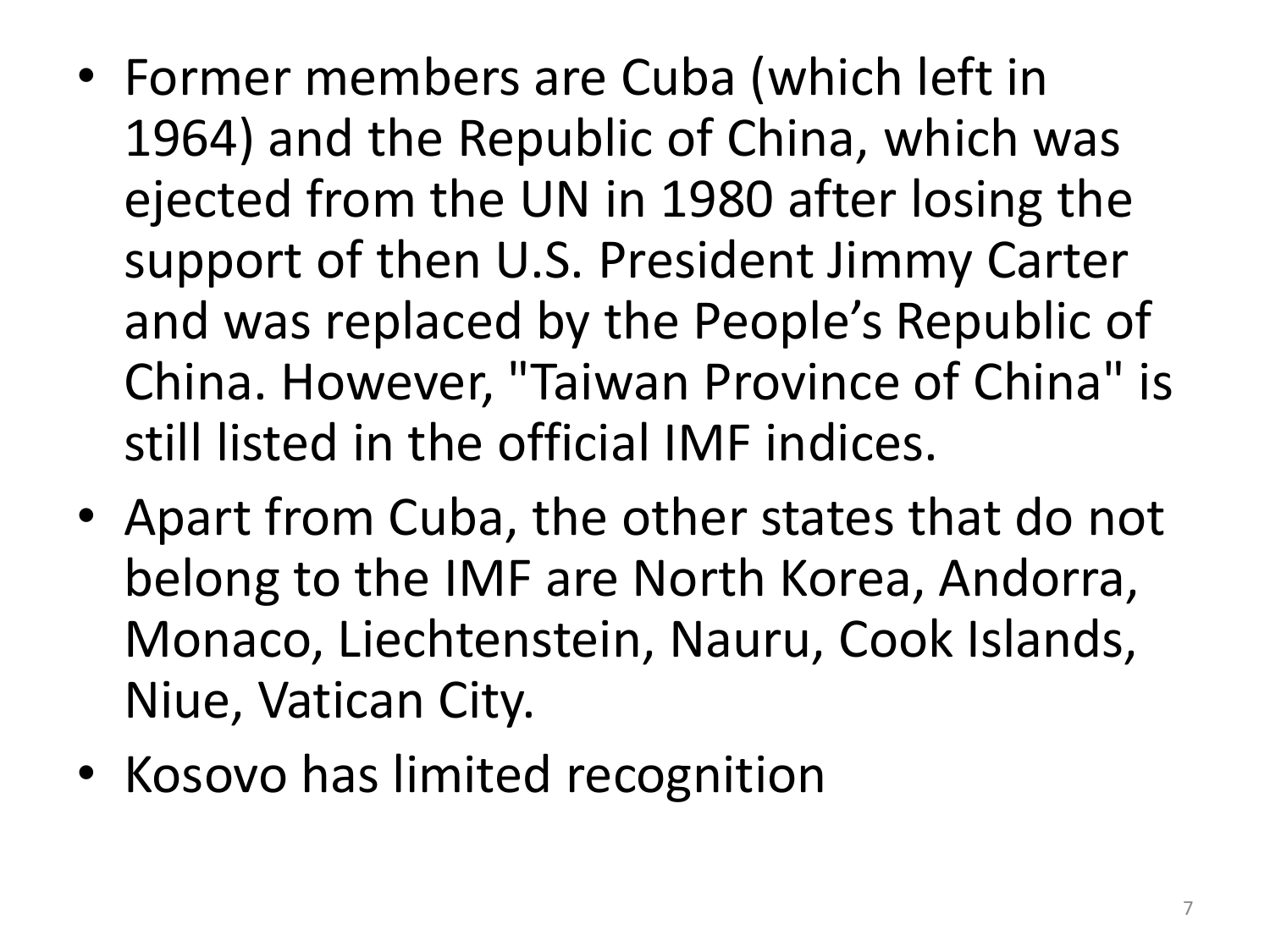- Former members are Cuba (which left in 1964) and the Republic of China, which was ejected from the UN in 1980 after losing the support of then U.S. President Jimmy Carter and was replaced by the People's Republic of China. However, "Taiwan Province of China" is still listed in the official IMF indices.
- Apart from Cuba, the other states that do not belong to the IMF are North Korea, Andorra, Monaco, Liechtenstein, Nauru, Cook Islands, Niue, Vatican City.
- Kosovo has limited recognition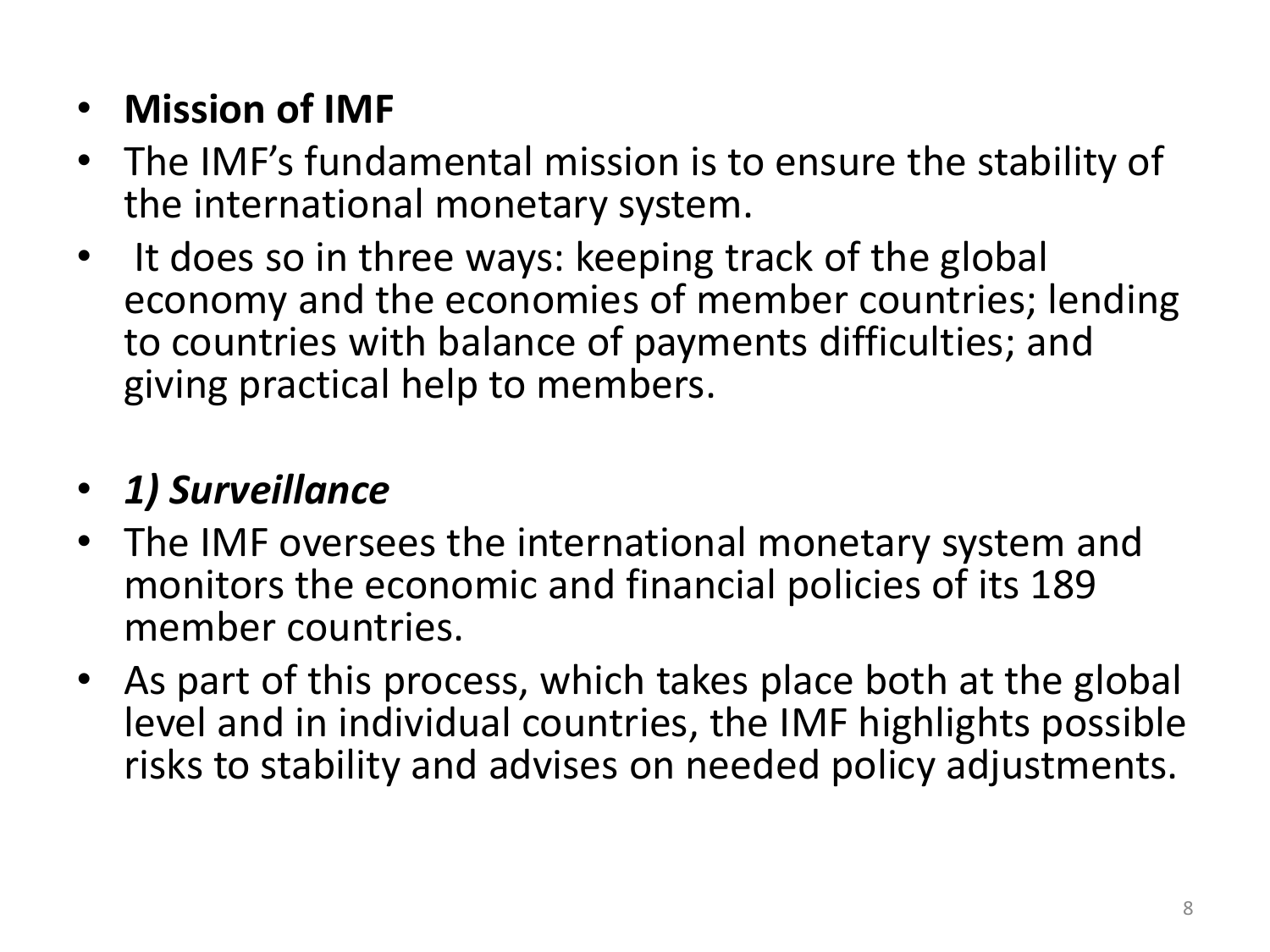- **Mission of IMF**
- The IMF's fundamental mission is to ensure the stability of the international monetary system.
- It does so in three ways: keeping track of the global economy and the economies of member countries; lending to countries with balance of payments difficulties; and giving practical help to members.

- ***1) Surveillance***
- The IMF oversees the international monetary system and monitors the economic and financial policies of its 189 member countries.
- As part of this process, which takes place both at the global level and in individual countries, the IMF highlights possible risks to stability and advises on needed policy adjustments.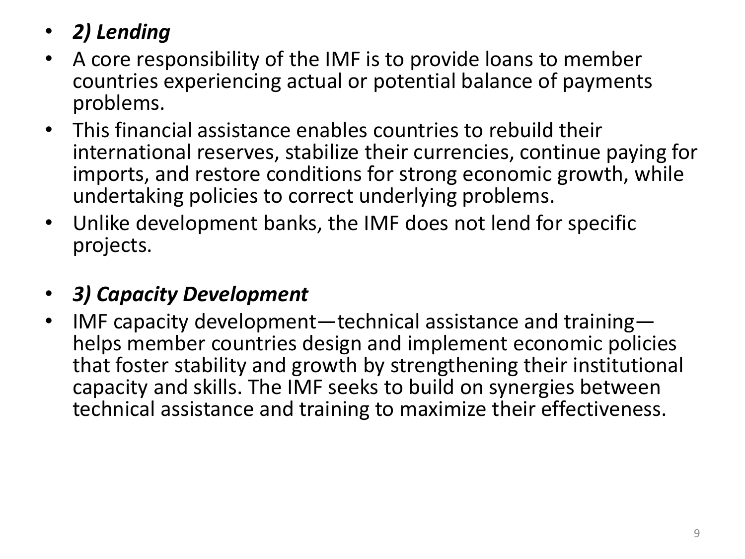- ***2) Lending***
- A core responsibility of the IMF is to provide loans to member countries experiencing actual or potential balance of payments problems.
- This financial assistance enables countries to rebuild their international reserves, stabilize their currencies, continue paying for imports, and restore conditions for strong economic growth, while undertaking policies to correct underlying problems.
- Unlike development banks, the IMF does not lend for specific projects.

- ***3) Capacity Development***
- IMF capacity development—technical assistance and training—helps member countries design and implement economic policies that foster stability and growth by strengthening their institutional capacity and skills. The IMF seeks to build on synergies between technical assistance and training to maximize their effectiveness.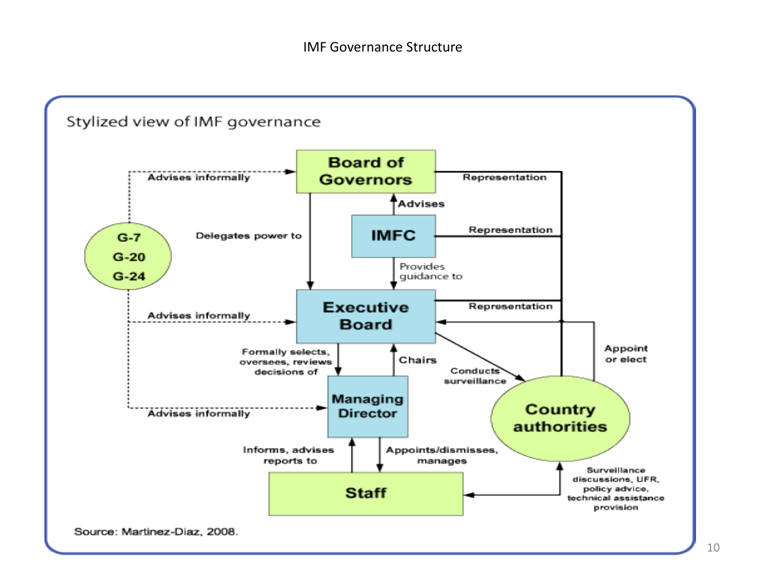# IMF Governance Structure

Stylized view of IMF governance

- **G-7 / G-20 / G-24**
  - Advises informally → Board of Governors
  - Advises informally → Executive Board
  - Advises informally → Managing Director
- **Board of Governors**
  - Delegates power to → Executive Board
  - Representation — Country authorities
- **IMFC**
  - Advises → Board of Governors
  - Provides guidance to → Executive Board
  - Representation — Country authorities
- **Executive Board**
  - Formally selects, oversees, reviews decisions of → Managing Director
  - Conducts surveillance → Country authorities
  - Representation — Country authorities
- **Managing Director**
  - Chairs → Executive Board
  - Appoints/dismisses, manages → Staff
- **Staff**
  - Informs, advises reports to → Managing Director
- **Country authorities**
  - Appoint or elect → Executive Board
- **Staff ↔ Country authorities**: Surveillance discussions, UFR, policy advice, technical assistance provision

Source: Martinez-Diaz, 2008.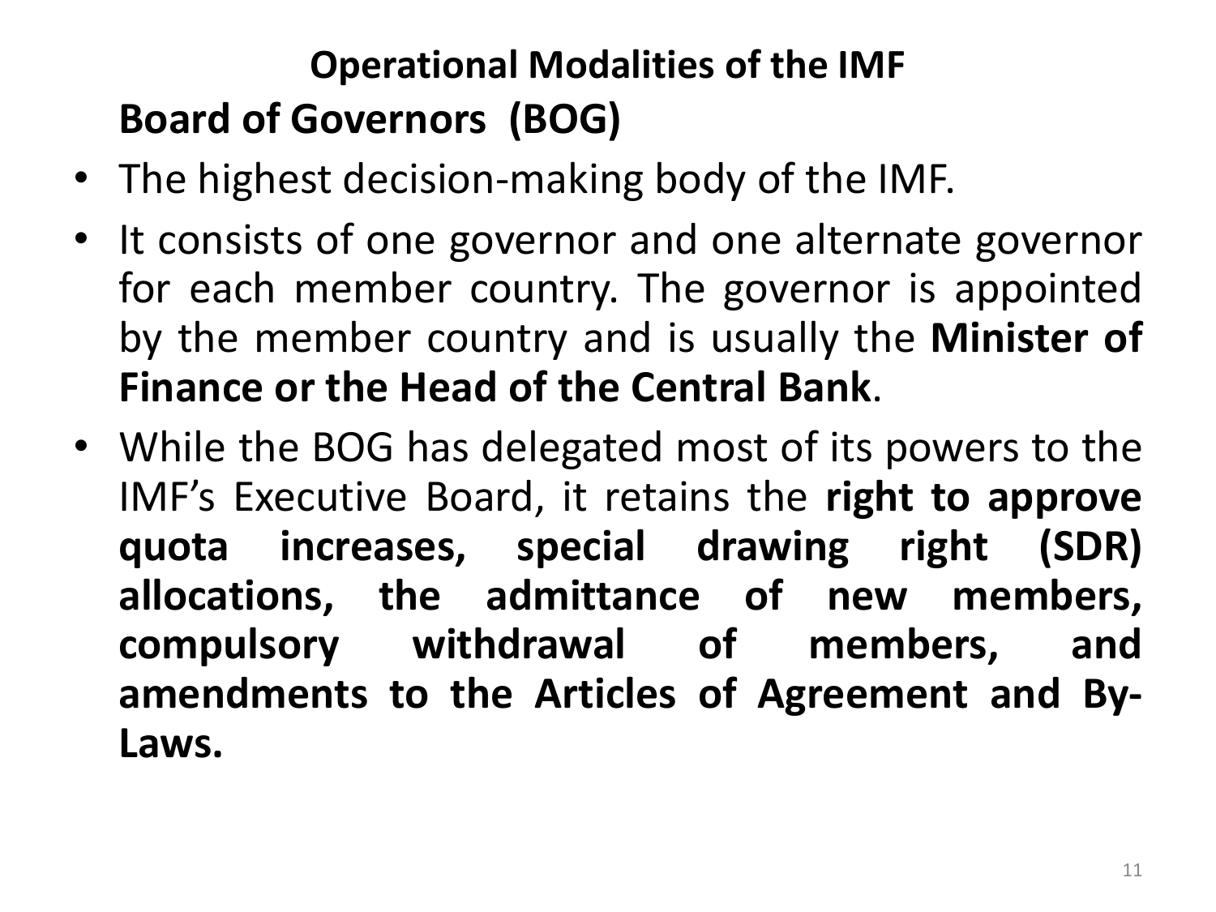## Operational Modalities of the IMF

### Board of Governors (BOG)

- The highest decision-making body of the IMF.
- It consists of one governor and one alternate governor for each member country. The governor is appointed by the member country and is usually the **Minister of Finance or the Head of the Central Bank**.
- While the BOG has delegated most of its powers to the IMF's Executive Board, it retains the **right to approve quota increases, special drawing right (SDR) allocations, the admittance of new members, compulsory withdrawal of members, and amendments to the Articles of Agreement and By-Laws.**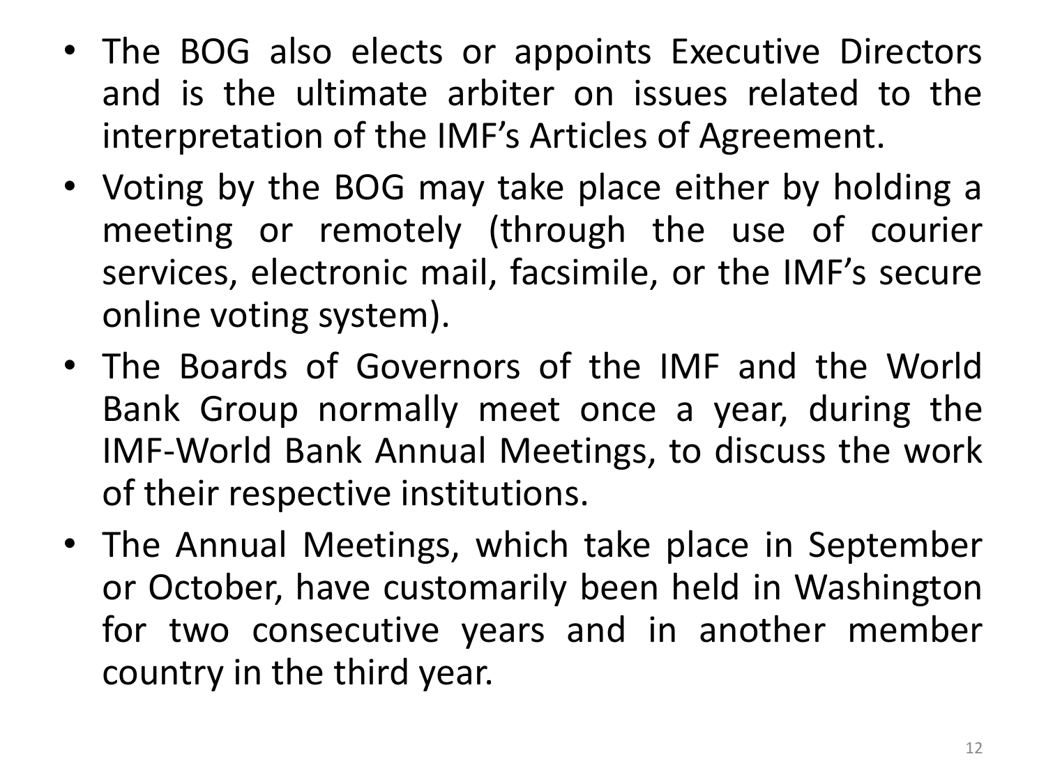- The BOG also elects or appoints Executive Directors and is the ultimate arbiter on issues related to the interpretation of the IMF’s Articles of Agreement.
- Voting by the BOG may take place either by holding a meeting or remotely (through the use of courier services, electronic mail, facsimile, or the IMF’s secure online voting system).
- The Boards of Governors of the IMF and the World Bank Group normally meet once a year, during the IMF-World Bank Annual Meetings, to discuss the work of their respective institutions.
- The Annual Meetings, which take place in September or October, have customarily been held in Washington for two consecutive years and in another member country in the third year.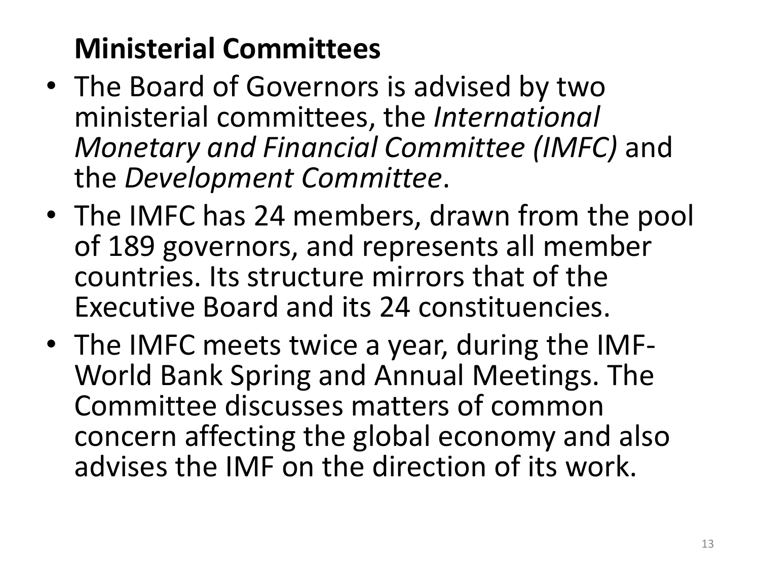## Ministerial Committees

- The Board of Governors is advised by two ministerial committees, the *International Monetary and Financial Committee (IMFC)* and the *Development Committee*.
- The IMFC has 24 members, drawn from the pool of 189 governors, and represents all member countries. Its structure mirrors that of the Executive Board and its 24 constituencies.
- The IMFC meets twice a year, during the IMF-World Bank Spring and Annual Meetings. The Committee discusses matters of common concern affecting the global economy and also advises the IMF on the direction of its work.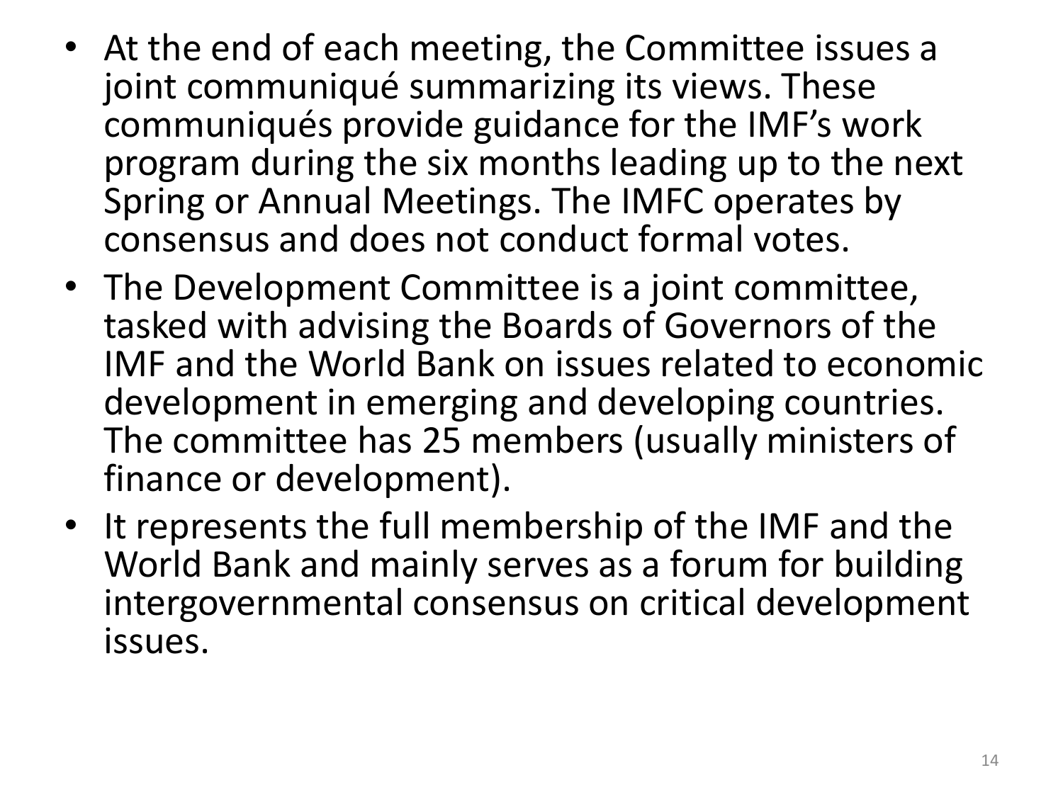- At the end of each meeting, the Committee issues a joint communiqué summarizing its views. These communiqués provide guidance for the IMF's work program during the six months leading up to the next Spring or Annual Meetings. The IMFC operates by consensus and does not conduct formal votes.
- The Development Committee is a joint committee, tasked with advising the Boards of Governors of the IMF and the World Bank on issues related to economic development in emerging and developing countries. The committee has 25 members (usually ministers of finance or development).
- It represents the full membership of the IMF and the World Bank and mainly serves as a forum for building intergovernmental consensus on critical development issues.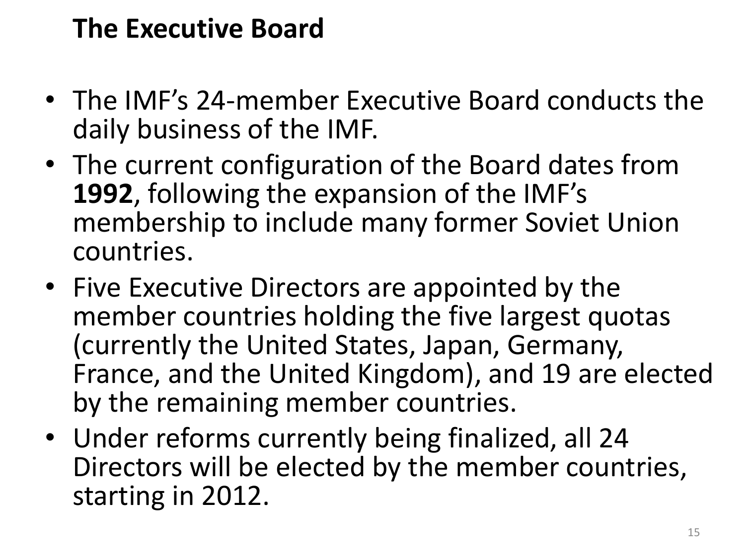## The Executive Board

- The IMF's 24-member Executive Board conducts the daily business of the IMF.
- The current configuration of the Board dates from **1992**, following the expansion of the IMF's membership to include many former Soviet Union countries.
- Five Executive Directors are appointed by the member countries holding the five largest quotas (currently the United States, Japan, Germany, France, and the United Kingdom), and 19 are elected by the remaining member countries.
- Under reforms currently being finalized, all 24 Directors will be elected by the member countries, starting in 2012.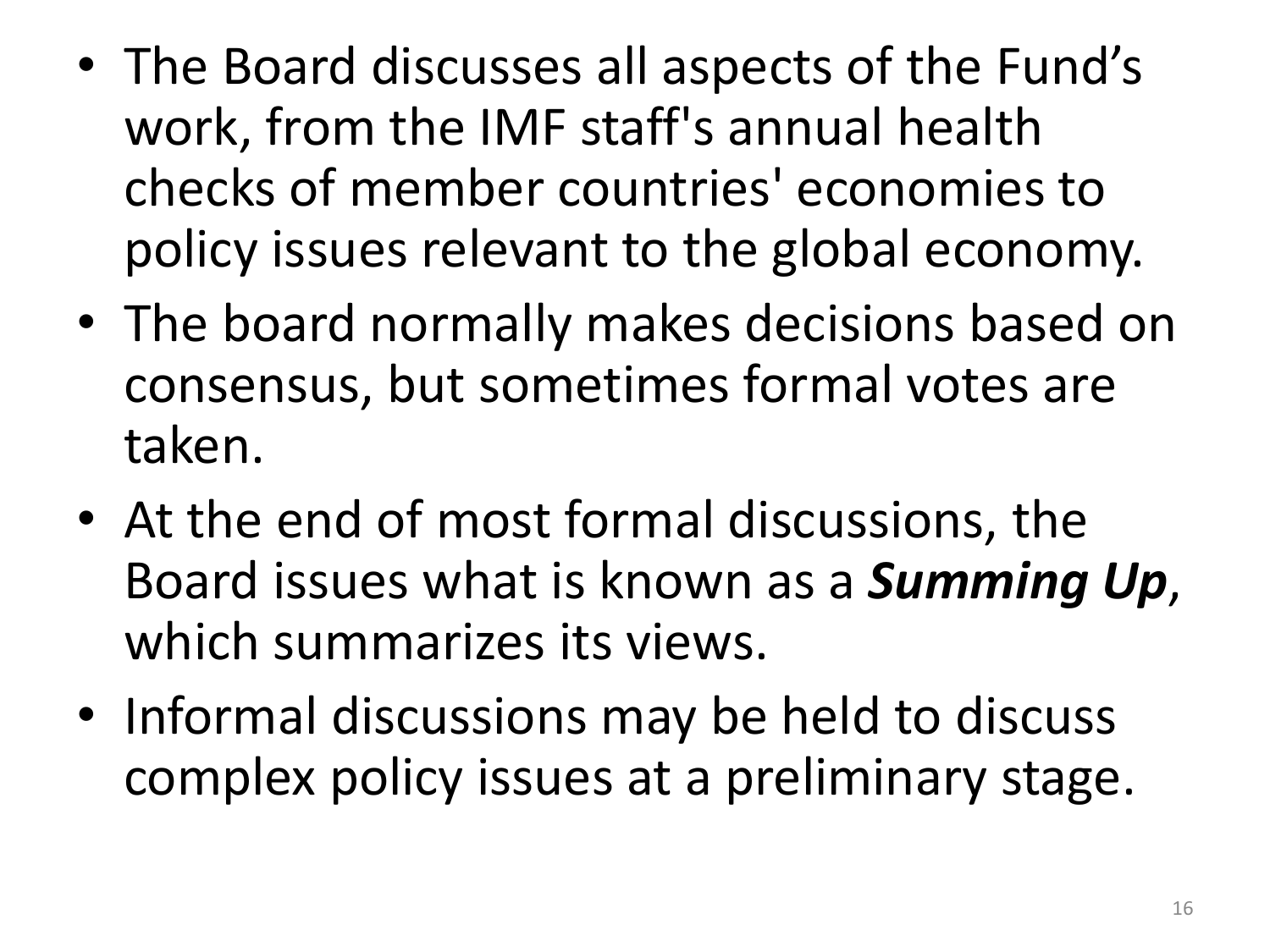- The Board discusses all aspects of the Fund’s work, from the IMF staff's annual health checks of member countries' economies to policy issues relevant to the global economy.
- The board normally makes decisions based on consensus, but sometimes formal votes are taken.
- At the end of most formal discussions, the Board issues what is known as a ***Summing Up***, which summarizes its views.
- Informal discussions may be held to discuss complex policy issues at a preliminary stage.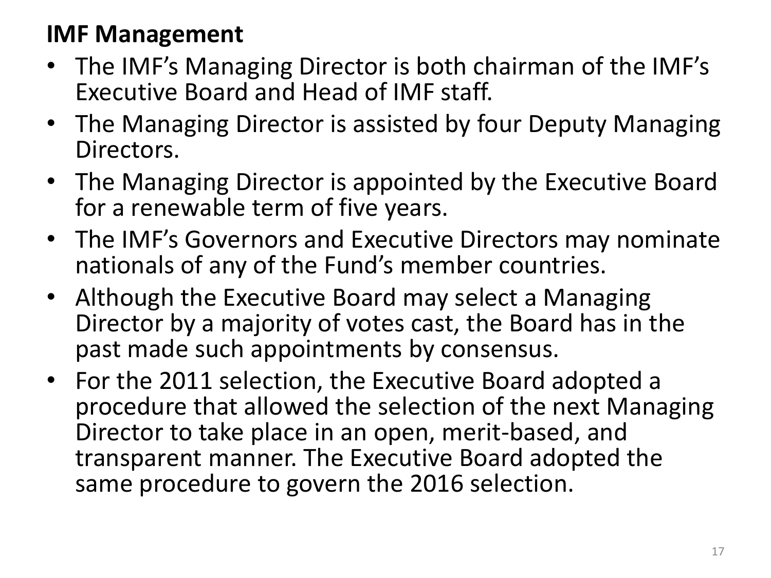**IMF Management**

- The IMF’s Managing Director is both chairman of the IMF’s Executive Board and Head of IMF staff.
- The Managing Director is assisted by four Deputy Managing Directors.
- The Managing Director is appointed by the Executive Board for a renewable term of five years.
- The IMF’s Governors and Executive Directors may nominate nationals of any of the Fund’s member countries.
- Although the Executive Board may select a Managing Director by a majority of votes cast, the Board has in the past made such appointments by consensus.
- For the 2011 selection, the Executive Board adopted a procedure that allowed the selection of the next Managing Director to take place in an open, merit-based, and transparent manner. The Executive Board adopted the same procedure to govern the 2016 selection.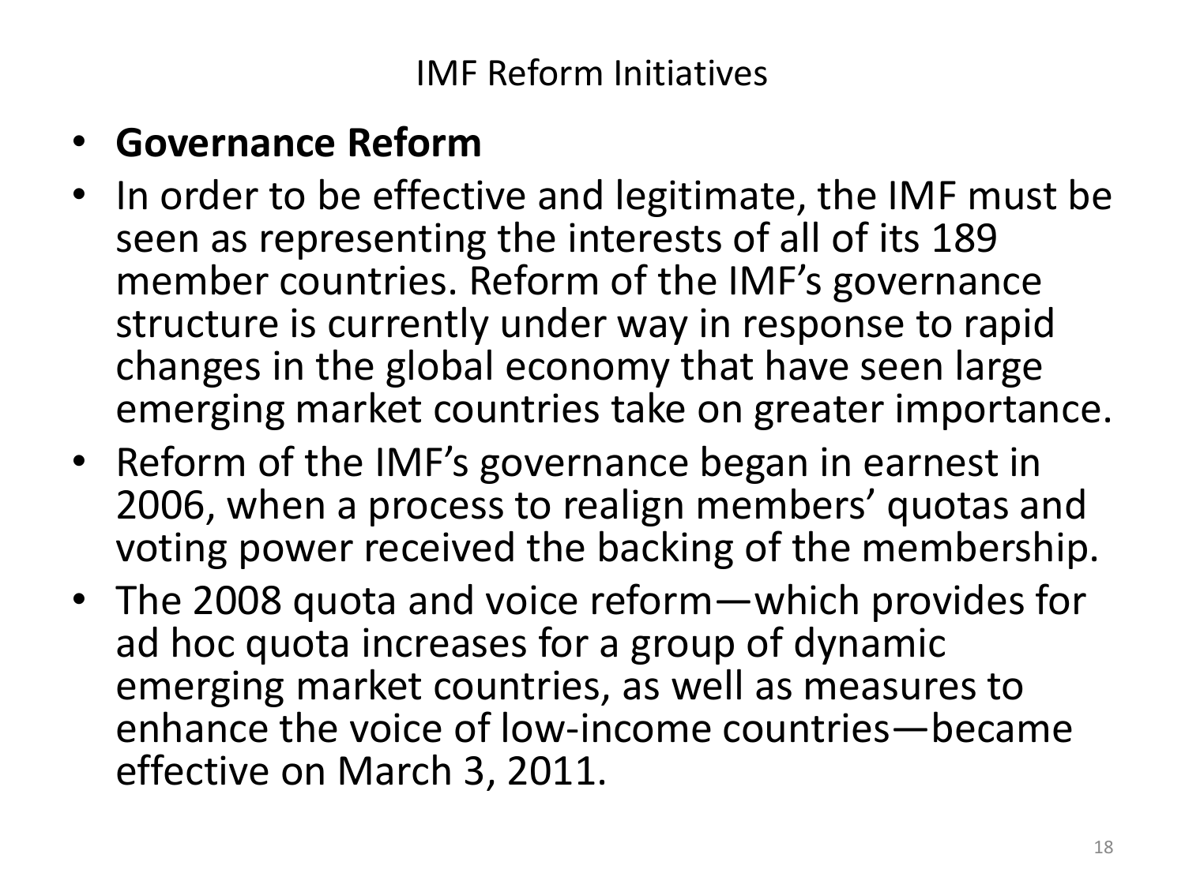# IMF Reform Initiatives

- **Governance Reform**
- In order to be effective and legitimate, the IMF must be seen as representing the interests of all of its 189 member countries. Reform of the IMF's governance structure is currently under way in response to rapid changes in the global economy that have seen large emerging market countries take on greater importance.
- Reform of the IMF's governance began in earnest in 2006, when a process to realign members' quotas and voting power received the backing of the membership.
- The 2008 quota and voice reform—which provides for ad hoc quota increases for a group of dynamic emerging market countries, as well as measures to enhance the voice of low-income countries—became effective on March 3, 2011.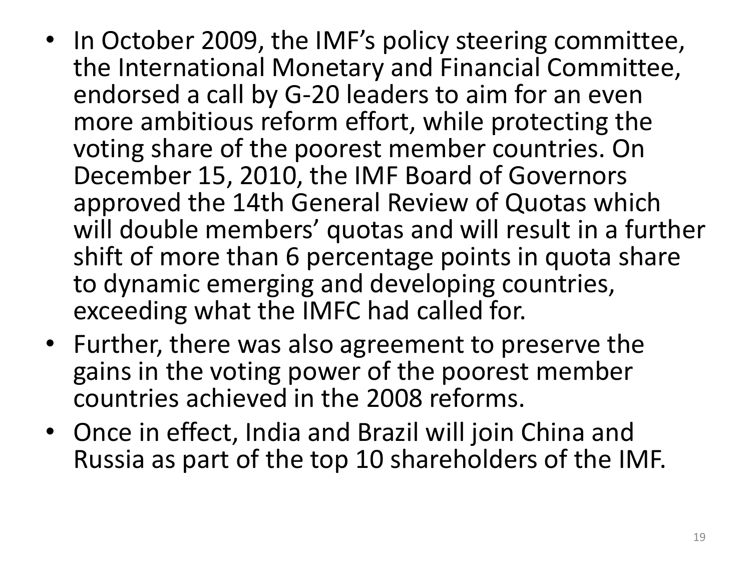- In October 2009, the IMF's policy steering committee, the International Monetary and Financial Committee, endorsed a call by G-20 leaders to aim for an even more ambitious reform effort, while protecting the voting share of the poorest member countries. On December 15, 2010, the IMF Board of Governors approved the 14th General Review of Quotas which will double members' quotas and will result in a further shift of more than 6 percentage points in quota share to dynamic emerging and developing countries, exceeding what the IMFC had called for.
- Further, there was also agreement to preserve the gains in the voting power of the poorest member countries achieved in the 2008 reforms.
- Once in effect, India and Brazil will join China and Russia as part of the top 10 shareholders of the IMF.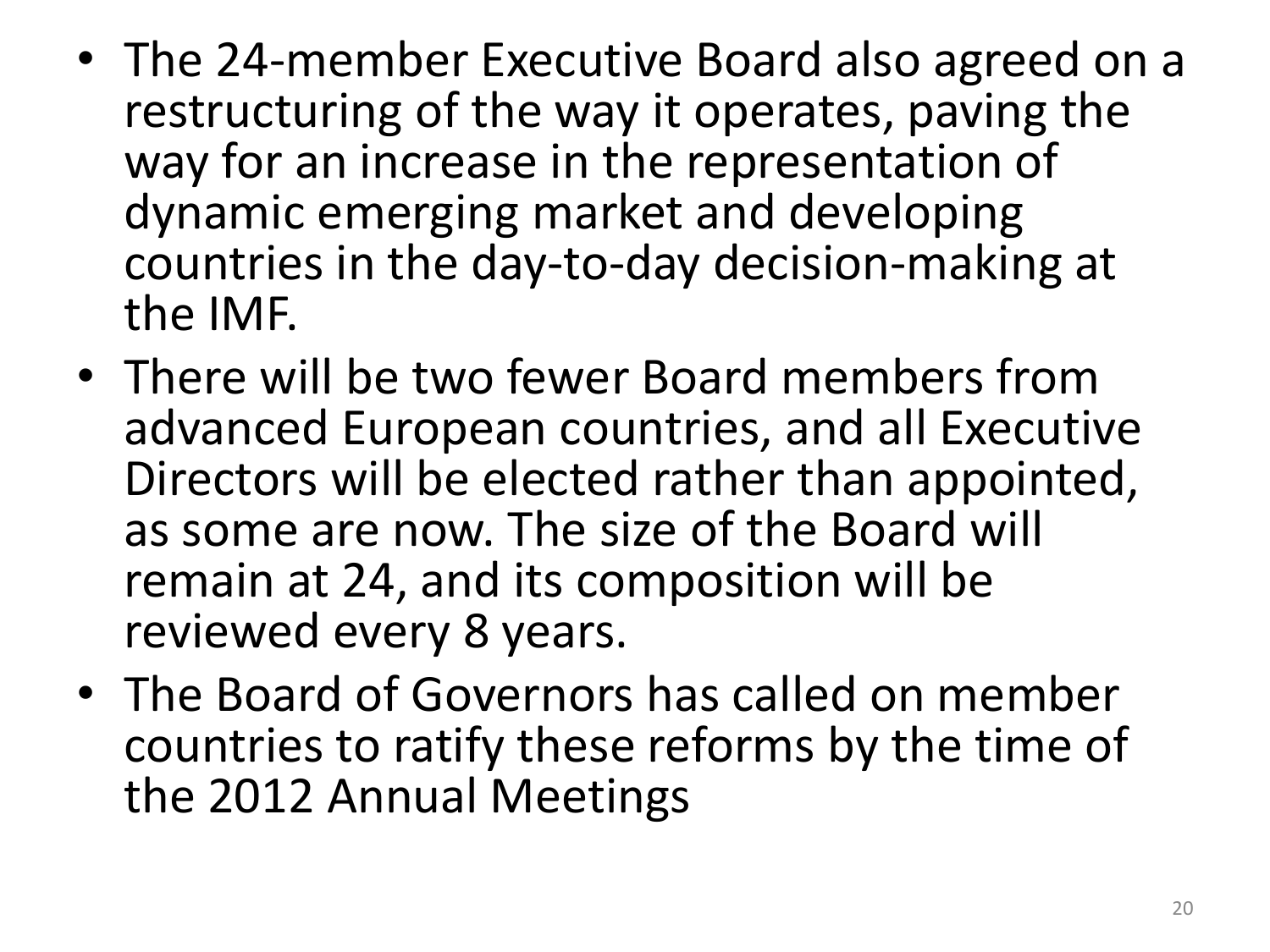- The 24-member Executive Board also agreed on a restructuring of the way it operates, paving the way for an increase in the representation of dynamic emerging market and developing countries in the day-to-day decision-making at the IMF.
- There will be two fewer Board members from advanced European countries, and all Executive Directors will be elected rather than appointed, as some are now. The size of the Board will remain at 24, and its composition will be reviewed every 8 years.
- The Board of Governors has called on member countries to ratify these reforms by the time of the 2012 Annual Meetings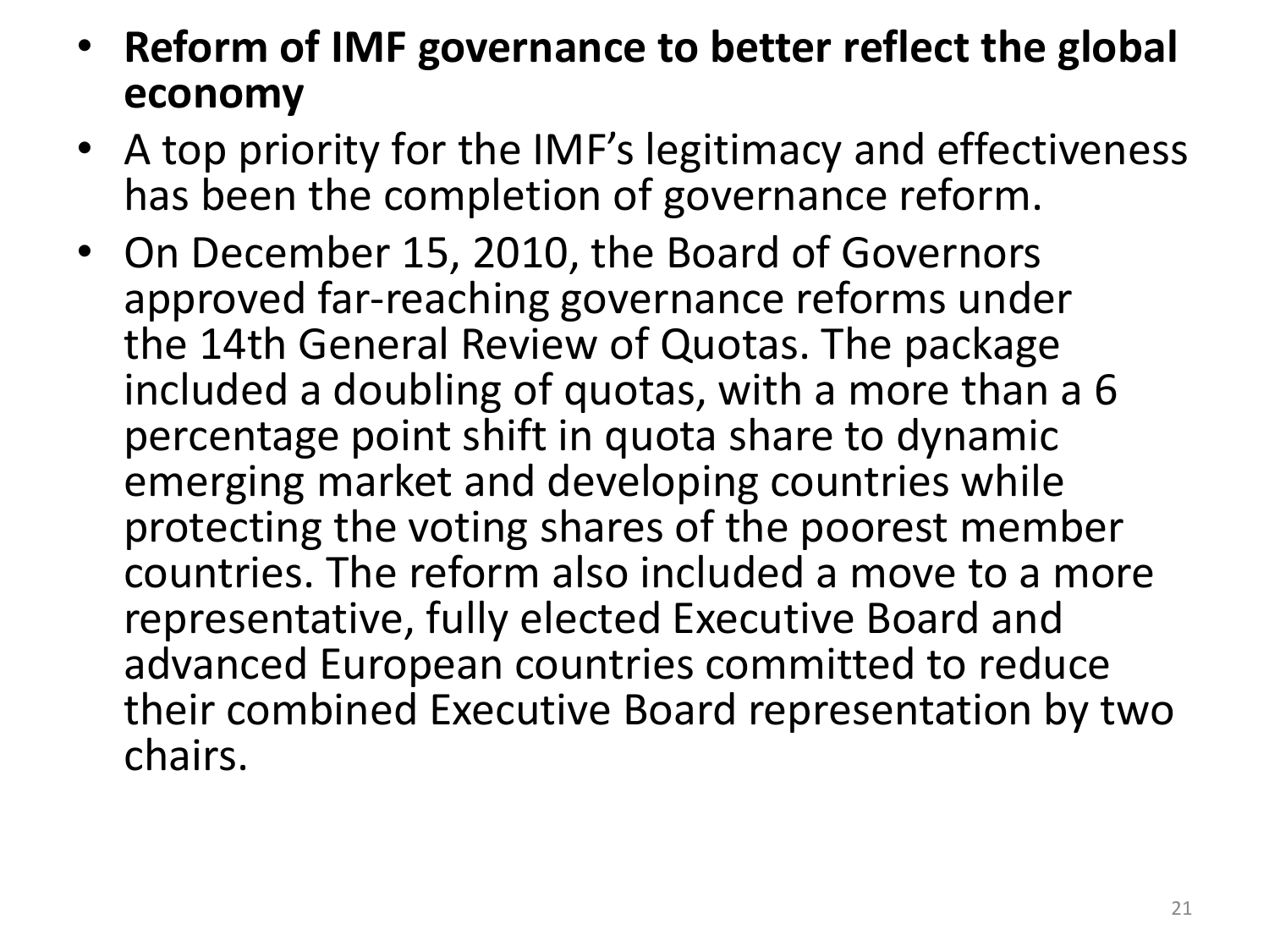- **Reform of IMF governance to better reflect the global economy**
- A top priority for the IMF's legitimacy and effectiveness has been the completion of governance reform.
- On December 15, 2010, the Board of Governors approved far-reaching governance reforms under the 14th General Review of Quotas. The package included a doubling of quotas, with a more than a 6 percentage point shift in quota share to dynamic emerging market and developing countries while protecting the voting shares of the poorest member countries. The reform also included a move to a more representative, fully elected Executive Board and advanced European countries committed to reduce their combined Executive Board representation by two chairs.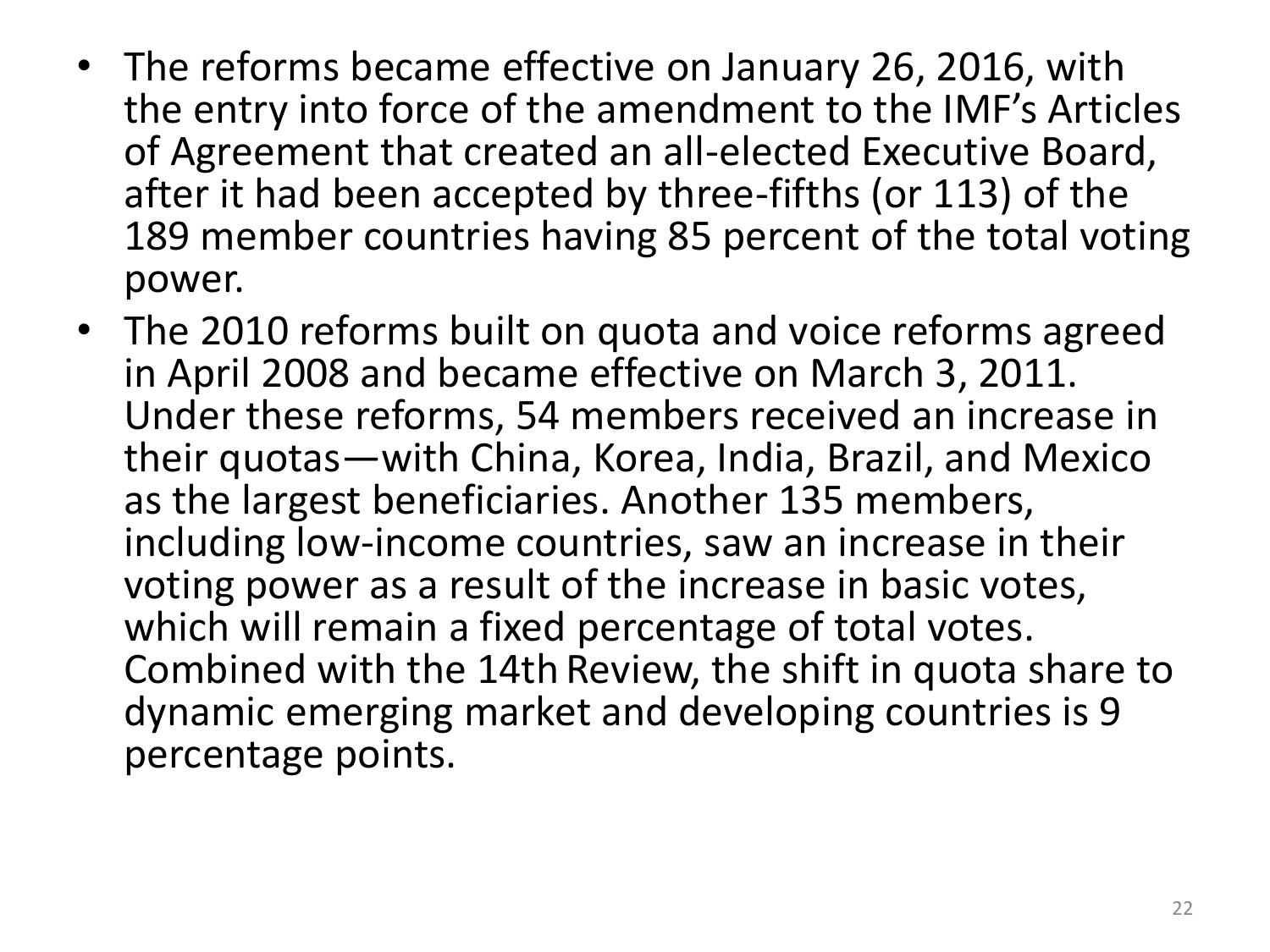- The reforms became effective on January 26, 2016, with the entry into force of the amendment to the IMF's Articles of Agreement that created an all-elected Executive Board, after it had been accepted by three-fifths (or 113) of the 189 member countries having 85 percent of the total voting power.
- The 2010 reforms built on quota and voice reforms agreed in April 2008 and became effective on March 3, 2011. Under these reforms, 54 members received an increase in their quotas—with China, Korea, India, Brazil, and Mexico as the largest beneficiaries. Another 135 members, including low-income countries, saw an increase in their voting power as a result of the increase in basic votes, which will remain a fixed percentage of total votes. Combined with the 14th Review, the shift in quota share to dynamic emerging market and developing countries is 9 percentage points.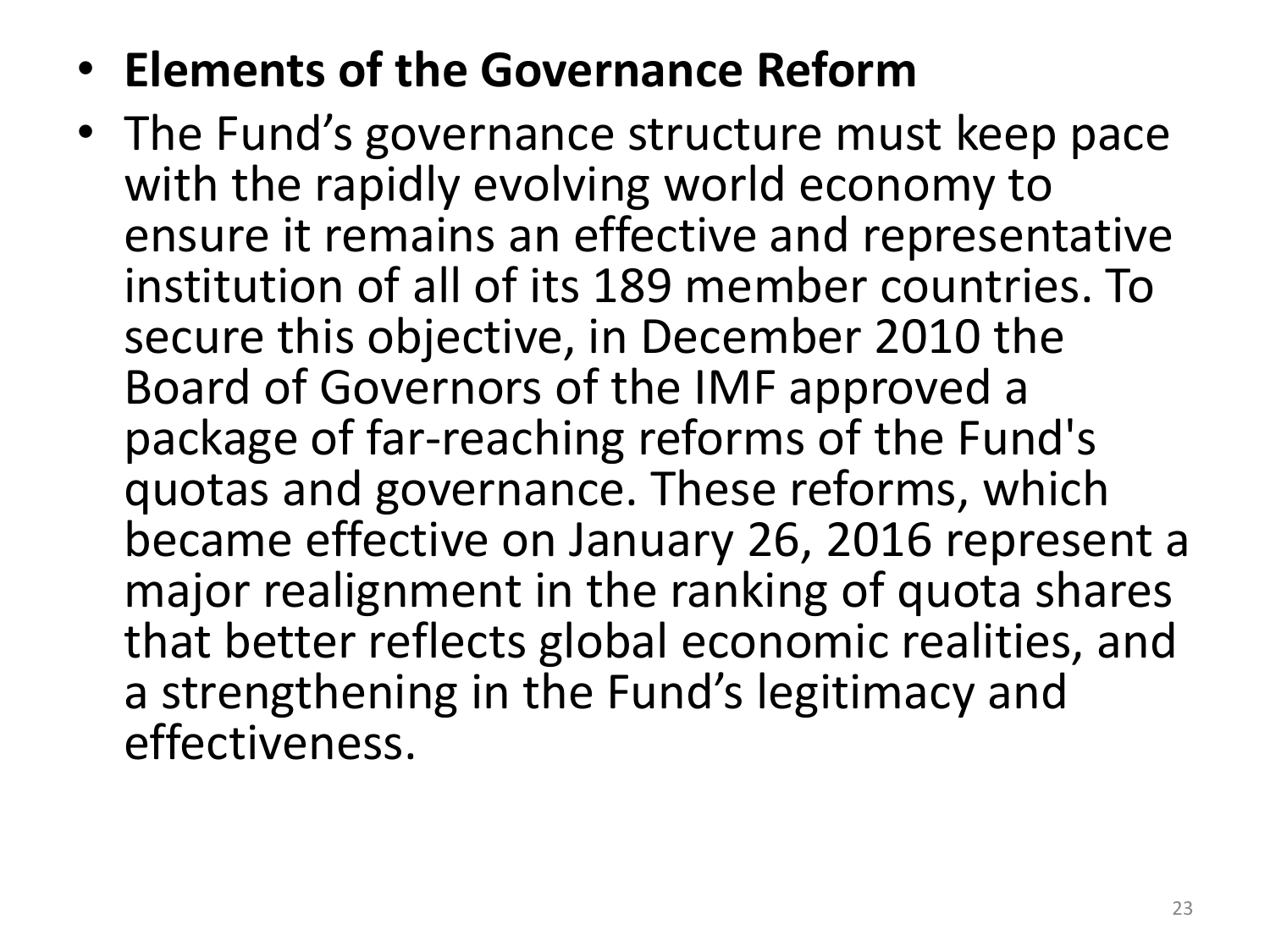- **Elements of the Governance Reform**
- The Fund’s governance structure must keep pace with the rapidly evolving world economy to ensure it remains an effective and representative institution of all of its 189 member countries. To secure this objective, in December 2010 the Board of Governors of the IMF approved a package of far-reaching reforms of the Fund's quotas and governance. These reforms, which became effective on January 26, 2016 represent a major realignment in the ranking of quota shares that better reflects global economic realities, and a strengthening in the Fund’s legitimacy and effectiveness.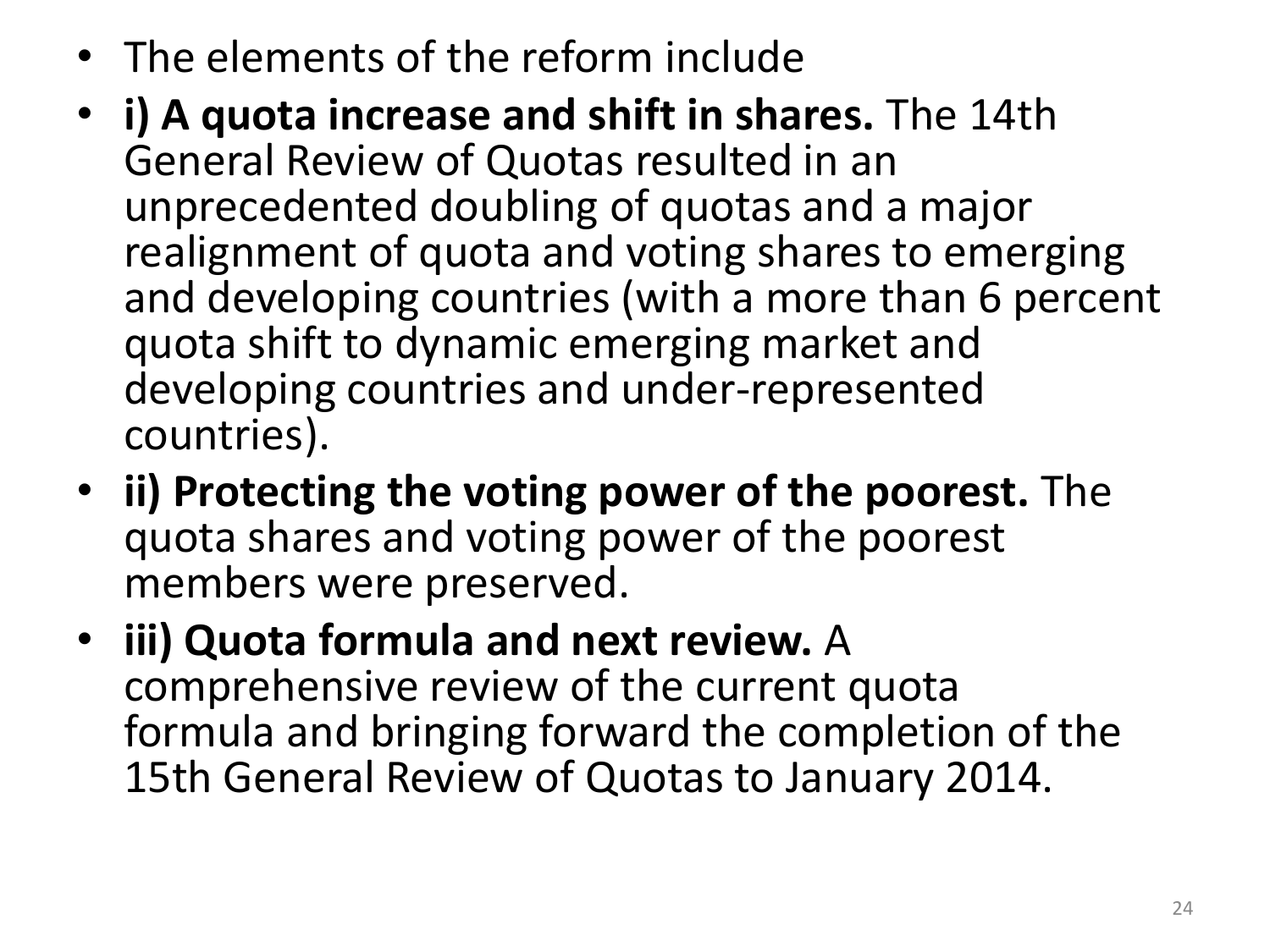- The elements of the reform include
- **i) A quota increase and shift in shares.** The 14th General Review of Quotas resulted in an unprecedented doubling of quotas and a major realignment of quota and voting shares to emerging and developing countries (with a more than 6 percent quota shift to dynamic emerging market and developing countries and under-represented countries).
- **ii) Protecting the voting power of the poorest.** The quota shares and voting power of the poorest members were preserved.
- **iii) Quota formula and next review.** A comprehensive review of the current quota formula and bringing forward the completion of the 15th General Review of Quotas to January 2014.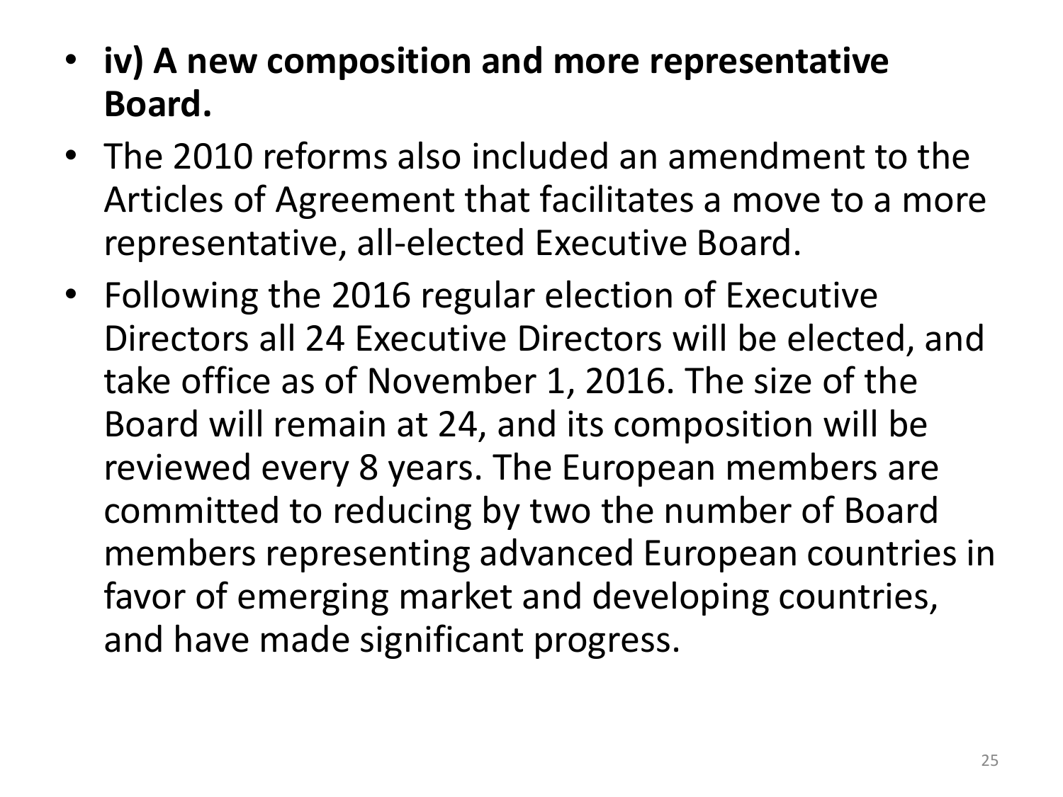- **iv) A new composition and more representative Board.**
- The 2010 reforms also included an amendment to the Articles of Agreement that facilitates a move to a more representative, all-elected Executive Board.
- Following the 2016 regular election of Executive Directors all 24 Executive Directors will be elected, and take office as of November 1, 2016. The size of the Board will remain at 24, and its composition will be reviewed every 8 years. The European members are committed to reducing by two the number of Board members representing advanced European countries in favor of emerging market and developing countries, and have made significant progress.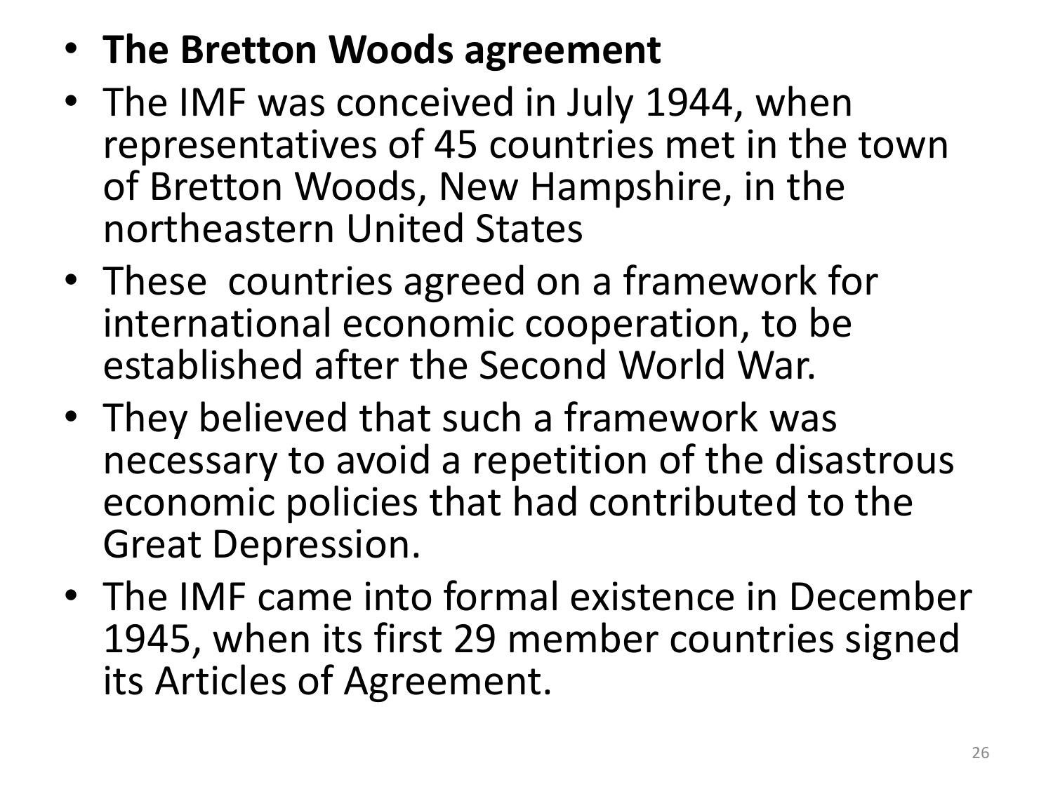- **The Bretton Woods agreement**
- The IMF was conceived in July 1944, when representatives of 45 countries met in the town of Bretton Woods, New Hampshire, in the northeastern United States
- These countries agreed on a framework for international economic cooperation, to be established after the Second World War.
- They believed that such a framework was necessary to avoid a repetition of the disastrous economic policies that had contributed to the Great Depression.
- The IMF came into formal existence in December 1945, when its first 29 member countries signed its Articles of Agreement.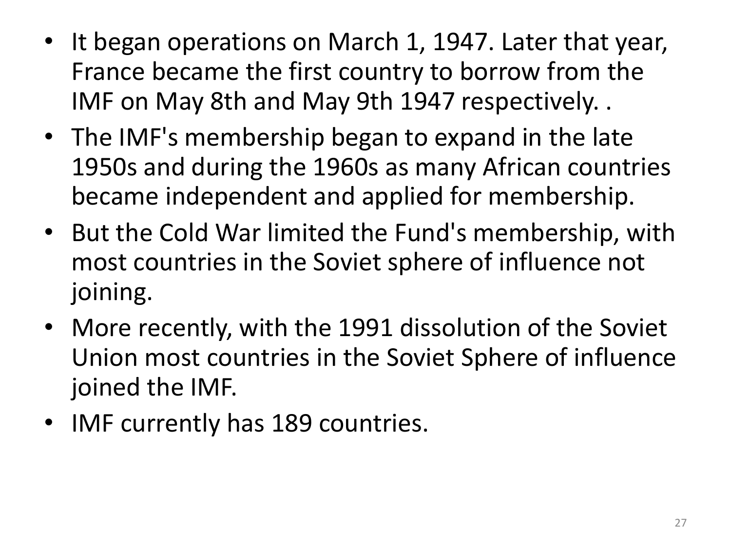- It began operations on March 1, 1947. Later that year, France became the first country to borrow from the IMF on May 8th and May 9th 1947 respectively. .
- The IMF's membership began to expand in the late 1950s and during the 1960s as many African countries became independent and applied for membership.
- But the Cold War limited the Fund's membership, with most countries in the Soviet sphere of influence not joining.
- More recently, with the 1991 dissolution of the Soviet Union most countries in the Soviet Sphere of influence joined the IMF.
- IMF currently has 189 countries.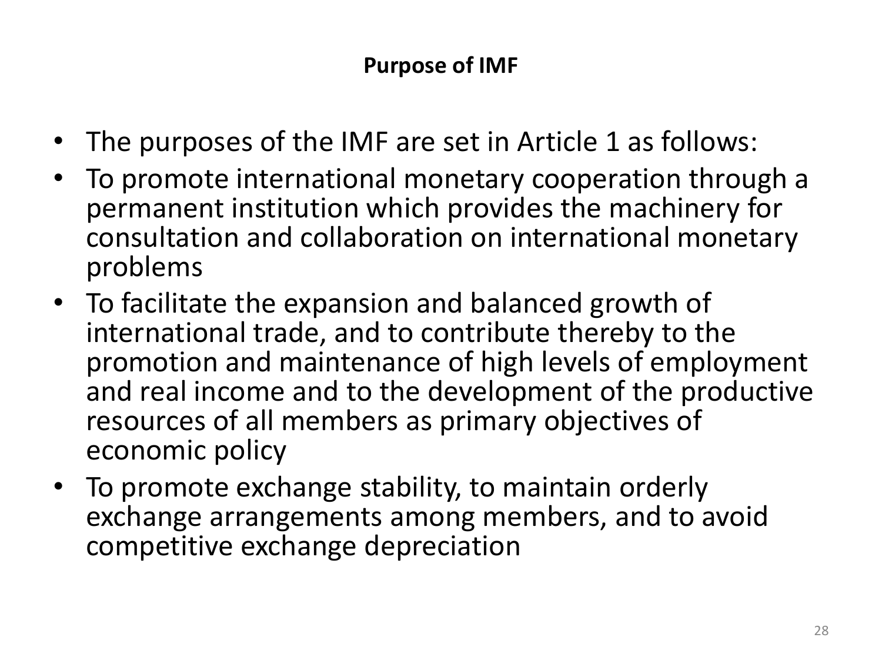## Purpose of IMF

- The purposes of the IMF are set in Article 1 as follows:
- To promote international monetary cooperation through a permanent institution which provides the machinery for consultation and collaboration on international monetary problems
- To facilitate the expansion and balanced growth of international trade, and to contribute thereby to the promotion and maintenance of high levels of employment and real income and to the development of the productive resources of all members as primary objectives of economic policy
- To promote exchange stability, to maintain orderly exchange arrangements among members, and to avoid competitive exchange depreciation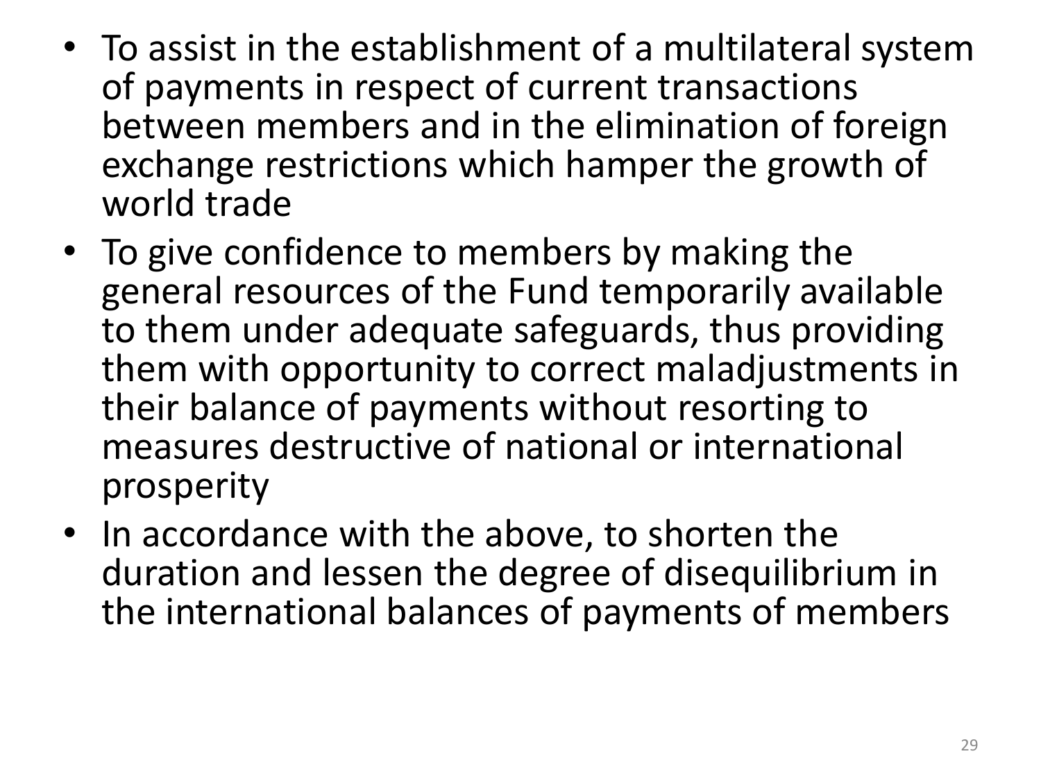- To assist in the establishment of a multilateral system of payments in respect of current transactions between members and in the elimination of foreign exchange restrictions which hamper the growth of world trade
- To give confidence to members by making the general resources of the Fund temporarily available to them under adequate safeguards, thus providing them with opportunity to correct maladjustments in their balance of payments without resorting to measures destructive of national or international prosperity
- In accordance with the above, to shorten the duration and lessen the degree of disequilibrium in the international balances of payments of members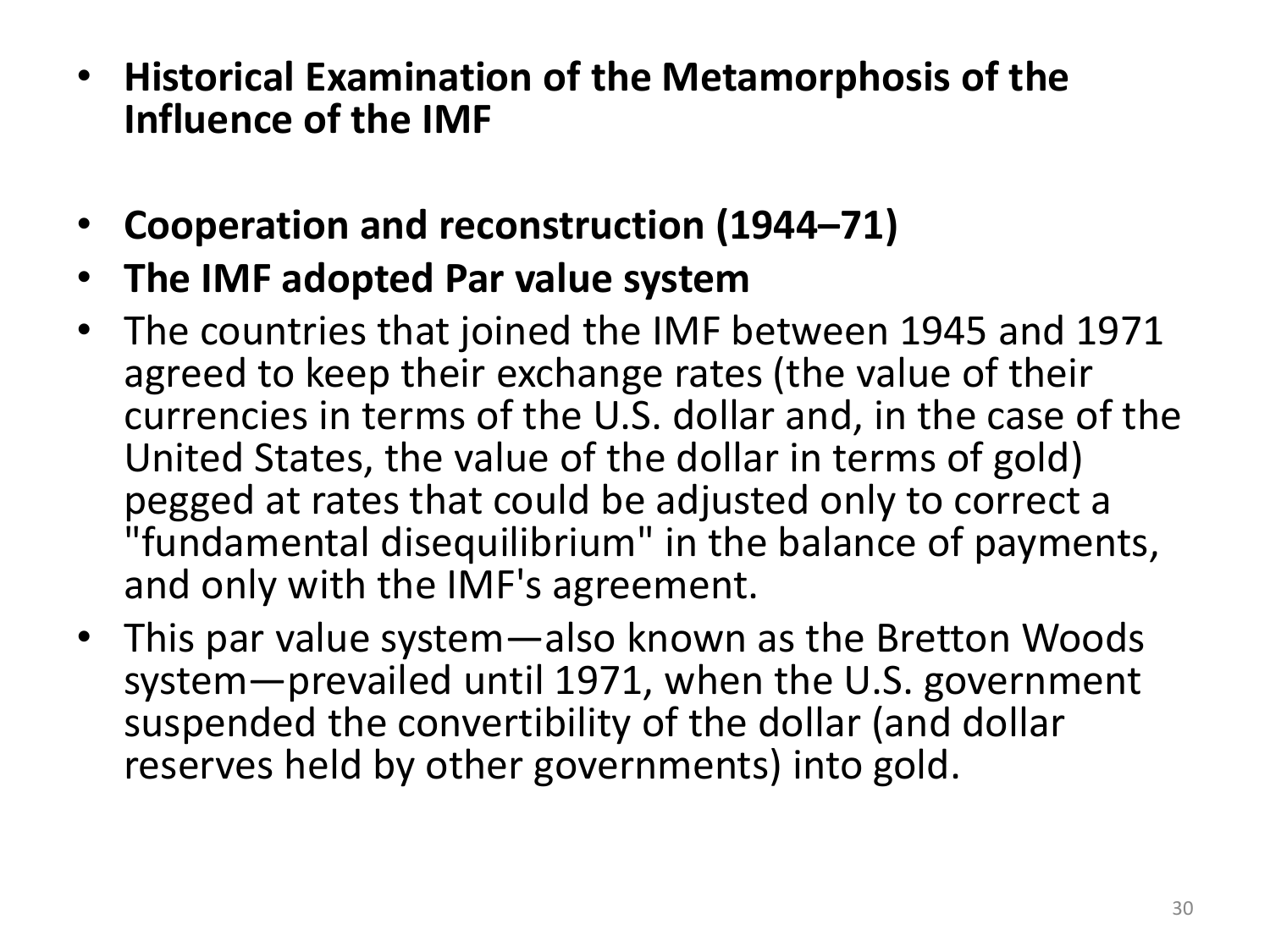- **Historical Examination of the Metamorphosis of the Influence of the IMF**

- **Cooperation and reconstruction (1944–71)**
- **The IMF adopted Par value system**
- The countries that joined the IMF between 1945 and 1971 agreed to keep their exchange rates (the value of their currencies in terms of the U.S. dollar and, in the case of the United States, the value of the dollar in terms of gold) pegged at rates that could be adjusted only to correct a "fundamental disequilibrium" in the balance of payments, and only with the IMF's agreement.
- This par value system—also known as the Bretton Woods system—prevailed until 1971, when the U.S. government suspended the convertibility of the dollar (and dollar reserves held by other governments) into gold.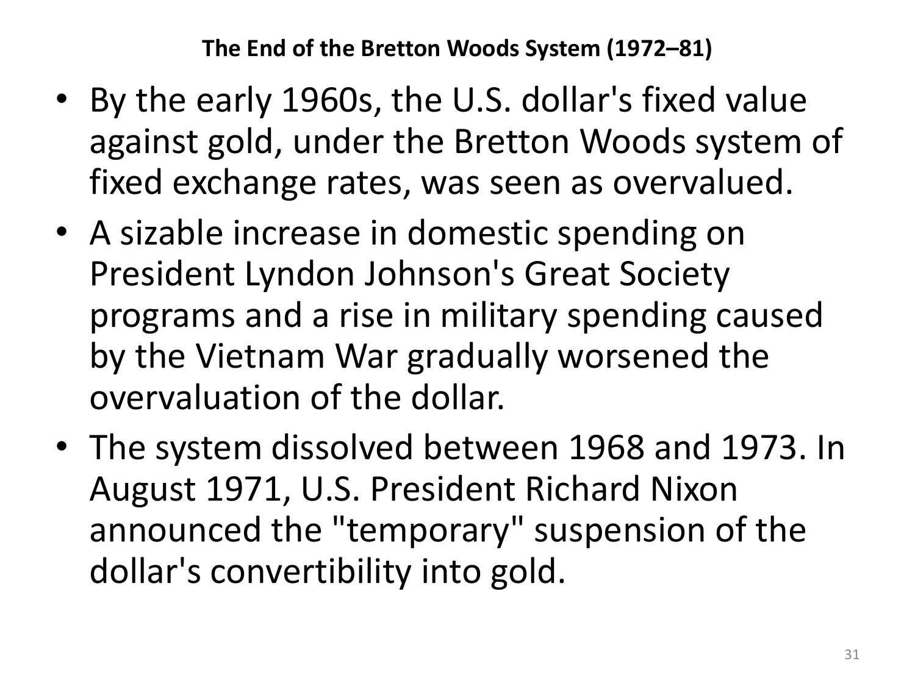## The End of the Bretton Woods System (1972–81)

- By the early 1960s, the U.S. dollar's fixed value against gold, under the Bretton Woods system of fixed exchange rates, was seen as overvalued.
- A sizable increase in domestic spending on President Lyndon Johnson's Great Society programs and a rise in military spending caused by the Vietnam War gradually worsened the overvaluation of the dollar.
- The system dissolved between 1968 and 1973. In August 1971, U.S. President Richard Nixon announced the "temporary" suspension of the dollar's convertibility into gold.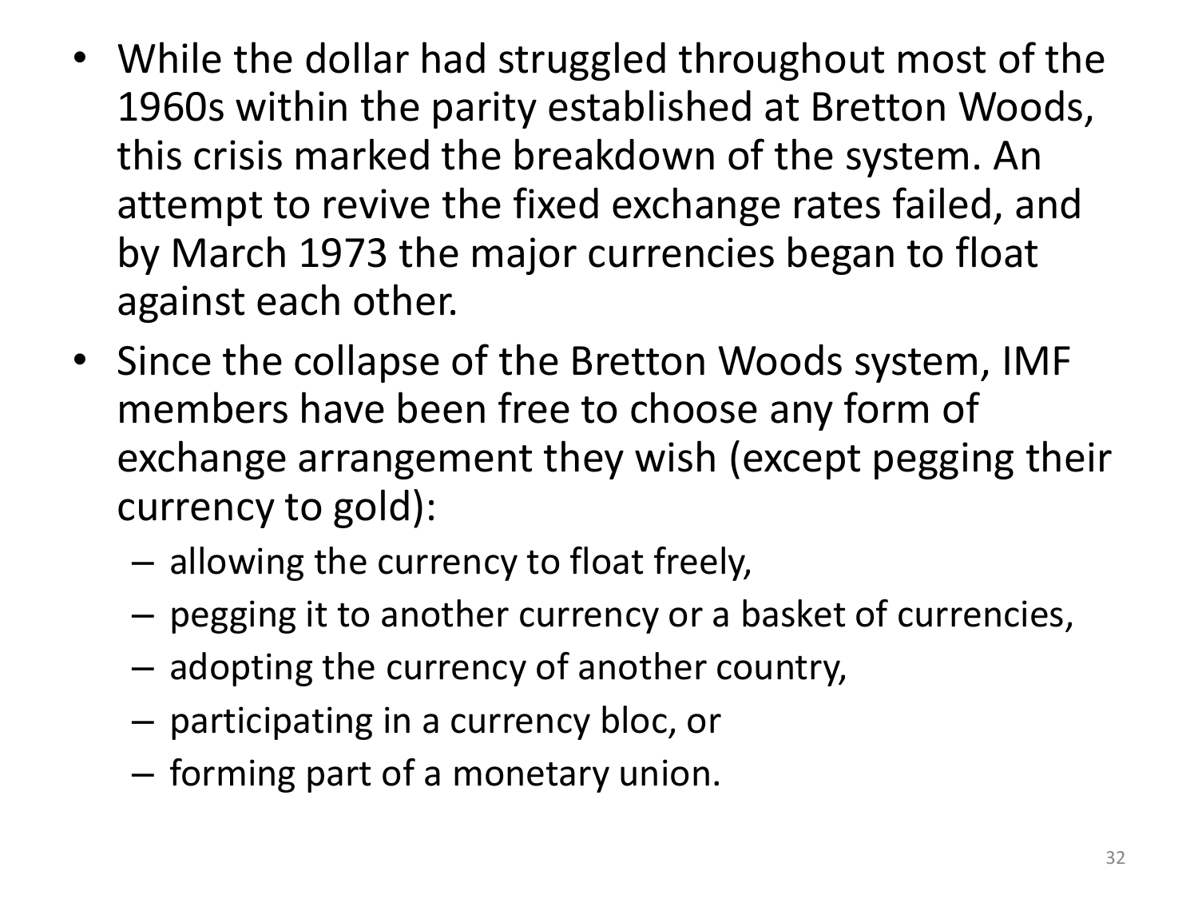- While the dollar had struggled throughout most of the 1960s within the parity established at Bretton Woods, this crisis marked the breakdown of the system. An attempt to revive the fixed exchange rates failed, and by March 1973 the major currencies began to float against each other.
- Since the collapse of the Bretton Woods system, IMF members have been free to choose any form of exchange arrangement they wish (except pegging their currency to gold):
  - allowing the currency to float freely,
  - pegging it to another currency or a basket of currencies,
  - adopting the currency of another country,
  - participating in a currency bloc, or
  - forming part of a monetary union.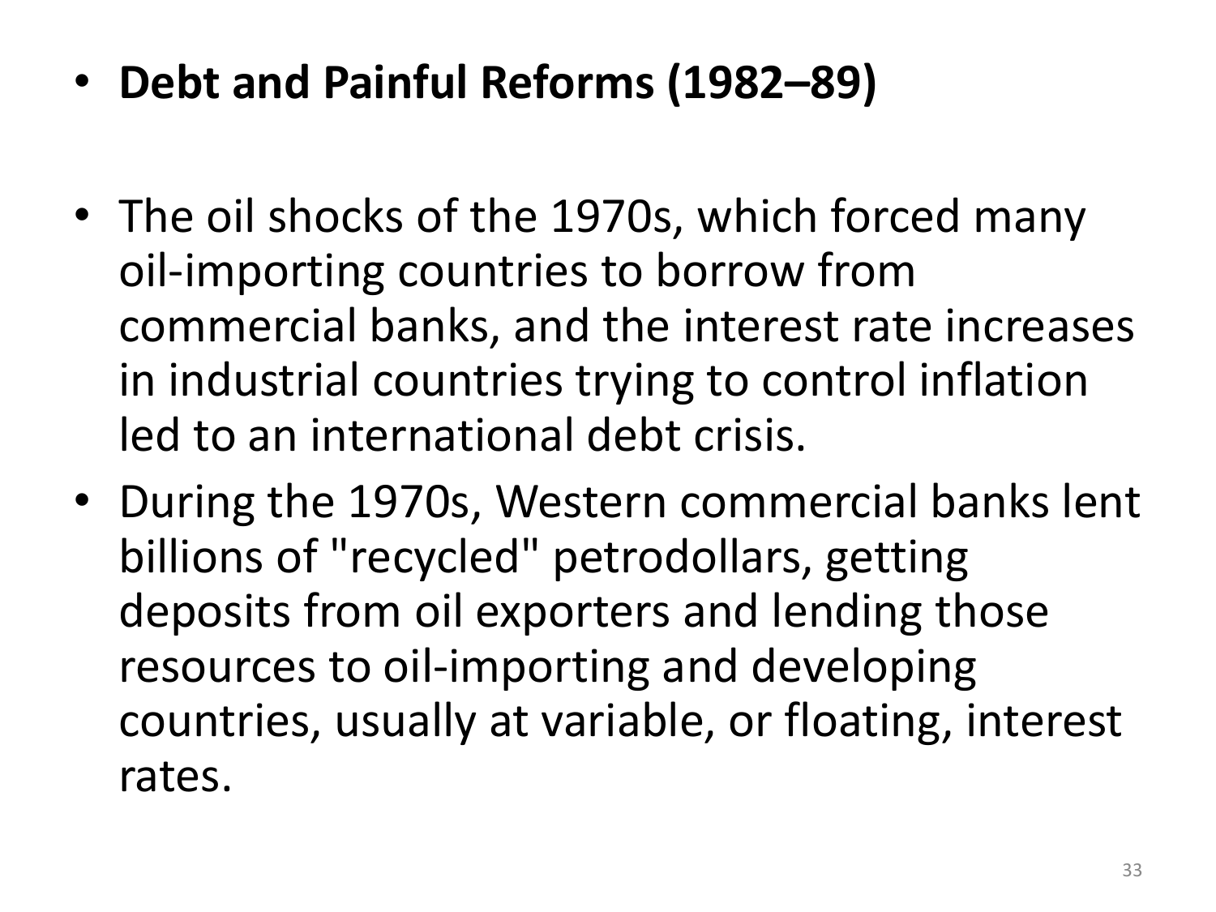- **Debt and Painful Reforms (1982–89)**

- The oil shocks of the 1970s, which forced many oil-importing countries to borrow from commercial banks, and the interest rate increases in industrial countries trying to control inflation led to an international debt crisis.
- During the 1970s, Western commercial banks lent billions of "recycled" petrodollars, getting deposits from oil exporters and lending those resources to oil-importing and developing countries, usually at variable, or floating, interest rates.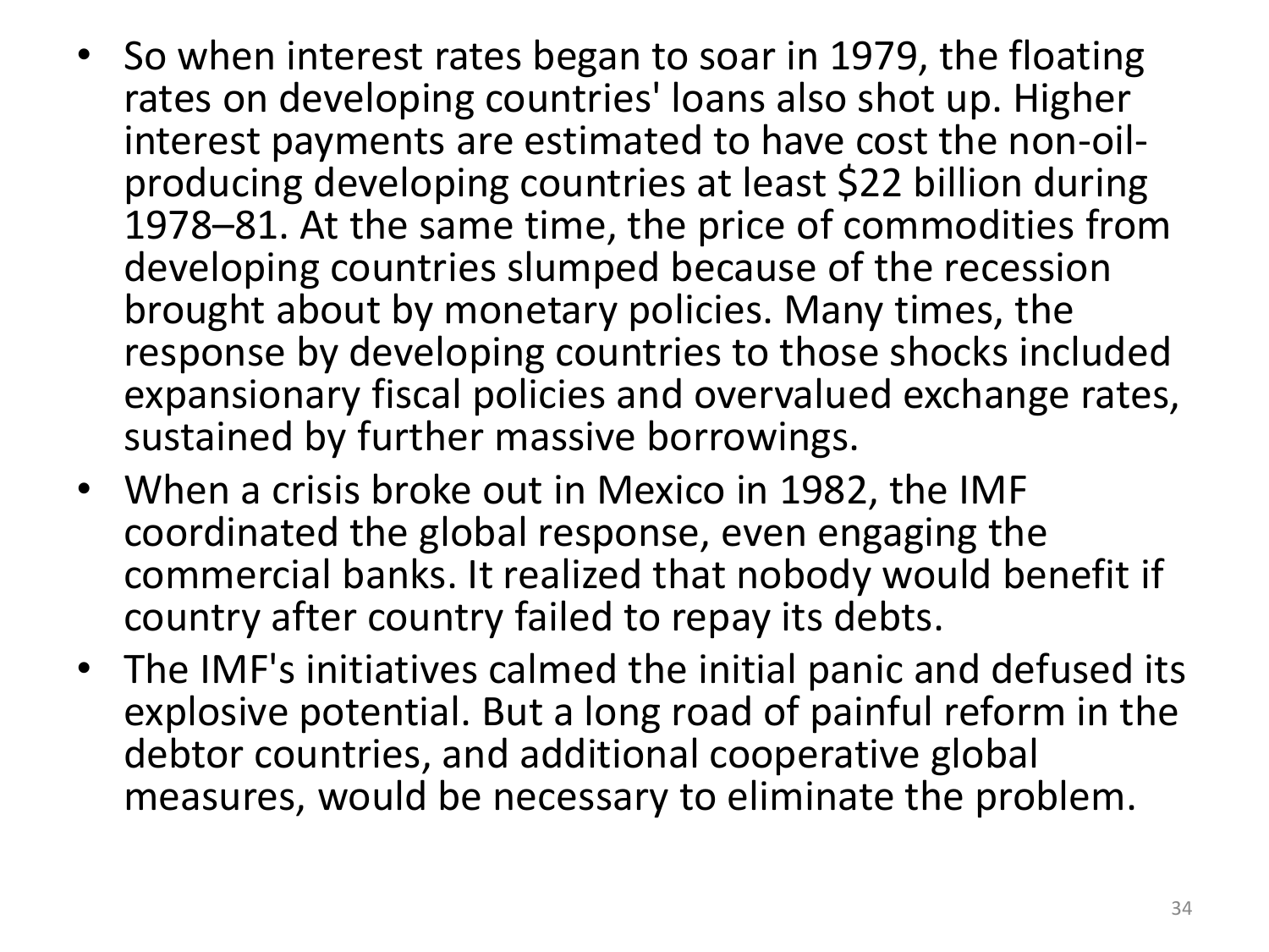- So when interest rates began to soar in 1979, the floating rates on developing countries' loans also shot up. Higher interest payments are estimated to have cost the non-oil-producing developing countries at least $22 billion during 1978–81. At the same time, the price of commodities from developing countries slumped because of the recession brought about by monetary policies. Many times, the response by developing countries to those shocks included expansionary fiscal policies and overvalued exchange rates, sustained by further massive borrowings.
- When a crisis broke out in Mexico in 1982, the IMF coordinated the global response, even engaging the commercial banks. It realized that nobody would benefit if country after country failed to repay its debts.
- The IMF's initiatives calmed the initial panic and defused its explosive potential. But a long road of painful reform in the debtor countries, and additional cooperative global measures, would be necessary to eliminate the problem.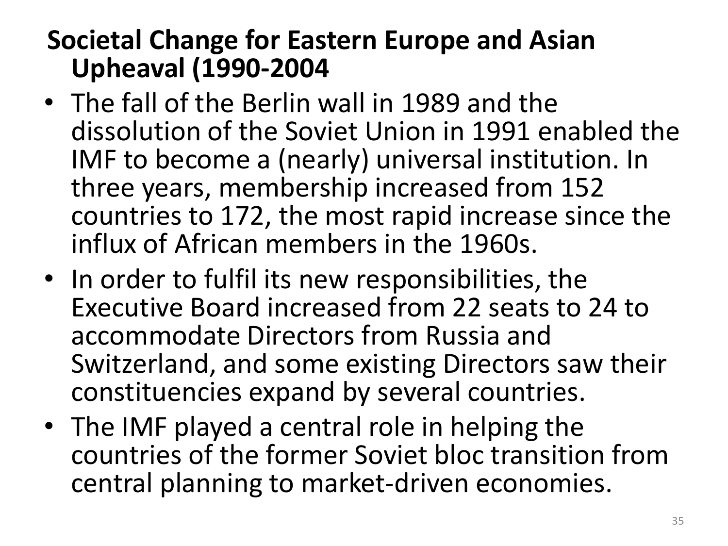## Societal Change for Eastern Europe and Asian Upheaval (1990-2004

- The fall of the Berlin wall in 1989 and the dissolution of the Soviet Union in 1991 enabled the IMF to become a (nearly) universal institution. In three years, membership increased from 152 countries to 172, the most rapid increase since the influx of African members in the 1960s.
- In order to fulfil its new responsibilities, the Executive Board increased from 22 seats to 24 to accommodate Directors from Russia and Switzerland, and some existing Directors saw their constituencies expand by several countries.
- The IMF played a central role in helping the countries of the former Soviet bloc transition from central planning to market-driven economies.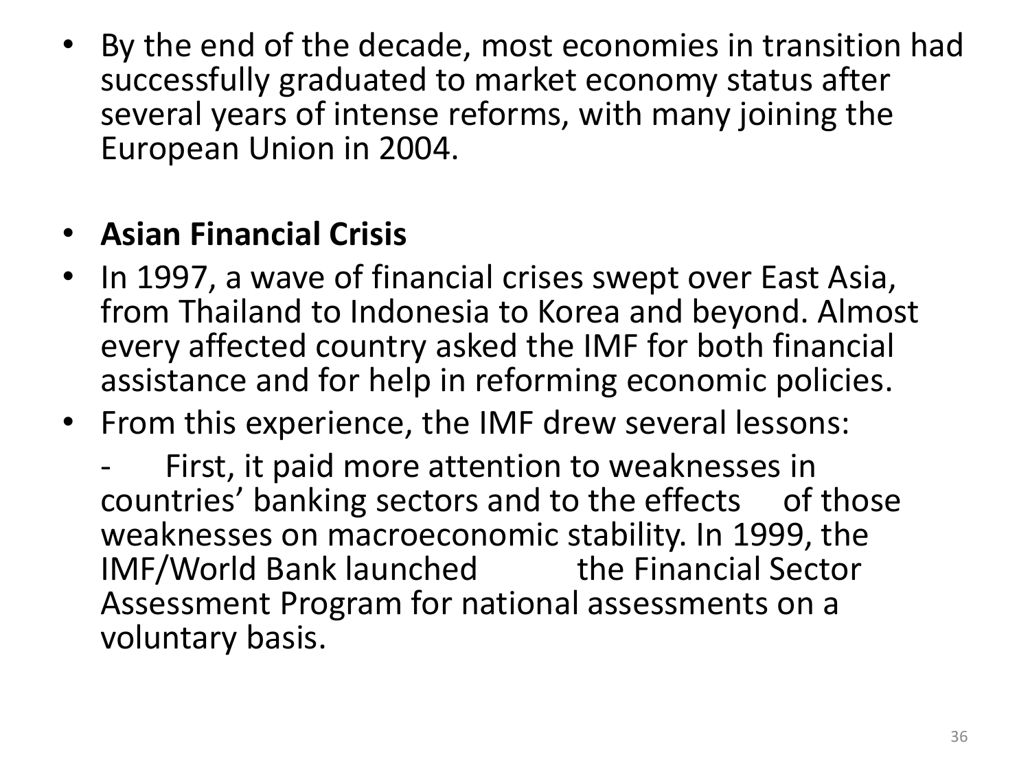- By the end of the decade, most economies in transition had successfully graduated to market economy status after several years of intense reforms, with many joining the European Union in 2004.

- **Asian Financial Crisis**
- In 1997, a wave of financial crises swept over East Asia, from Thailand to Indonesia to Korea and beyond. Almost every affected country asked the IMF for both financial assistance and for help in reforming economic policies.
- From this experience, the IMF drew several lessons:

  - First, it paid more attention to weaknesses in countries' banking sectors and to the effects of those weaknesses on macroeconomic stability. In 1999, the IMF/World Bank launched the Financial Sector Assessment Program for national assessments on a voluntary basis.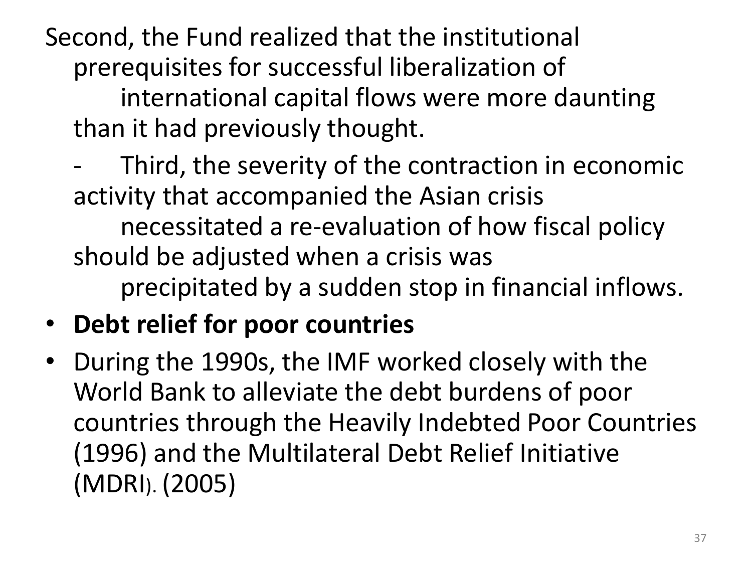Second, the Fund realized that the institutional prerequisites for successful liberalization of international capital flows were more daunting than it had previously thought.

- Third, the severity of the contraction in economic activity that accompanied the Asian crisis necessitated a re-evaluation of how fiscal policy should be adjusted when a crisis was precipitated by a sudden stop in financial inflows.

- **Debt relief for poor countries**
- During the 1990s, the IMF worked closely with the World Bank to alleviate the debt burdens of poor countries through the Heavily Indebted Poor Countries (1996) and the Multilateral Debt Relief Initiative (MDRI). (2005)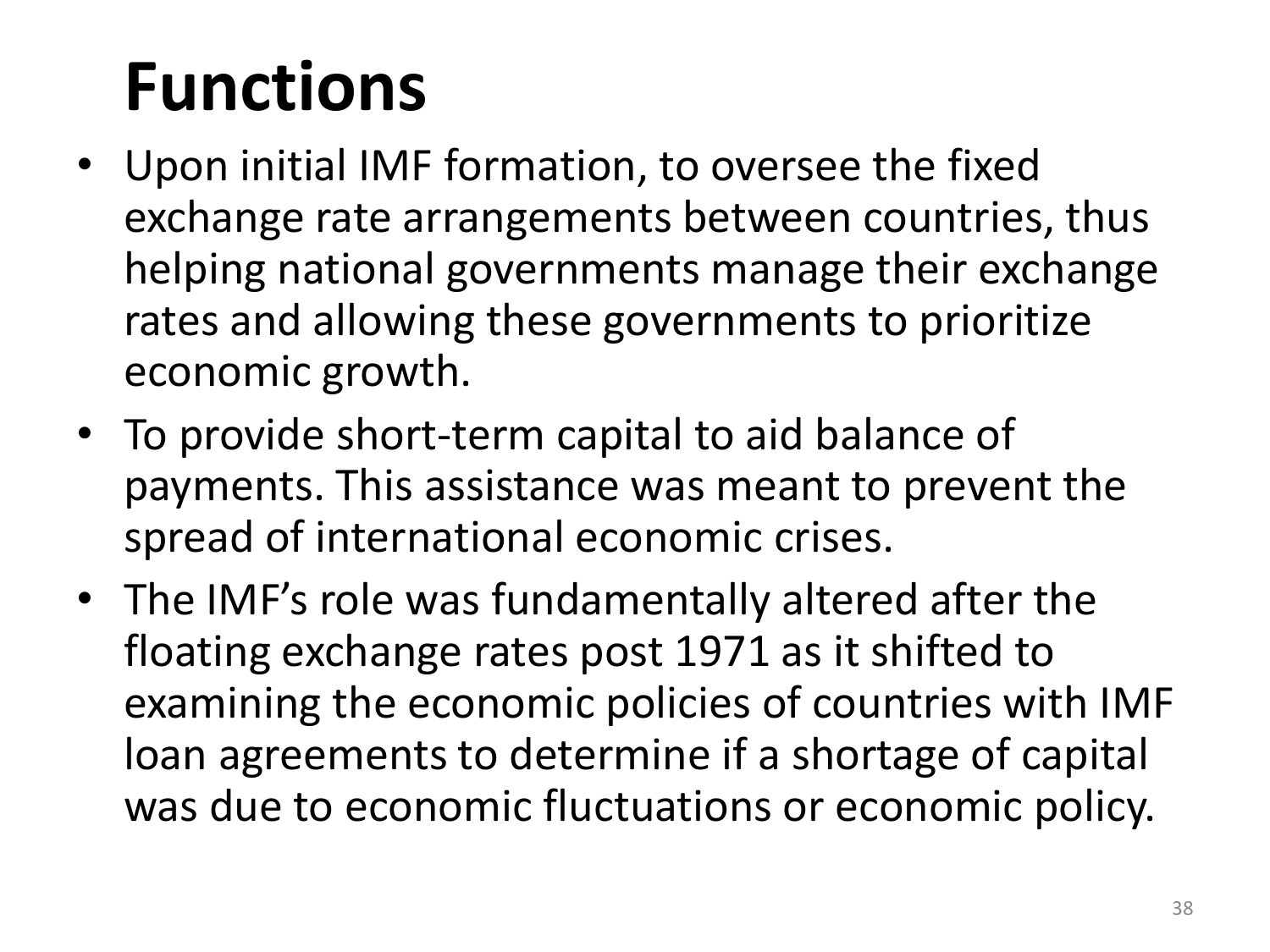# Functions

- Upon initial IMF formation, to oversee the fixed exchange rate arrangements between countries, thus helping national governments manage their exchange rates and allowing these governments to prioritize economic growth.
- To provide short-term capital to aid balance of payments. This assistance was meant to prevent the spread of international economic crises.
- The IMF's role was fundamentally altered after the floating exchange rates post 1971 as it shifted to examining the economic policies of countries with IMF loan agreements to determine if a shortage of capital was due to economic fluctuations or economic policy.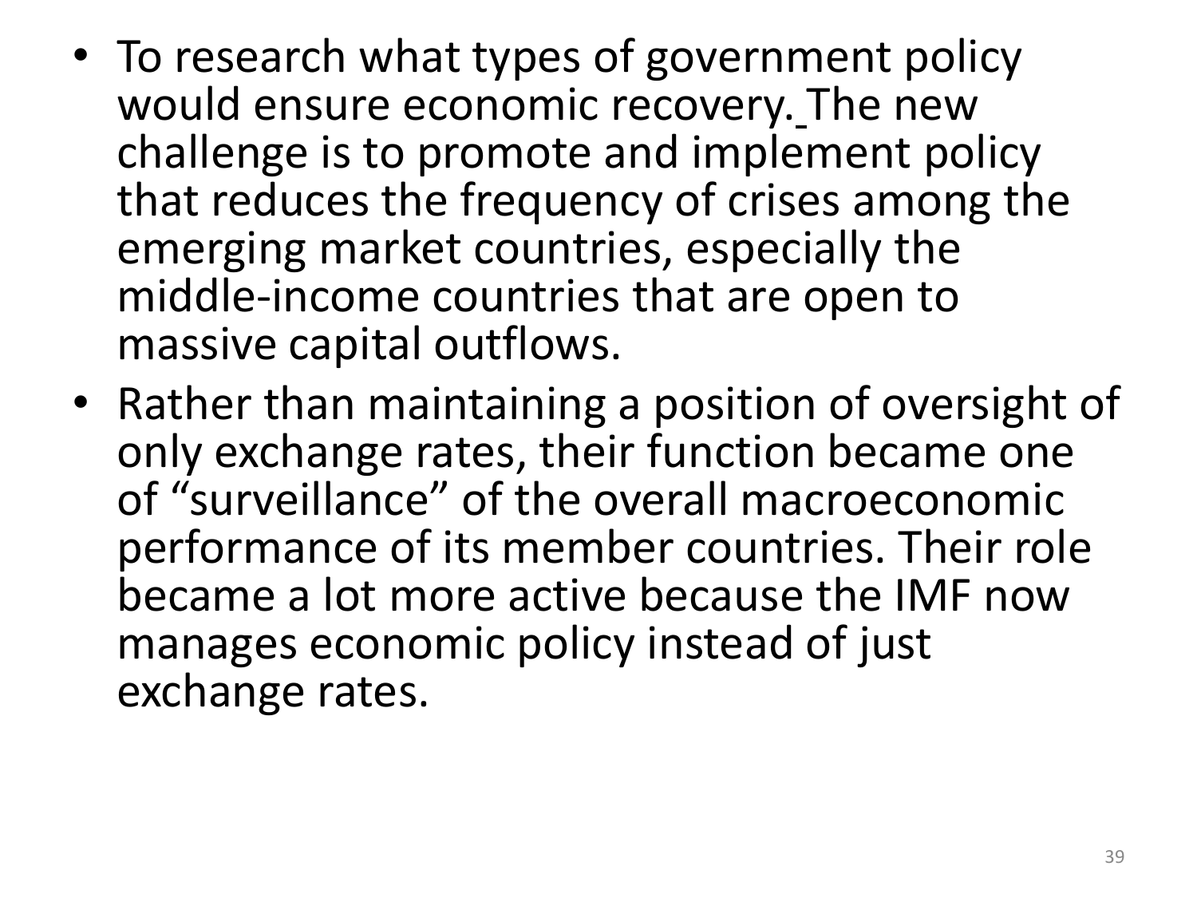- To research what types of government policy would ensure economic recovery. The new challenge is to promote and implement policy that reduces the frequency of crises among the emerging market countries, especially the middle-income countries that are open to massive capital outflows.
- Rather than maintaining a position of oversight of only exchange rates, their function became one of "surveillance" of the overall macroeconomic performance of its member countries. Their role became a lot more active because the IMF now manages economic policy instead of just exchange rates.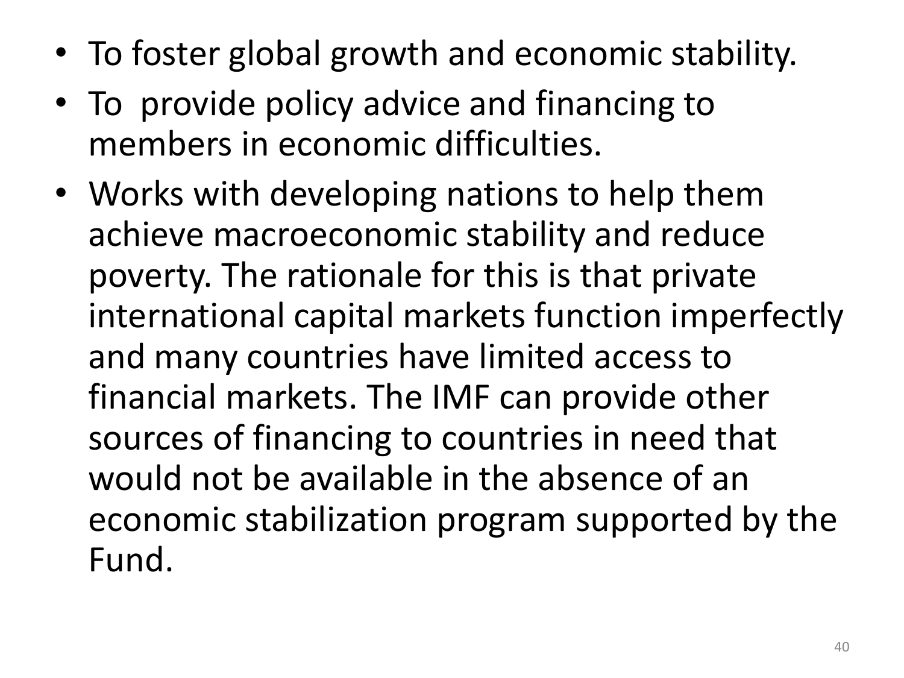- To foster global growth and economic stability.
- To  provide policy advice and financing to members in economic difficulties.
- Works with developing nations to help them achieve macroeconomic stability and reduce poverty. The rationale for this is that private international capital markets function imperfectly and many countries have limited access to financial markets. The IMF can provide other sources of financing to countries in need that would not be available in the absence of an economic stabilization program supported by the Fund.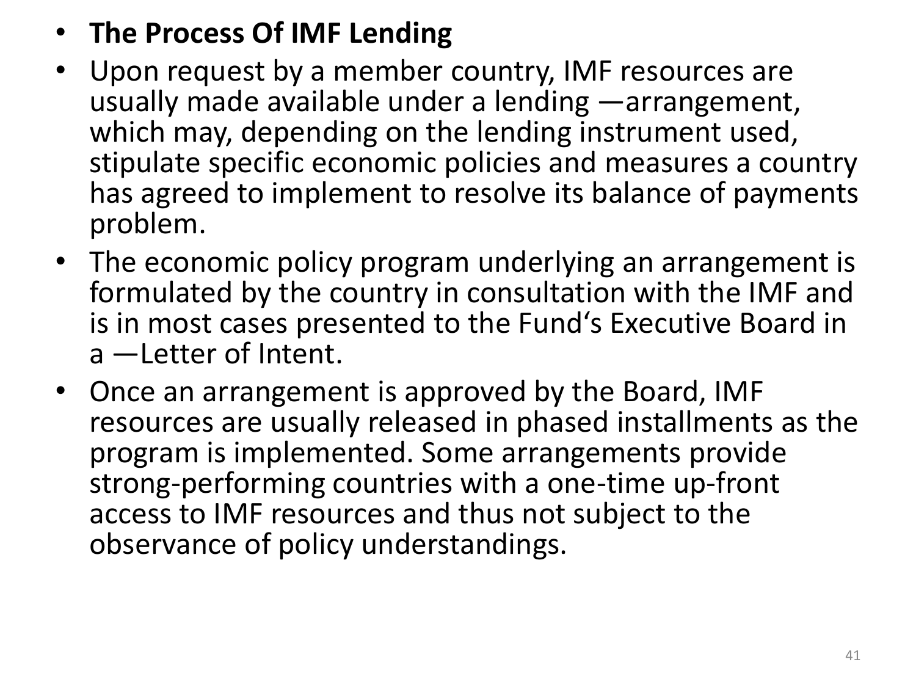- **The Process Of IMF Lending**
- Upon request by a member country, IMF resources are usually made available under a lending —arrangement, which may, depending on the lending instrument used, stipulate specific economic policies and measures a country has agreed to implement to resolve its balance of payments problem.
- The economic policy program underlying an arrangement is formulated by the country in consultation with the IMF and is in most cases presented to the Fund‘s Executive Board in a —Letter of Intent.
- Once an arrangement is approved by the Board, IMF resources are usually released in phased installments as the program is implemented. Some arrangements provide strong-performing countries with a one-time up-front access to IMF resources and thus not subject to the observance of policy understandings.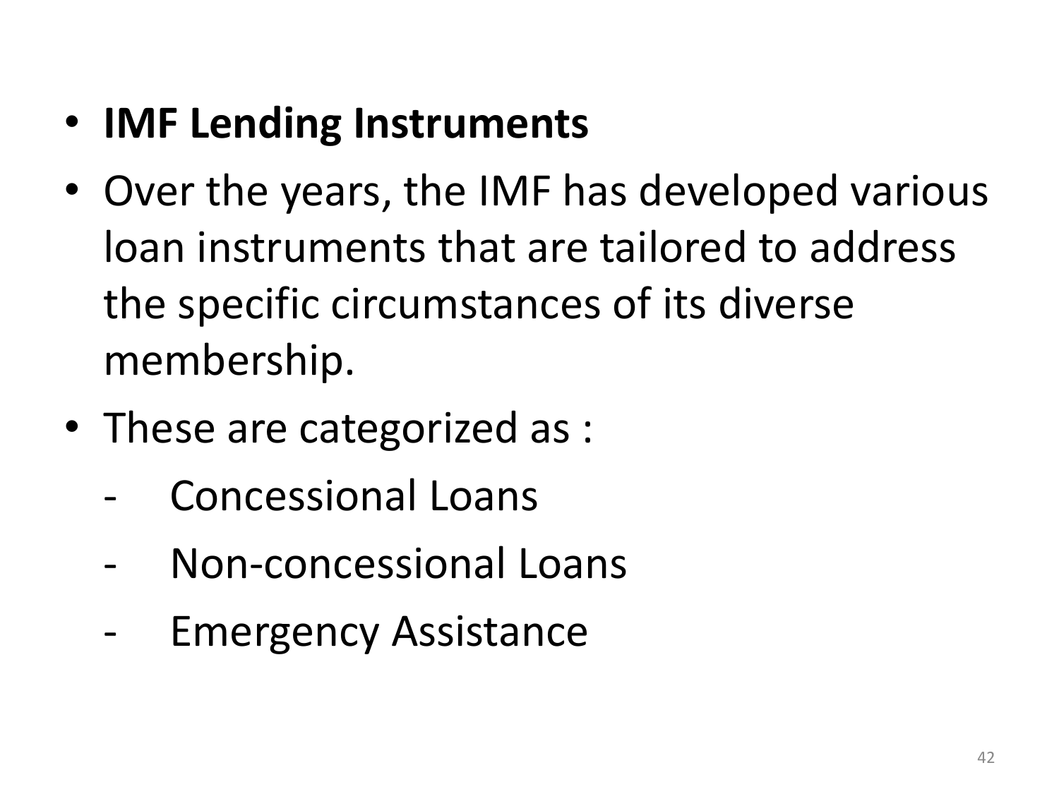- **IMF Lending Instruments**
- Over the years, the IMF has developed various loan instruments that are tailored to address the specific circumstances of its diverse membership.
- These are categorized as :
  - Concessional Loans
  - Non-concessional Loans
  - Emergency Assistance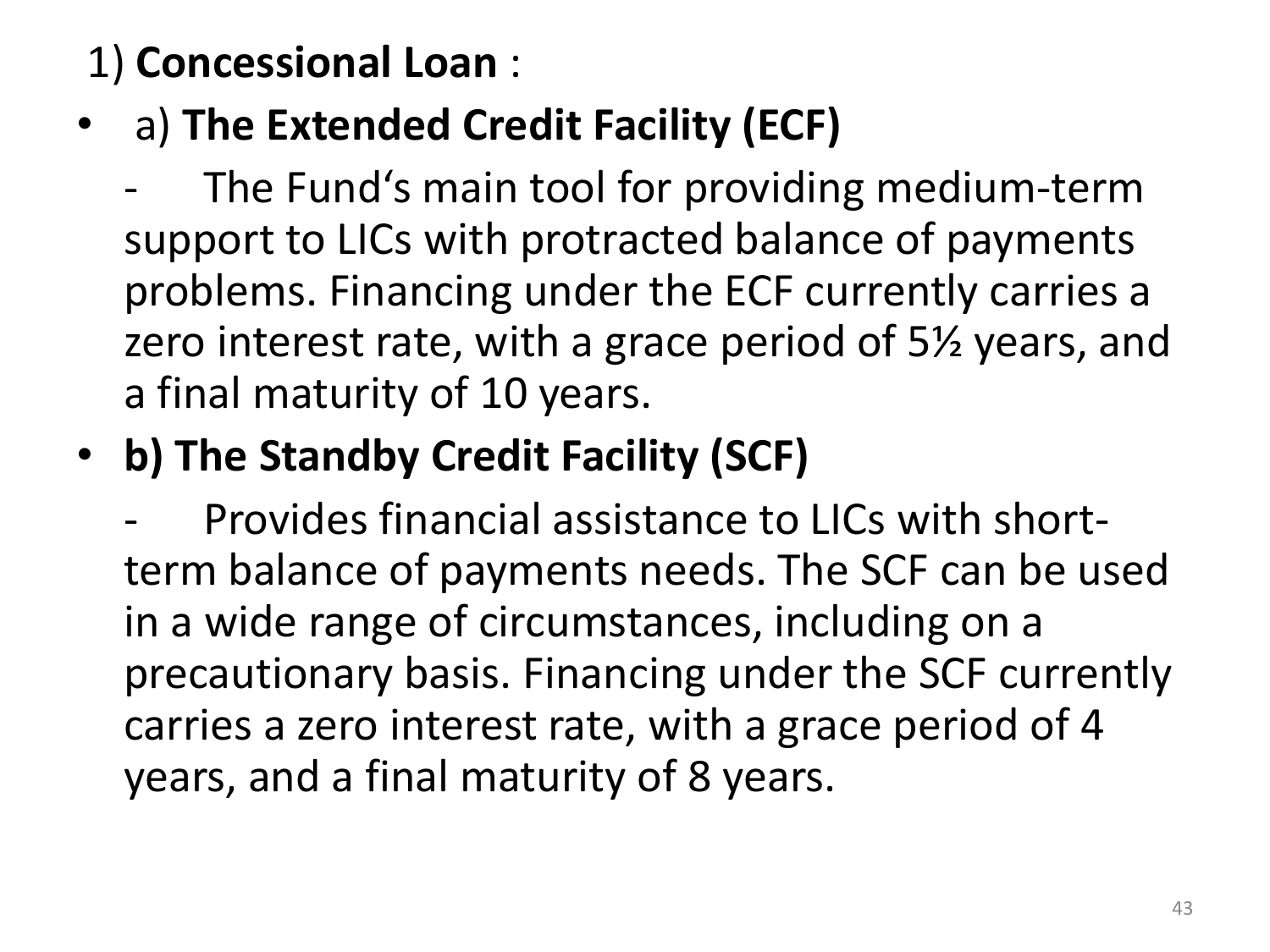1) **Concessional Loan** :

- a) **The Extended Credit Facility (ECF)**

  - The Fund‘s main tool for providing medium-term support to LICs with protracted balance of payments problems. Financing under the ECF currently carries a zero interest rate, with a grace period of 5½ years, and a final maturity of 10 years.

- **b) The Standby Credit Facility (SCF)**

  - Provides financial assistance to LICs with short-term balance of payments needs. The SCF can be used in a wide range of circumstances, including on a precautionary basis. Financing under the SCF currently carries a zero interest rate, with a grace period of 4 years, and a final maturity of 8 years.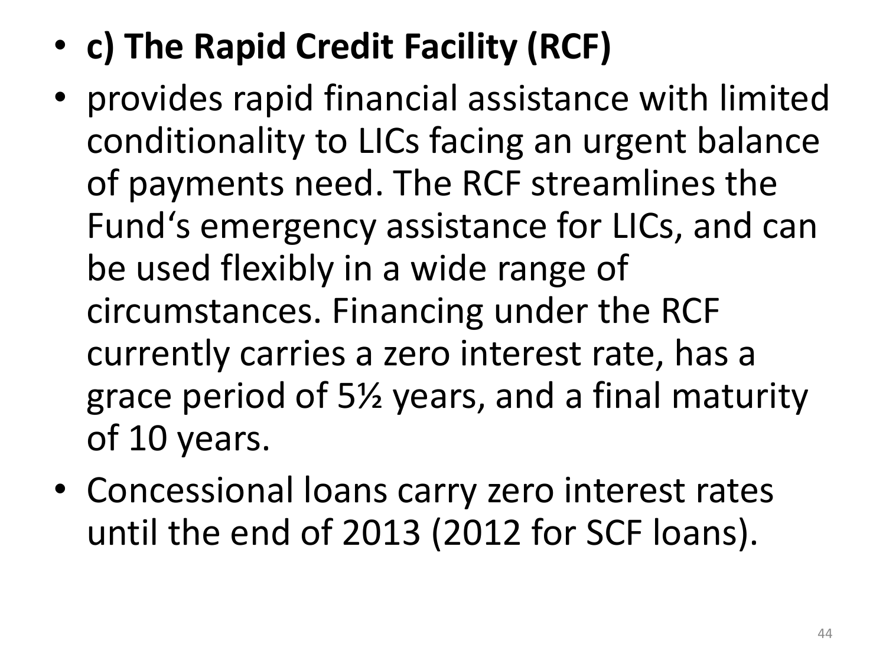- **c) The Rapid Credit Facility (RCF)**
- provides rapid financial assistance with limited conditionality to LICs facing an urgent balance of payments need. The RCF streamlines the Fund‘s emergency assistance for LICs, and can be used flexibly in a wide range of circumstances. Financing under the RCF currently carries a zero interest rate, has a grace period of 5½ years, and a final maturity of 10 years.
- Concessional loans carry zero interest rates until the end of 2013 (2012 for SCF loans).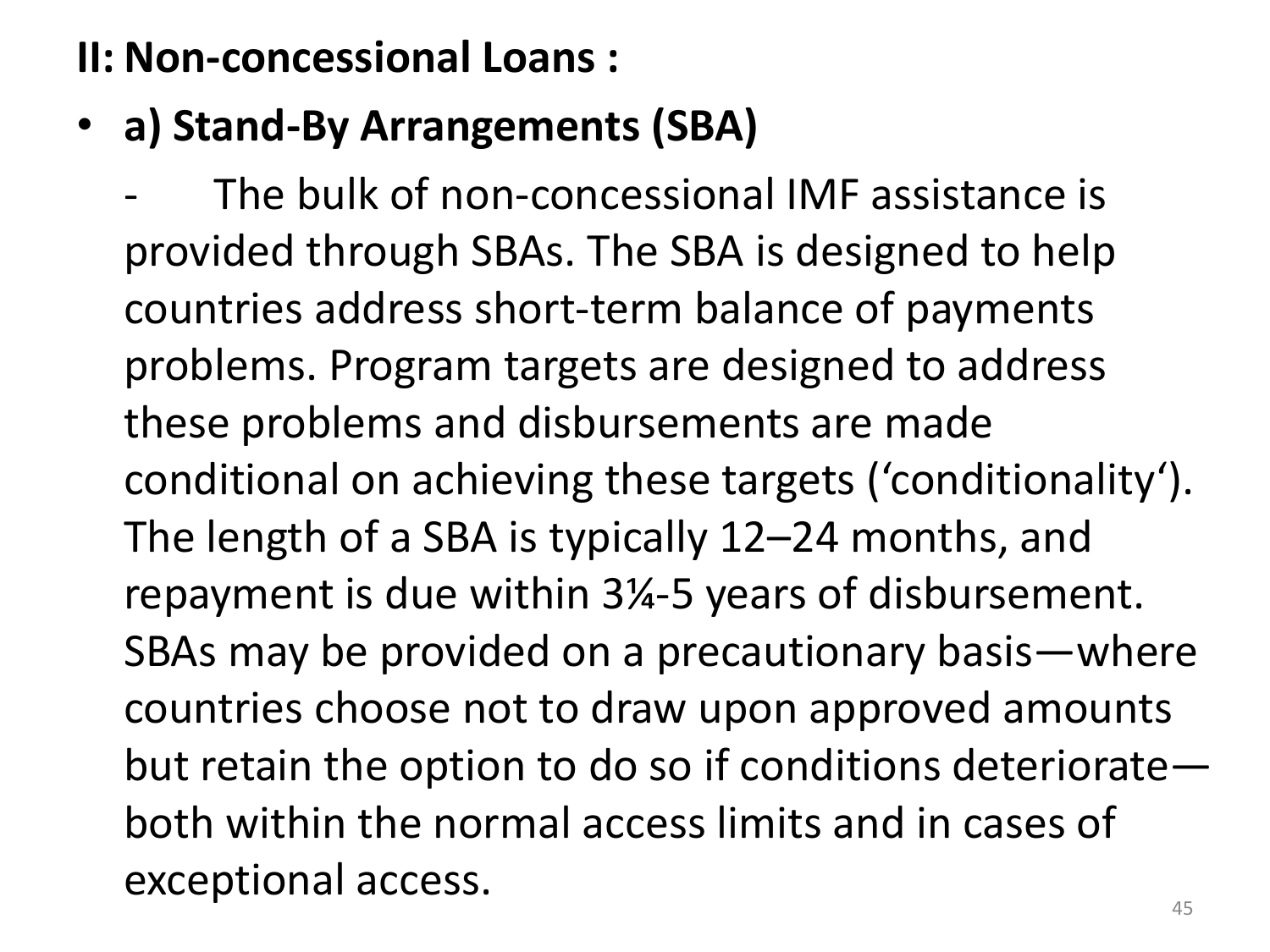## II: Non-concessional Loans :

- **a) Stand-By Arrangements (SBA)**

  - The bulk of non-concessional IMF assistance is provided through SBAs. The SBA is designed to help countries address short-term balance of payments problems. Program targets are designed to address these problems and disbursements are made conditional on achieving these targets (‘conditionality‘). The length of a SBA is typically 12–24 months, and repayment is due within 3¼-5 years of disbursement. SBAs may be provided on a precautionary basis—where countries choose not to draw upon approved amounts but retain the option to do so if conditions deteriorate—both within the normal access limits and in cases of exceptional access.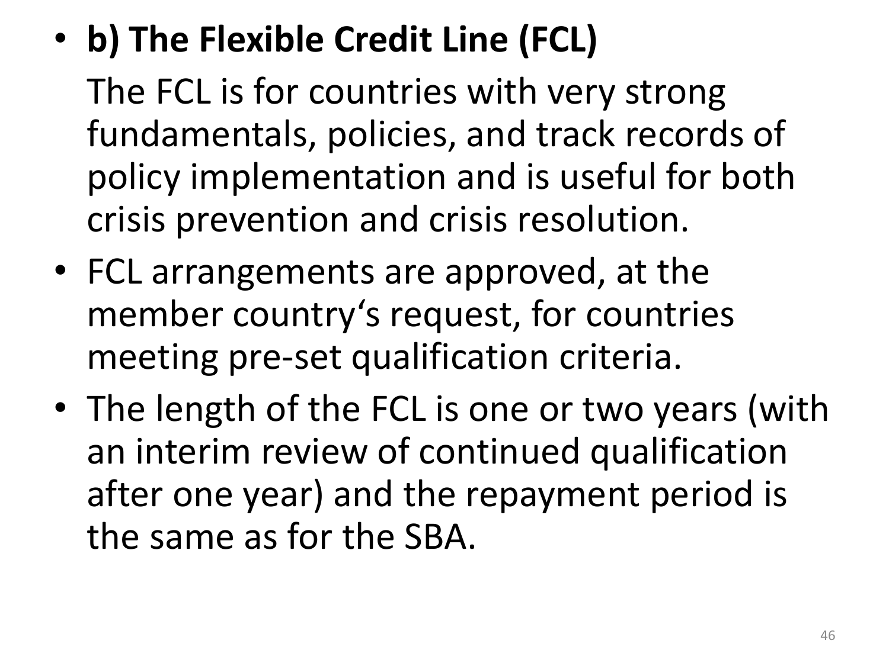- **b) The Flexible Credit Line (FCL)**

  The FCL is for countries with very strong fundamentals, policies, and track records of policy implementation and is useful for both crisis prevention and crisis resolution.
- FCL arrangements are approved, at the member country's request, for countries meeting pre-set qualification criteria.
- The length of the FCL is one or two years (with an interim review of continued qualification after one year) and the repayment period is the same as for the SBA.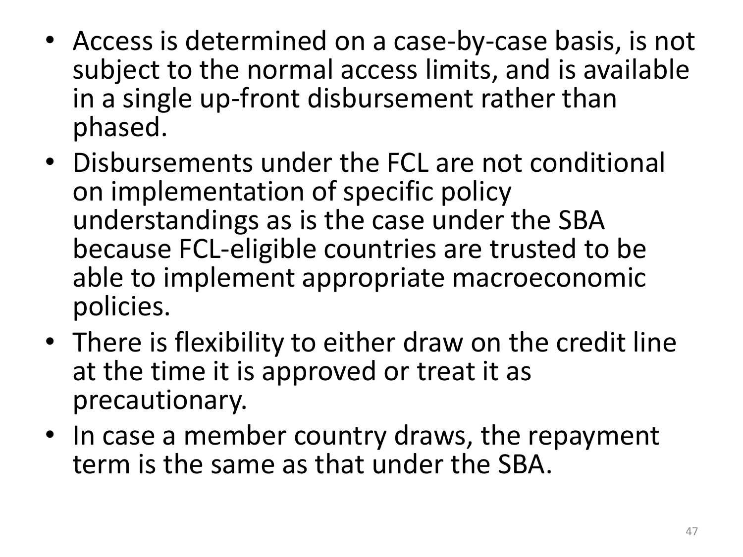- Access is determined on a case-by-case basis, is not subject to the normal access limits, and is available in a single up-front disbursement rather than phased.
- Disbursements under the FCL are not conditional on implementation of specific policy understandings as is the case under the SBA because FCL-eligible countries are trusted to be able to implement appropriate macroeconomic policies.
- There is flexibility to either draw on the credit line at the time it is approved or treat it as precautionary.
- In case a member country draws, the repayment term is the same as that under the SBA.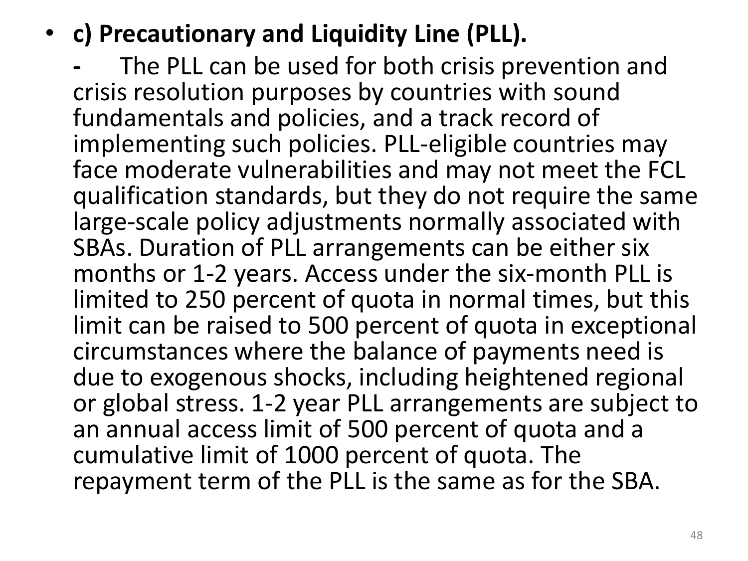- **c) Precautionary and Liquidity Line (PLL).**

  - The PLL can be used for both crisis prevention and crisis resolution purposes by countries with sound fundamentals and policies, and a track record of implementing such policies. PLL-eligible countries may face moderate vulnerabilities and may not meet the FCL qualification standards, but they do not require the same large-scale policy adjustments normally associated with SBAs. Duration of PLL arrangements can be either six months or 1-2 years. Access under the six-month PLL is limited to 250 percent of quota in normal times, but this limit can be raised to 500 percent of quota in exceptional circumstances where the balance of payments need is due to exogenous shocks, including heightened regional or global stress. 1-2 year PLL arrangements are subject to an annual access limit of 500 percent of quota and a cumulative limit of 1000 percent of quota. The repayment term of the PLL is the same as for the SBA.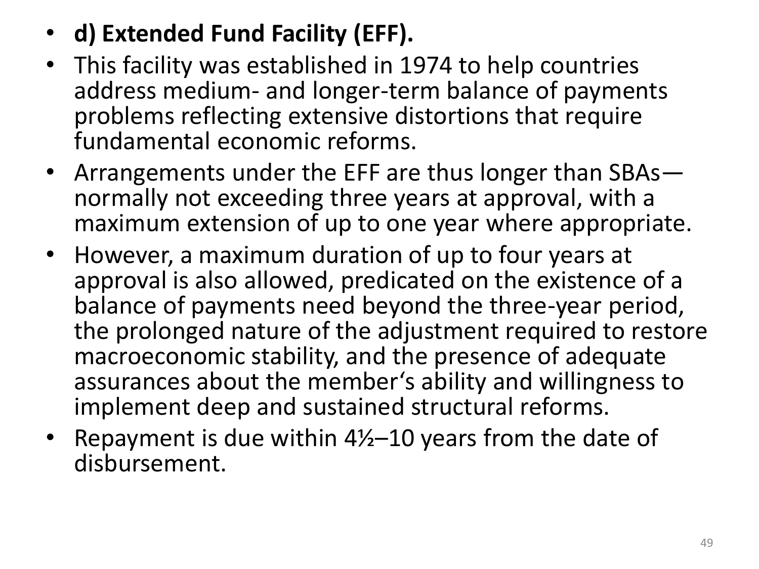- **d) Extended Fund Facility (EFF).**
- This facility was established in 1974 to help countries address medium- and longer-term balance of payments problems reflecting extensive distortions that require fundamental economic reforms.
- Arrangements under the EFF are thus longer than SBAs—normally not exceeding three years at approval, with a maximum extension of up to one year where appropriate.
- However, a maximum duration of up to four years at approval is also allowed, predicated on the existence of a balance of payments need beyond the three-year period, the prolonged nature of the adjustment required to restore macroeconomic stability, and the presence of adequate assurances about the member's ability and willingness to implement deep and sustained structural reforms.
- Repayment is due within 4½–10 years from the date of disbursement.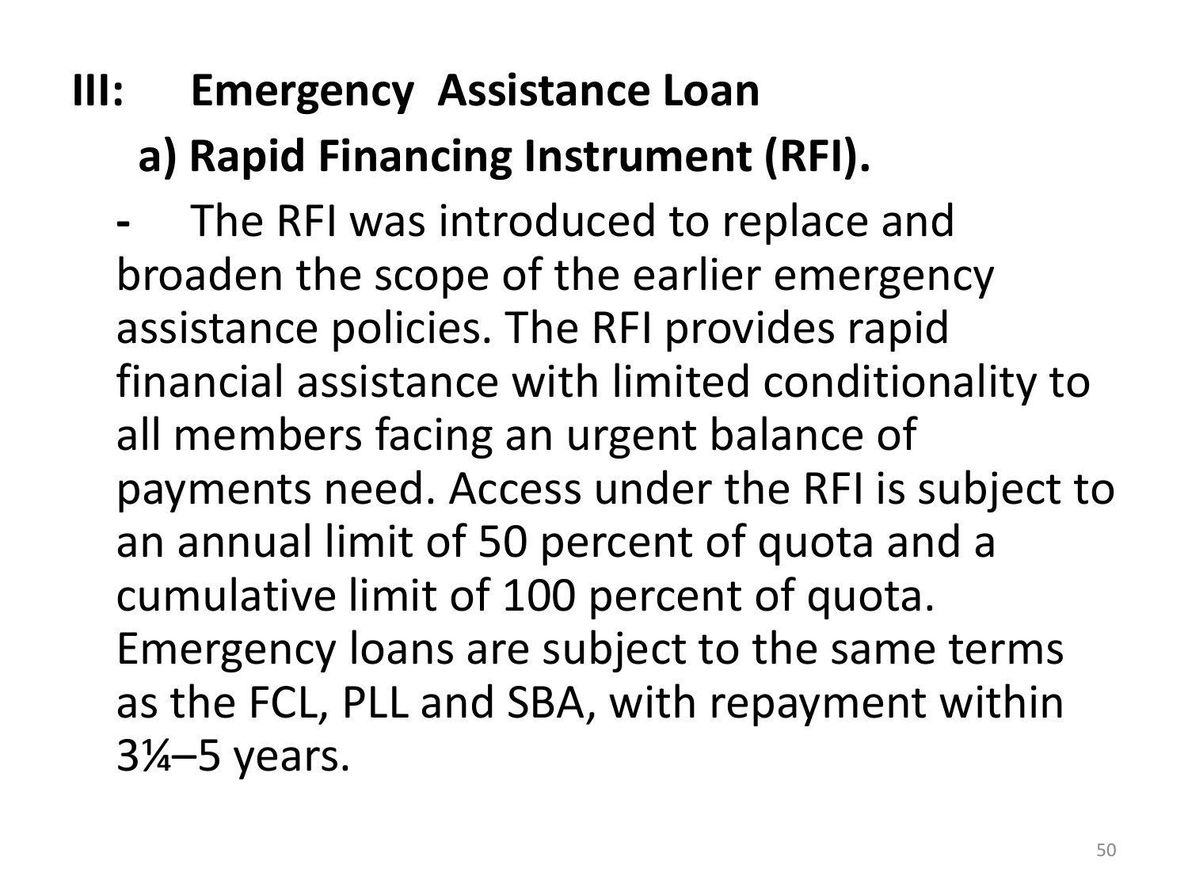## III: Emergency Assistance Loan

### a) Rapid Financing Instrument (RFI).

- The RFI was introduced to replace and broaden the scope of the earlier emergency assistance policies. The RFI provides rapid financial assistance with limited conditionality to all members facing an urgent balance of payments need. Access under the RFI is subject to an annual limit of 50 percent of quota and a cumulative limit of 100 percent of quota. Emergency loans are subject to the same terms as the FCL, PLL and SBA, with repayment within 3¼–5 years.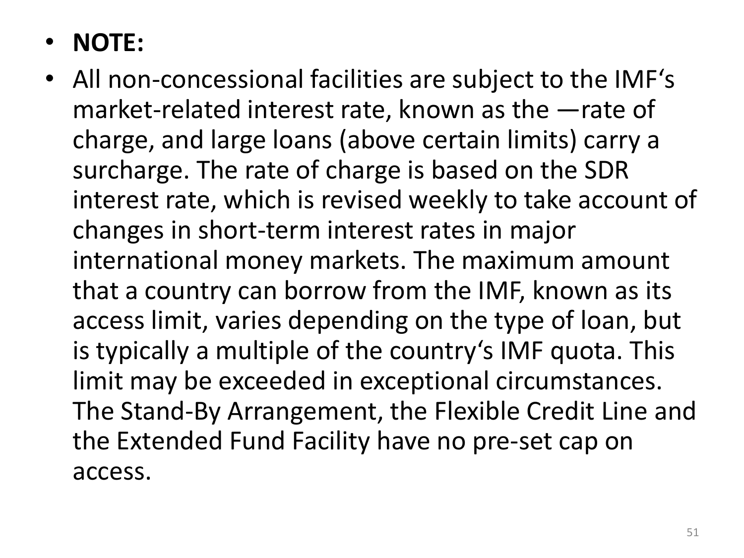- **NOTE:**
- All non-concessional facilities are subject to the IMF‘s market-related interest rate, known as the —rate of charge, and large loans (above certain limits) carry a surcharge. The rate of charge is based on the SDR interest rate, which is revised weekly to take account of changes in short-term interest rates in major international money markets. The maximum amount that a country can borrow from the IMF, known as its access limit, varies depending on the type of loan, but is typically a multiple of the country‘s IMF quota. This limit may be exceeded in exceptional circumstances. The Stand-By Arrangement, the Flexible Credit Line and the Extended Fund Facility have no pre-set cap on access.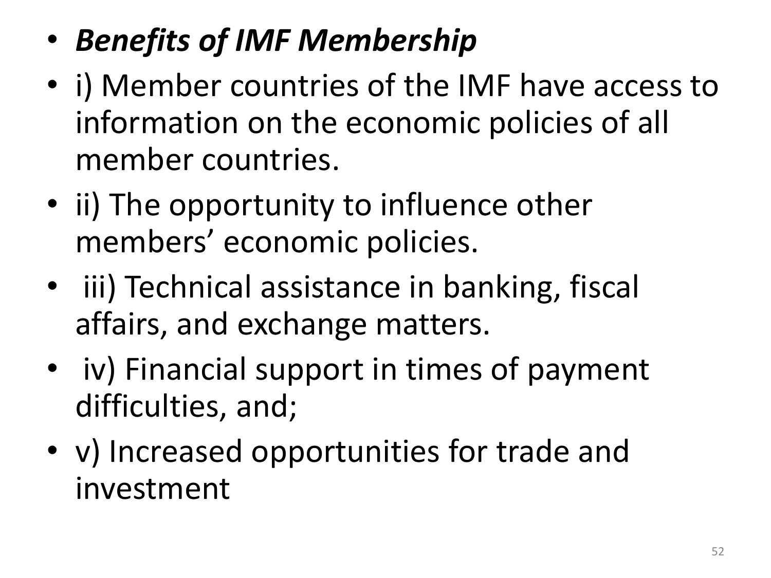- ***Benefits of IMF Membership***
- i) Member countries of the IMF have access to information on the economic policies of all member countries.
- ii) The opportunity to influence other members' economic policies.
- iii) Technical assistance in banking, fiscal affairs, and exchange matters.
- iv) Financial support in times of payment difficulties, and;
- v) Increased opportunities for trade and investment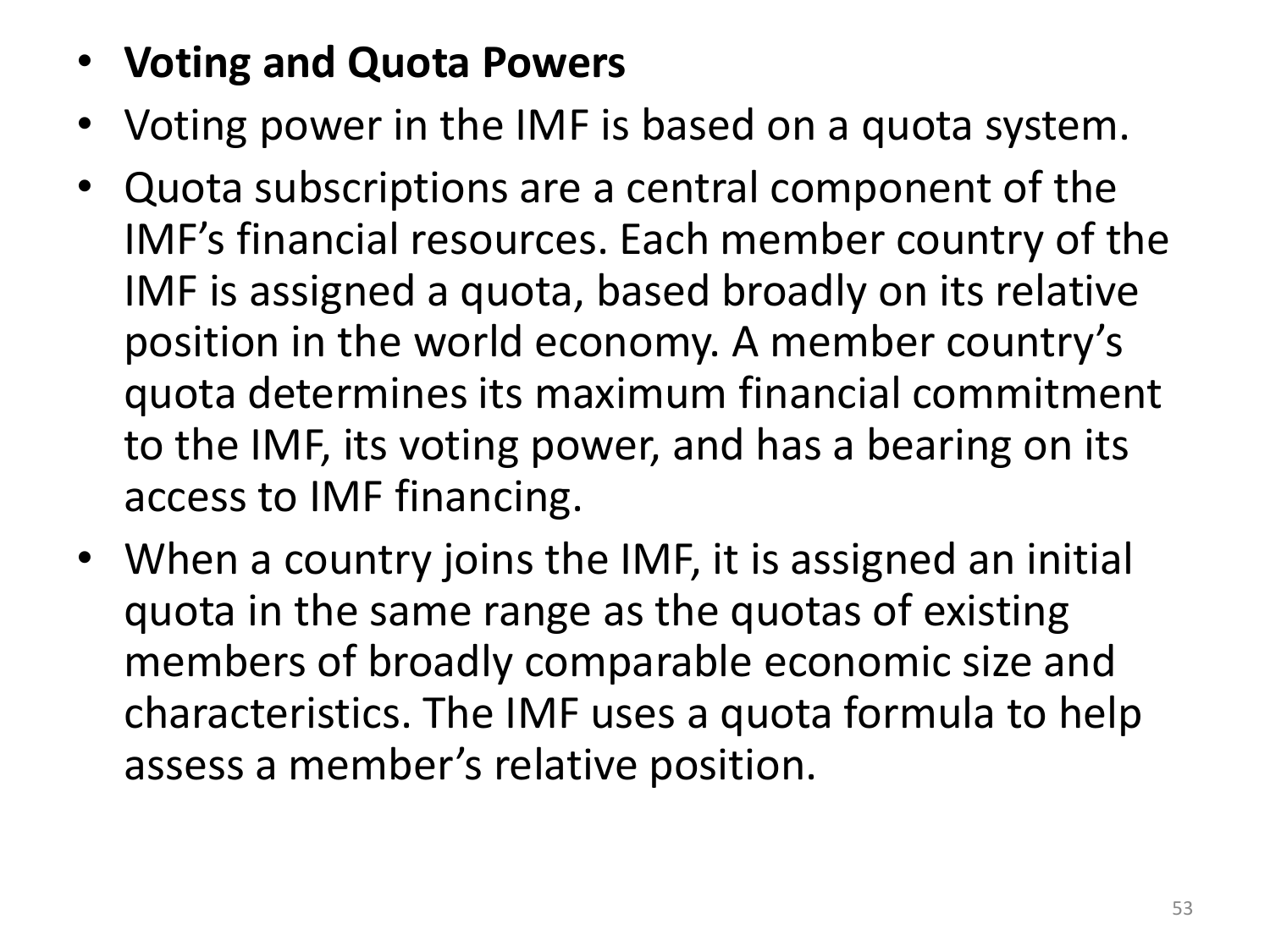- **Voting and Quota Powers**
- Voting power in the IMF is based on a quota system.
- Quota subscriptions are a central component of the IMF’s financial resources. Each member country of the IMF is assigned a quota, based broadly on its relative position in the world economy. A member country’s quota determines its maximum financial commitment to the IMF, its voting power, and has a bearing on its access to IMF financing.
- When a country joins the IMF, it is assigned an initial quota in the same range as the quotas of existing members of broadly comparable economic size and characteristics. The IMF uses a quota formula to help assess a member’s relative position.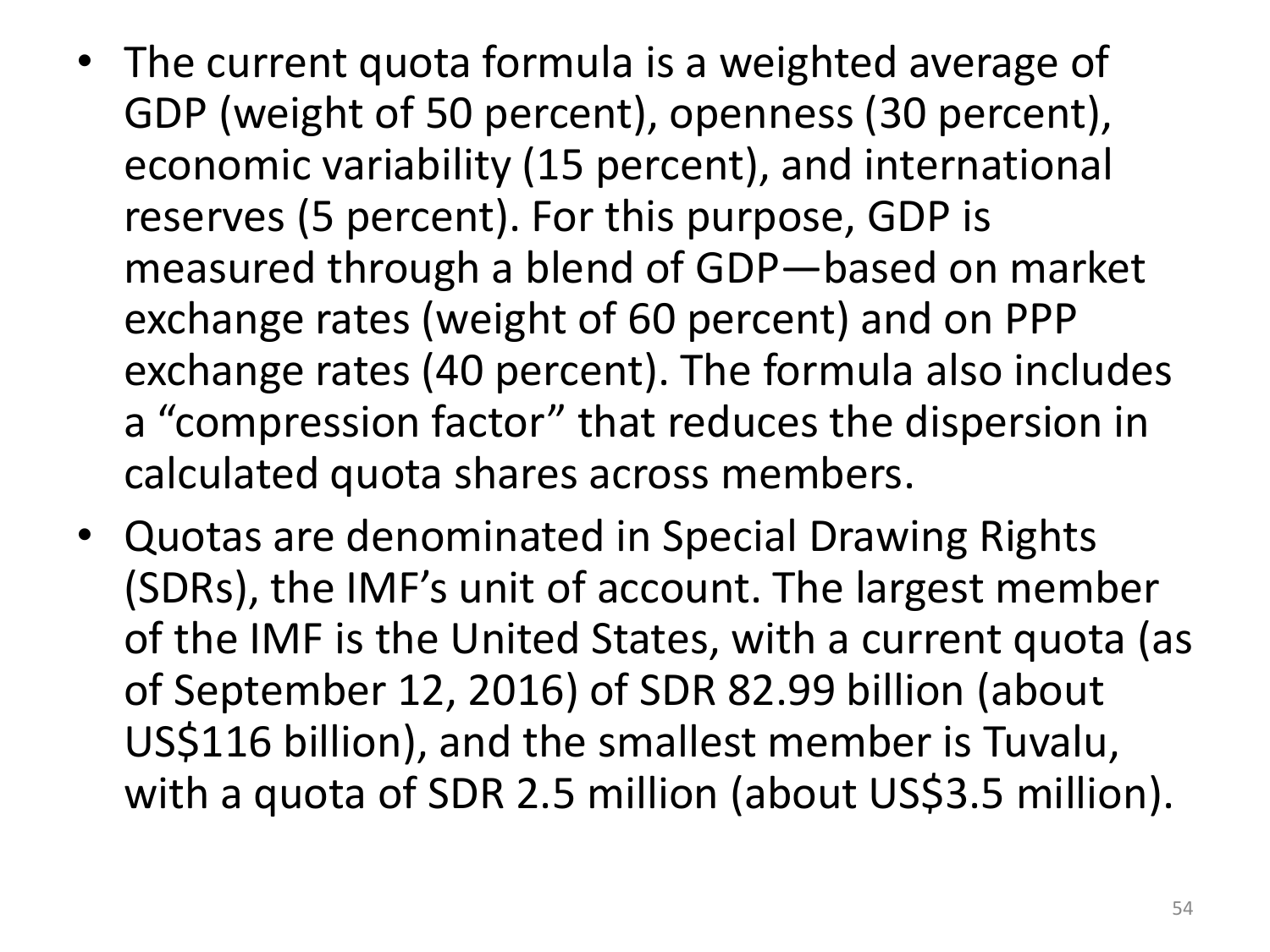- The current quota formula is a weighted average of GDP (weight of 50 percent), openness (30 percent), economic variability (15 percent), and international reserves (5 percent). For this purpose, GDP is measured through a blend of GDP—based on market exchange rates (weight of 60 percent) and on PPP exchange rates (40 percent). The formula also includes a "compression factor" that reduces the dispersion in calculated quota shares across members.
- Quotas are denominated in Special Drawing Rights (SDRs), the IMF's unit of account. The largest member of the IMF is the United States, with a current quota (as of September 12, 2016) of SDR 82.99 billion (about US$116 billion), and the smallest member is Tuvalu, with a quota of SDR 2.5 million (about US$3.5 million).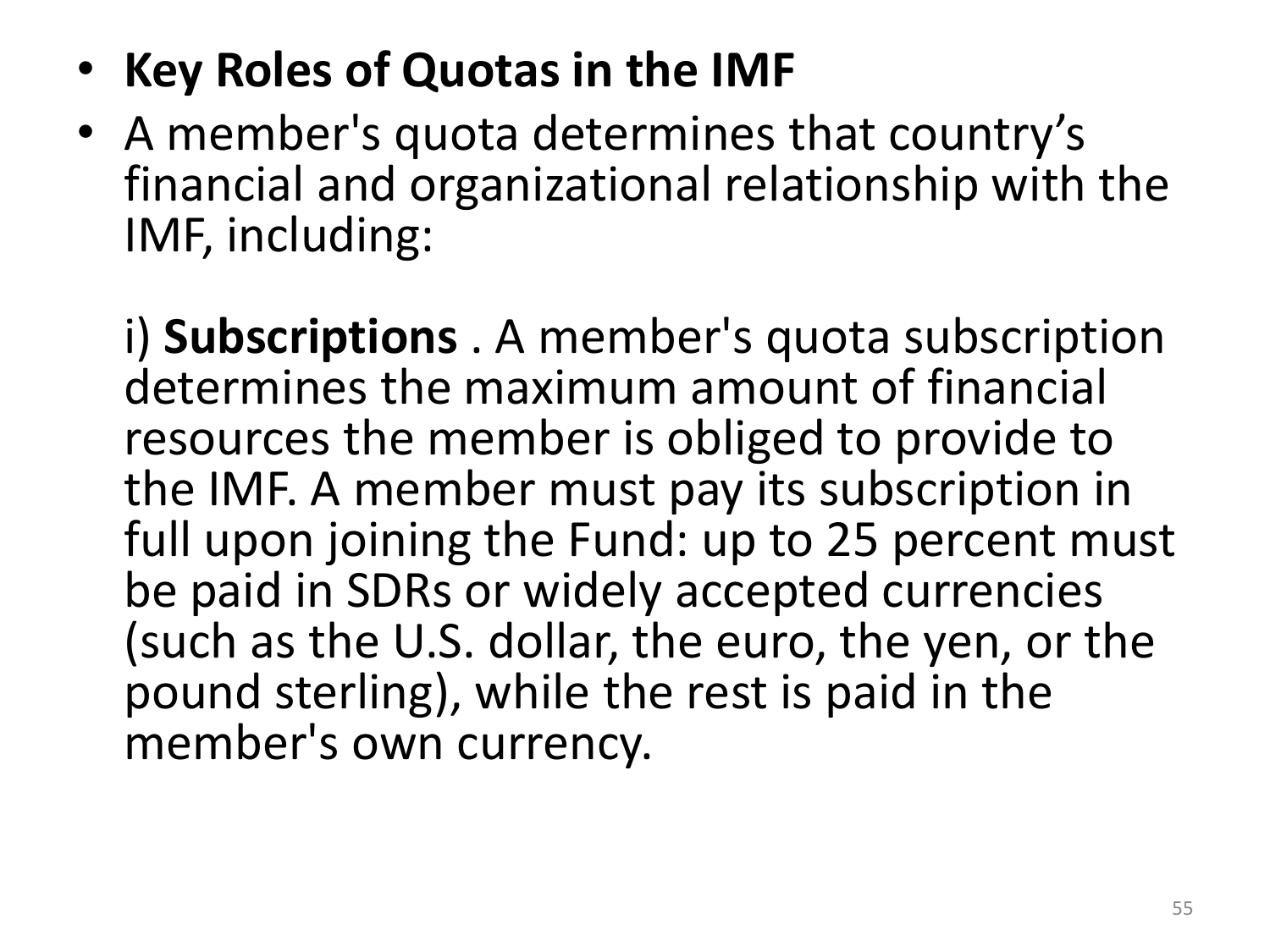- **Key Roles of Quotas in the IMF**
- A member's quota determines that country's financial and organizational relationship with the IMF, including:

  i) **Subscriptions** . A member's quota subscription determines the maximum amount of financial resources the member is obliged to provide to the IMF. A member must pay its subscription in full upon joining the Fund: up to 25 percent must be paid in SDRs or widely accepted currencies (such as the U.S. dollar, the euro, the yen, or the pound sterling), while the rest is paid in the member's own currency.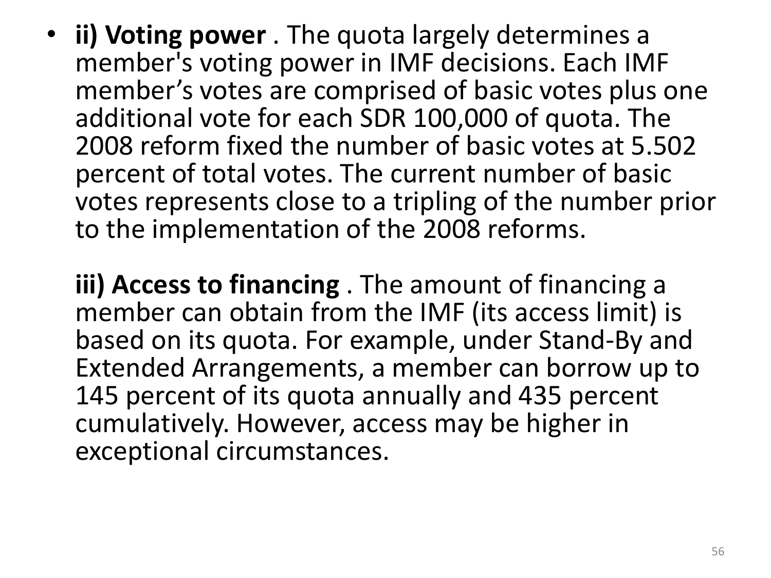- **ii) Voting power** . The quota largely determines a member's voting power in IMF decisions. Each IMF member's votes are comprised of basic votes plus one additional vote for each SDR 100,000 of quota. The 2008 reform fixed the number of basic votes at 5.502 percent of total votes. The current number of basic votes represents close to a tripling of the number prior to the implementation of the 2008 reforms.

  **iii) Access to financing** . The amount of financing a member can obtain from the IMF (its access limit) is based on its quota. For example, under Stand-By and Extended Arrangements, a member can borrow up to 145 percent of its quota annually and 435 percent cumulatively. However, access may be higher in exceptional circumstances.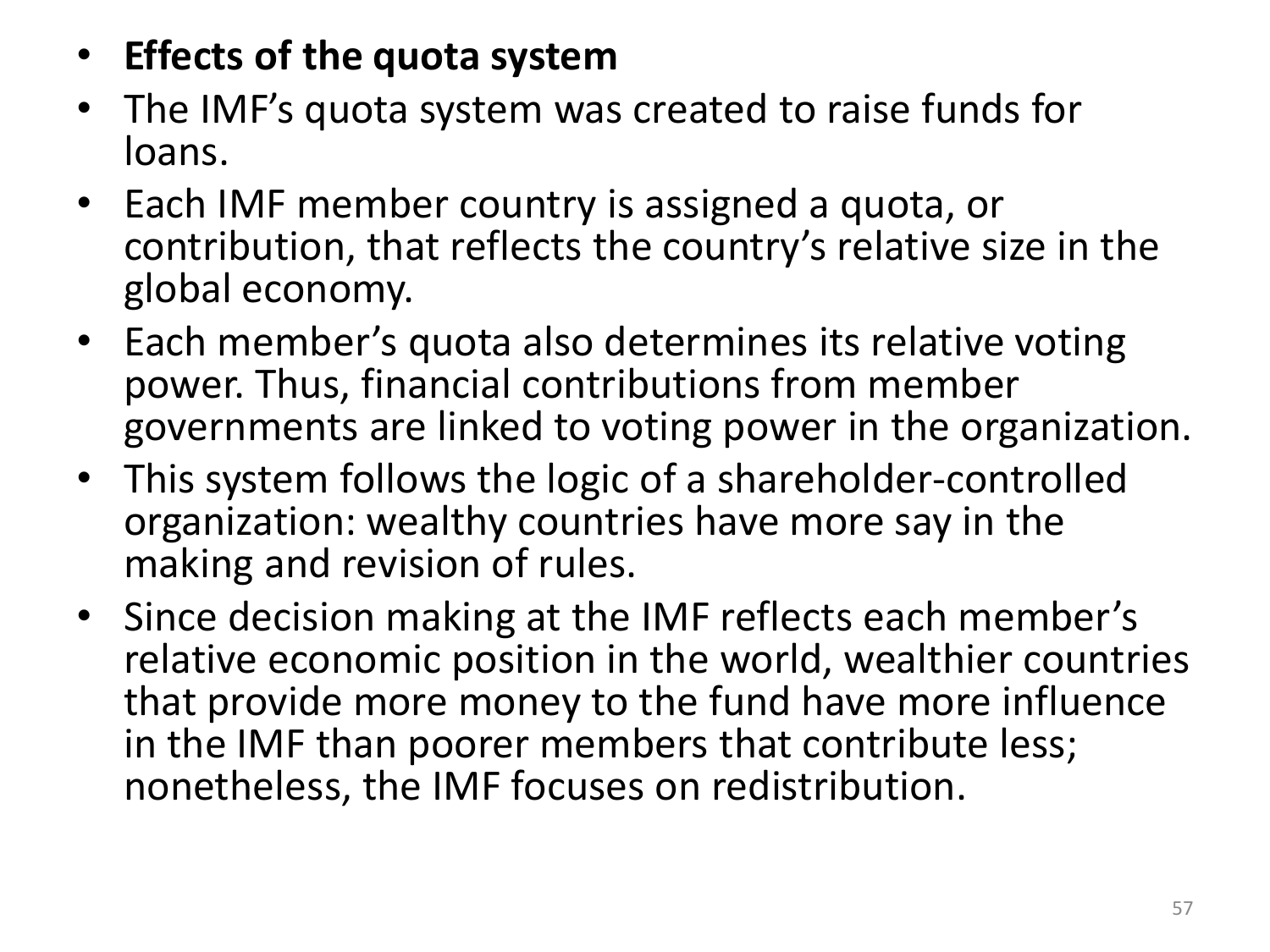- **Effects of the quota system**
- The IMF's quota system was created to raise funds for loans.
- Each IMF member country is assigned a quota, or contribution, that reflects the country's relative size in the global economy.
- Each member's quota also determines its relative voting power. Thus, financial contributions from member governments are linked to voting power in the organization.
- This system follows the logic of a shareholder-controlled organization: wealthy countries have more say in the making and revision of rules.
- Since decision making at the IMF reflects each member's relative economic position in the world, wealthier countries that provide more money to the fund have more influence in the IMF than poorer members that contribute less; nonetheless, the IMF focuses on redistribution.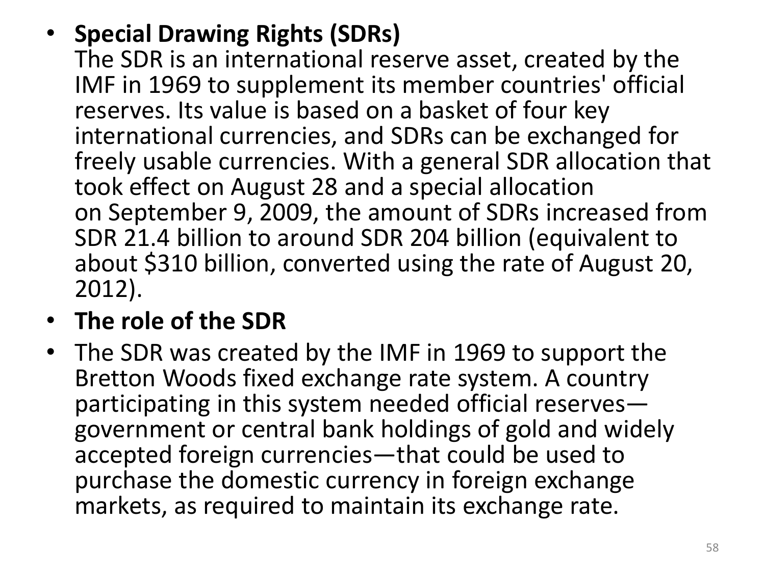- **Special Drawing Rights (SDRs)**
  The SDR is an international reserve asset, created by the IMF in 1969 to supplement its member countries' official reserves. Its value is based on a basket of four key international currencies, and SDRs can be exchanged for freely usable currencies. With a general SDR allocation that took effect on August 28 and a special allocation on September 9, 2009, the amount of SDRs increased from SDR 21.4 billion to around SDR 204 billion (equivalent to about $310 billion, converted using the rate of August 20, 2012).
- **The role of the SDR**
- The SDR was created by the IMF in 1969 to support the Bretton Woods fixed exchange rate system. A country participating in this system needed official reserves—government or central bank holdings of gold and widely accepted foreign currencies—that could be used to purchase the domestic currency in foreign exchange markets, as required to maintain its exchange rate.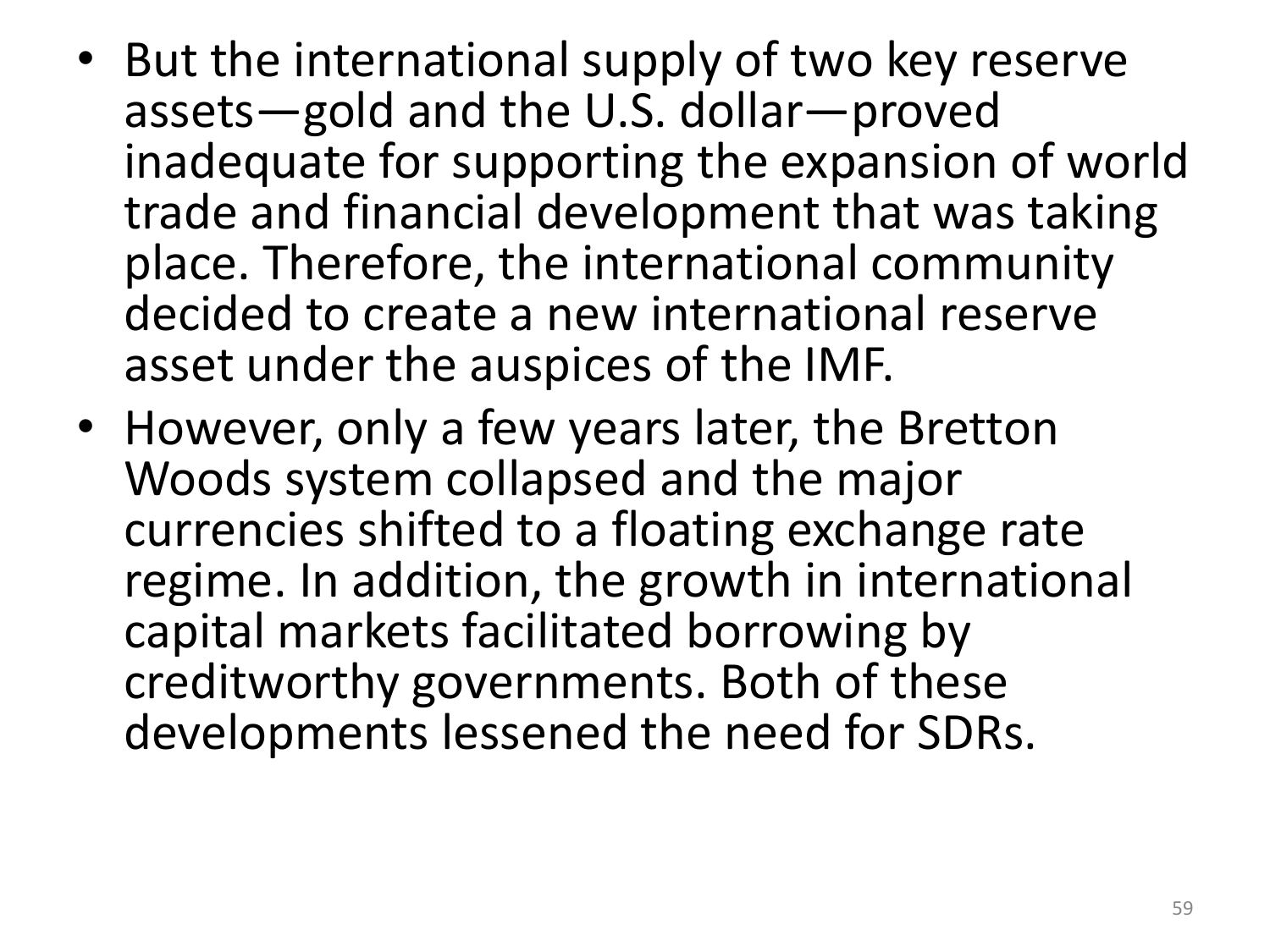- But the international supply of two key reserve assets—gold and the U.S. dollar—proved inadequate for supporting the expansion of world trade and financial development that was taking place. Therefore, the international community decided to create a new international reserve asset under the auspices of the IMF.
- However, only a few years later, the Bretton Woods system collapsed and the major currencies shifted to a floating exchange rate regime. In addition, the growth in international capital markets facilitated borrowing by creditworthy governments. Both of these developments lessened the need for SDRs.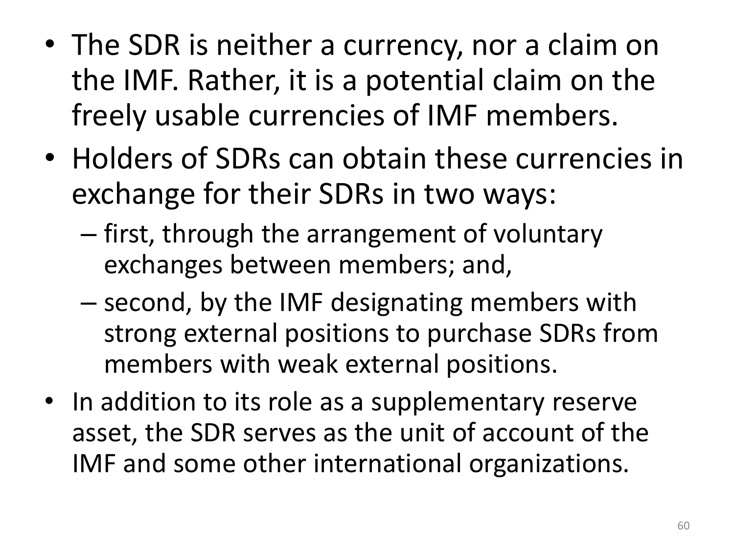- The SDR is neither a currency, nor a claim on the IMF. Rather, it is a potential claim on the freely usable currencies of IMF members.
- Holders of SDRs can obtain these currencies in exchange for their SDRs in two ways:
  - first, through the arrangement of voluntary exchanges between members; and,
  - second, by the IMF designating members with strong external positions to purchase SDRs from members with weak external positions.
- In addition to its role as a supplementary reserve asset, the SDR serves as the unit of account of the IMF and some other international organizations.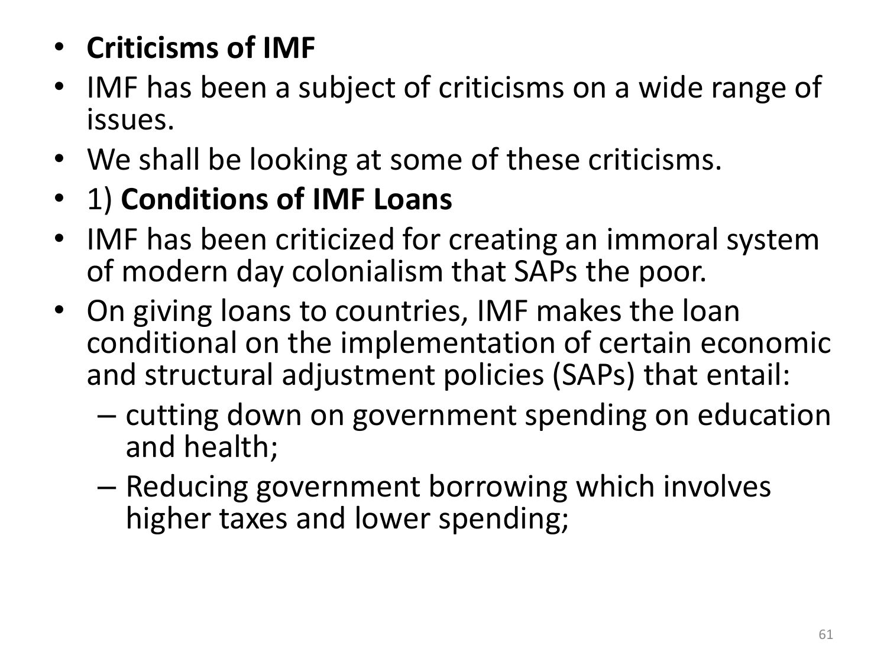- **Criticisms of IMF**
- IMF has been a subject of criticisms on a wide range of issues.
- We shall be looking at some of these criticisms.
- 1) **Conditions of IMF Loans**
- IMF has been criticized for creating an immoral system of modern day colonialism that SAPs the poor.
- On giving loans to countries, IMF makes the loan conditional on the implementation of certain economic and structural adjustment policies (SAPs) that entail:
  - cutting down on government spending on education and health;
  - Reducing government borrowing which involves higher taxes and lower spending;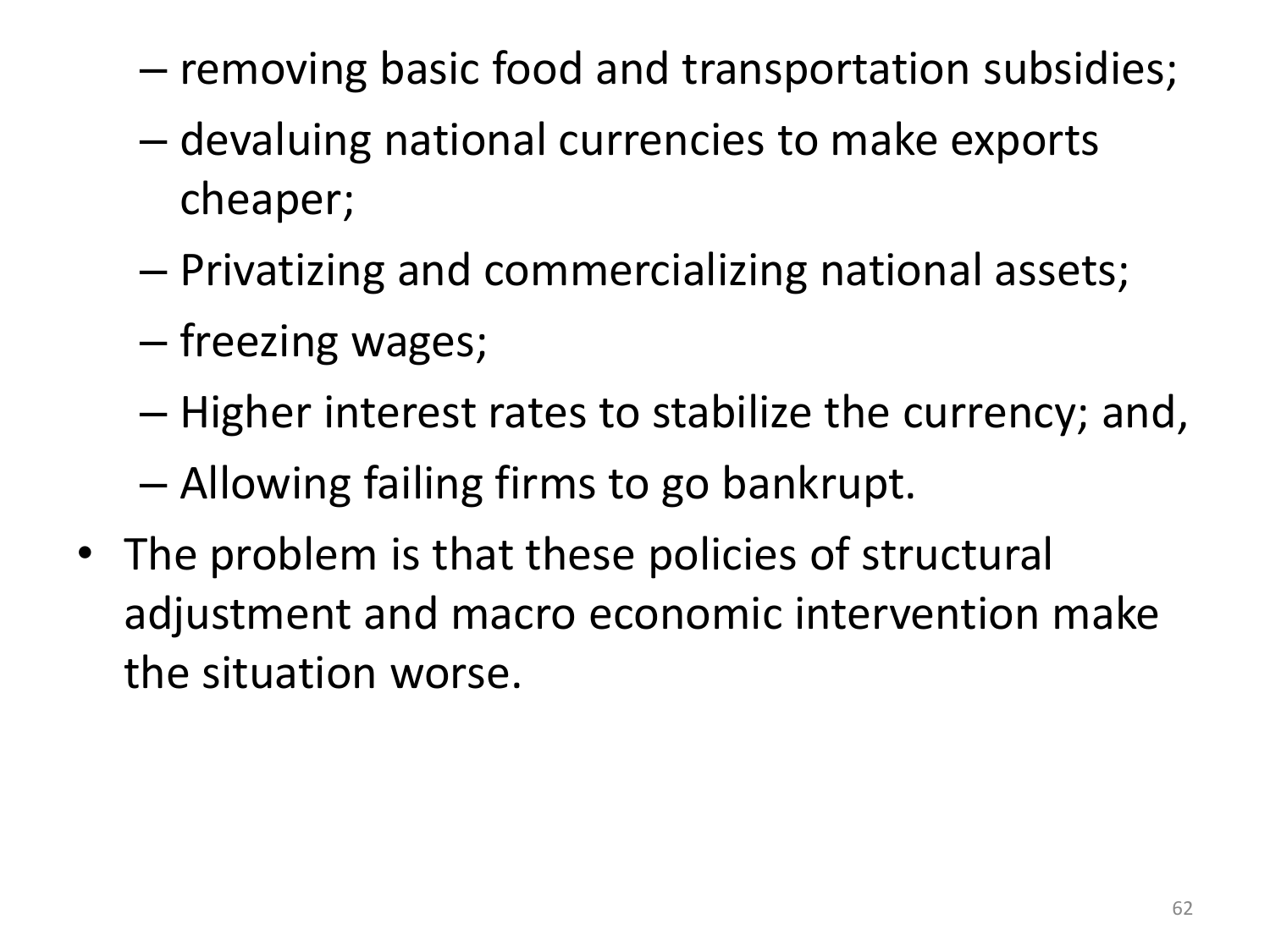- removing basic food and transportation subsidies;
  - devaluing national currencies to make exports cheaper;
  - Privatizing and commercializing national assets;
  - freezing wages;
  - Higher interest rates to stabilize the currency; and,
  - Allowing failing firms to go bankrupt.

- The problem is that these policies of structural adjustment and macro economic intervention make the situation worse.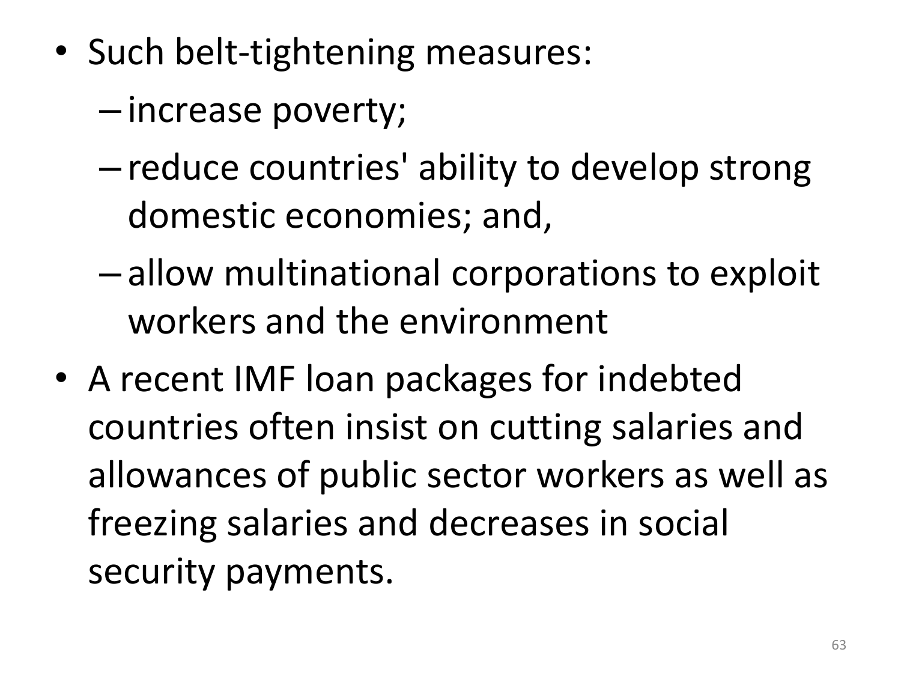- Such belt-tightening measures:
  - increase poverty;
  - reduce countries' ability to develop strong domestic economies; and,
  - allow multinational corporations to exploit workers and the environment
- A recent IMF loan packages for indebted countries often insist on cutting salaries and allowances of public sector workers as well as freezing salaries and decreases in social security payments.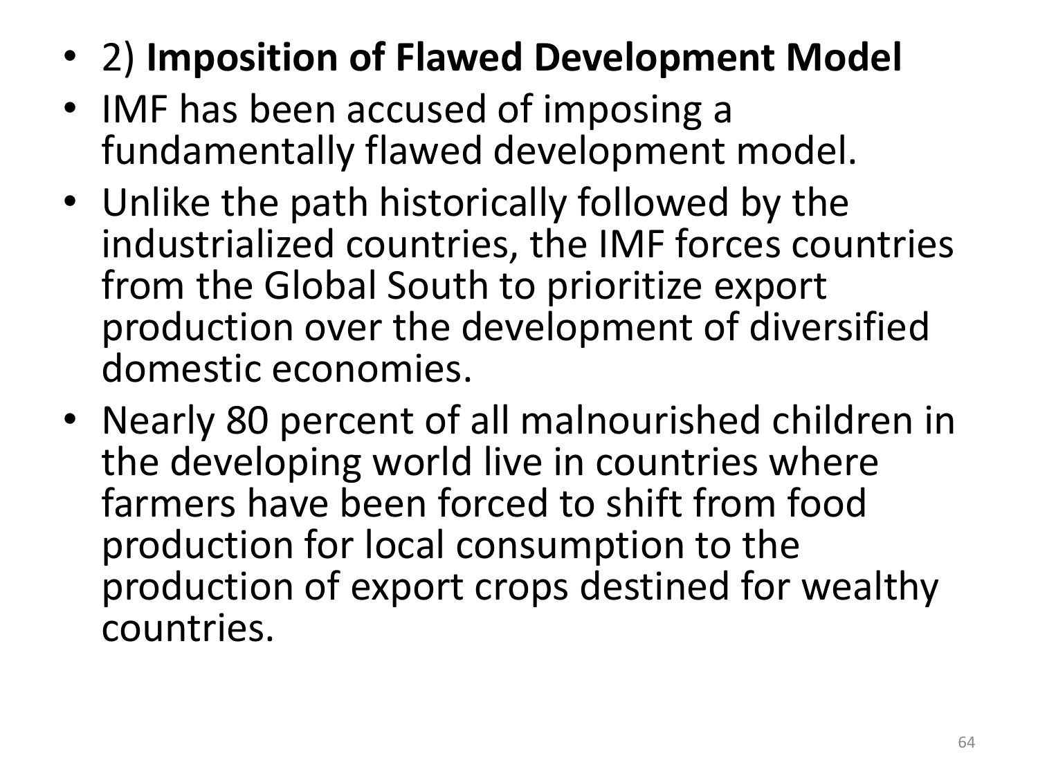- 2) **Imposition of Flawed Development Model**
- IMF has been accused of imposing a fundamentally flawed development model.
- Unlike the path historically followed by the industrialized countries, the IMF forces countries from the Global South to prioritize export production over the development of diversified domestic economies.
- Nearly 80 percent of all malnourished children in the developing world live in countries where farmers have been forced to shift from food production for local consumption to the production of export crops destined for wealthy countries.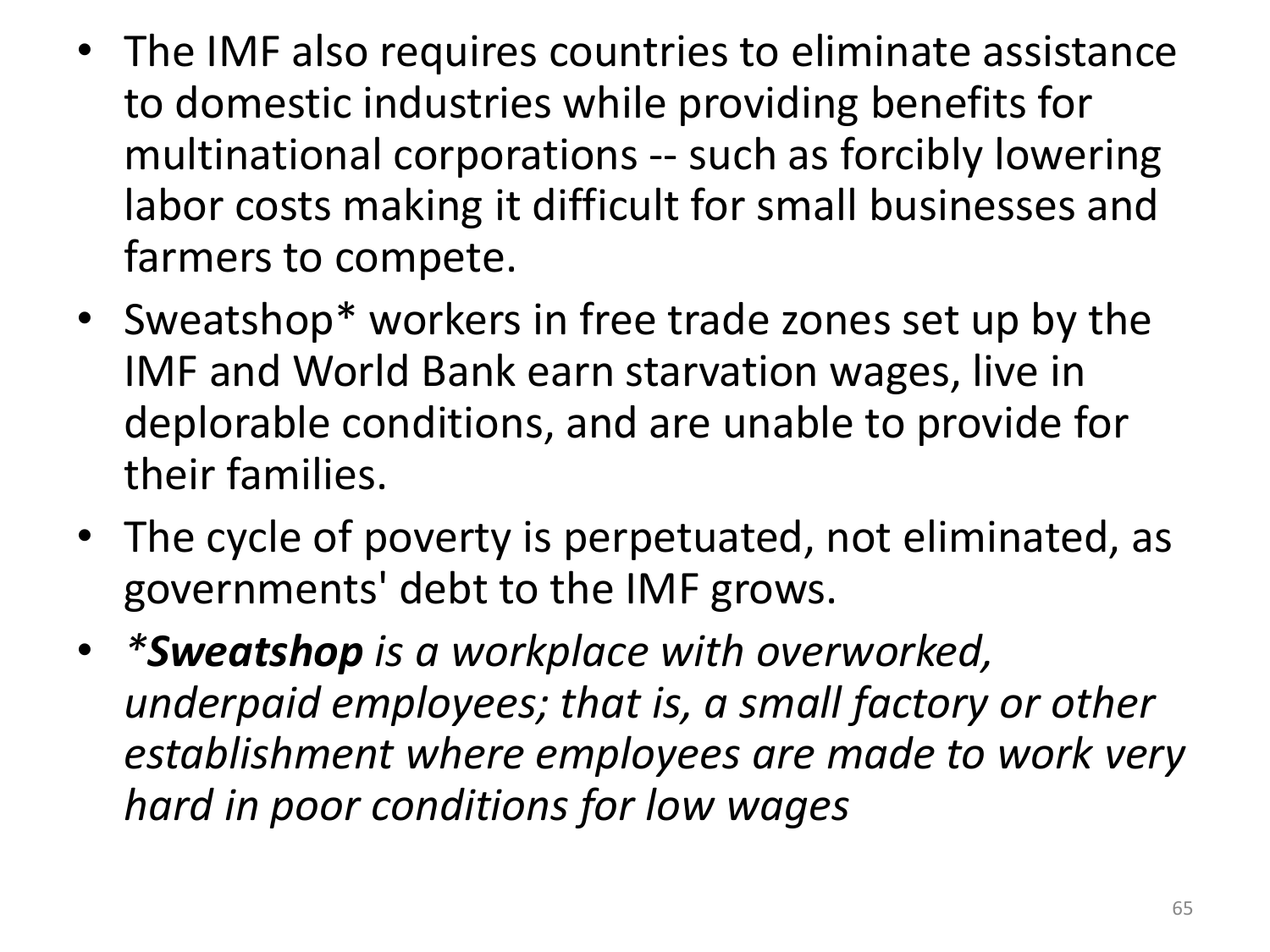- The IMF also requires countries to eliminate assistance to domestic industries while providing benefits for multinational corporations -- such as forcibly lowering labor costs making it difficult for small businesses and farmers to compete.
- Sweatshop* workers in free trade zones set up by the IMF and World Bank earn starvation wages, live in deplorable conditions, and are unable to provide for their families.
- The cycle of poverty is perpetuated, not eliminated, as governments' debt to the IMF grows.
- **\*Sweatshop** *is a workplace with overworked, underpaid employees; that is, a small factory or other establishment where employees are made to work very hard in poor conditions for low wages*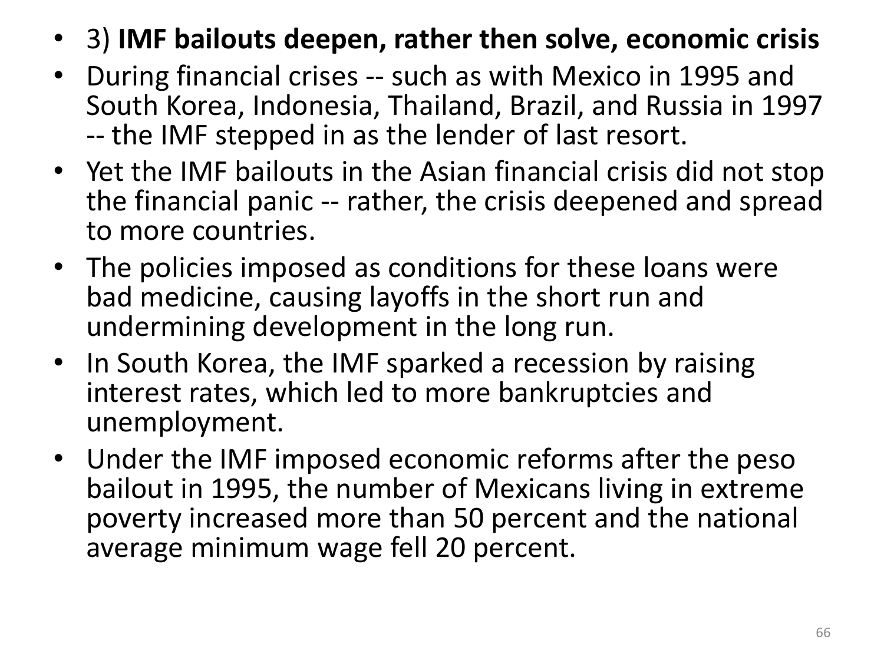- 3) **IMF bailouts deepen, rather then solve, economic crisis**
- During financial crises -- such as with Mexico in 1995 and South Korea, Indonesia, Thailand, Brazil, and Russia in 1997 -- the IMF stepped in as the lender of last resort.
- Yet the IMF bailouts in the Asian financial crisis did not stop the financial panic -- rather, the crisis deepened and spread to more countries.
- The policies imposed as conditions for these loans were bad medicine, causing layoffs in the short run and undermining development in the long run.
- In South Korea, the IMF sparked a recession by raising interest rates, which led to more bankruptcies and unemployment.
- Under the IMF imposed economic reforms after the peso bailout in 1995, the number of Mexicans living in extreme poverty increased more than 50 percent and the national average minimum wage fell 20 percent.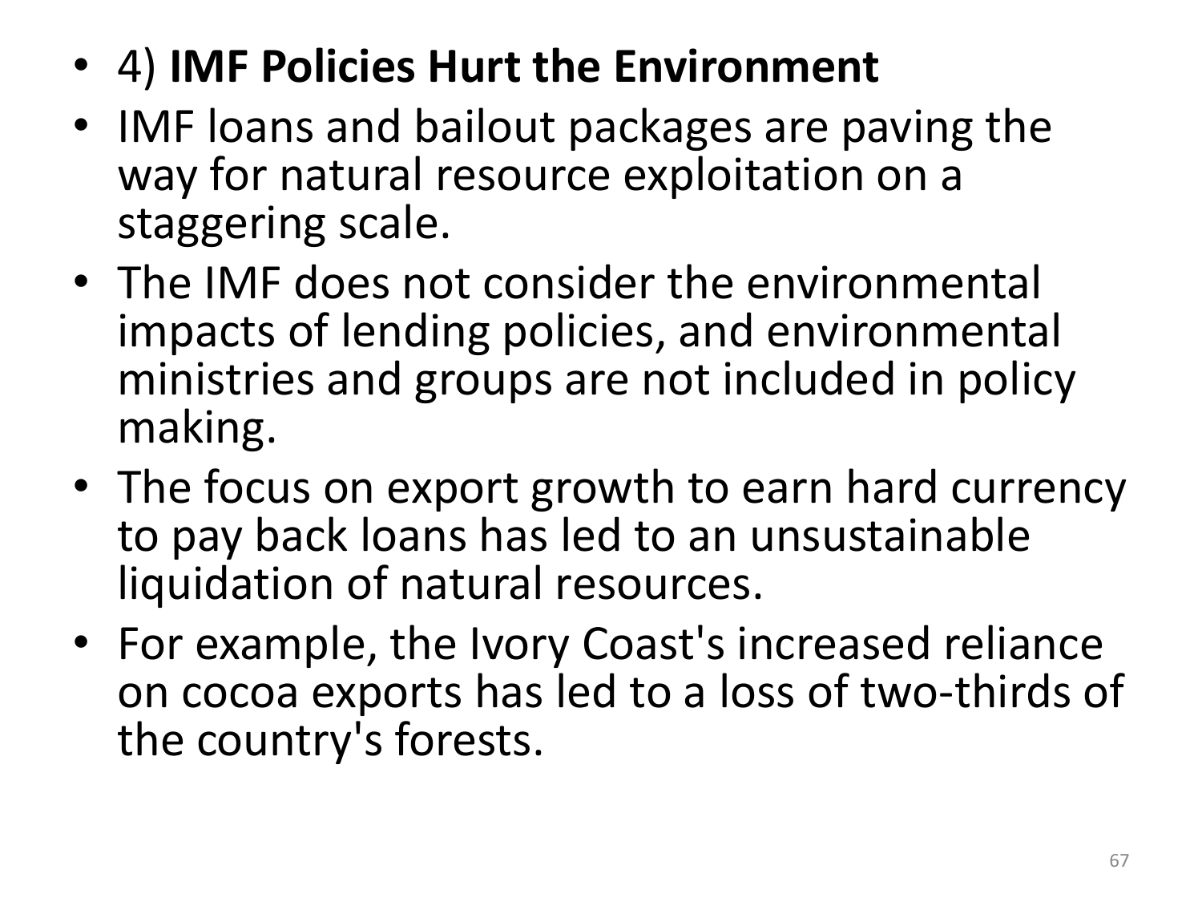- 4) **IMF Policies Hurt the Environment**
- IMF loans and bailout packages are paving the way for natural resource exploitation on a staggering scale.
- The IMF does not consider the environmental impacts of lending policies, and environmental ministries and groups are not included in policy making.
- The focus on export growth to earn hard currency to pay back loans has led to an unsustainable liquidation of natural resources.
- For example, the Ivory Coast's increased reliance on cocoa exports has led to a loss of two-thirds of the country's forests.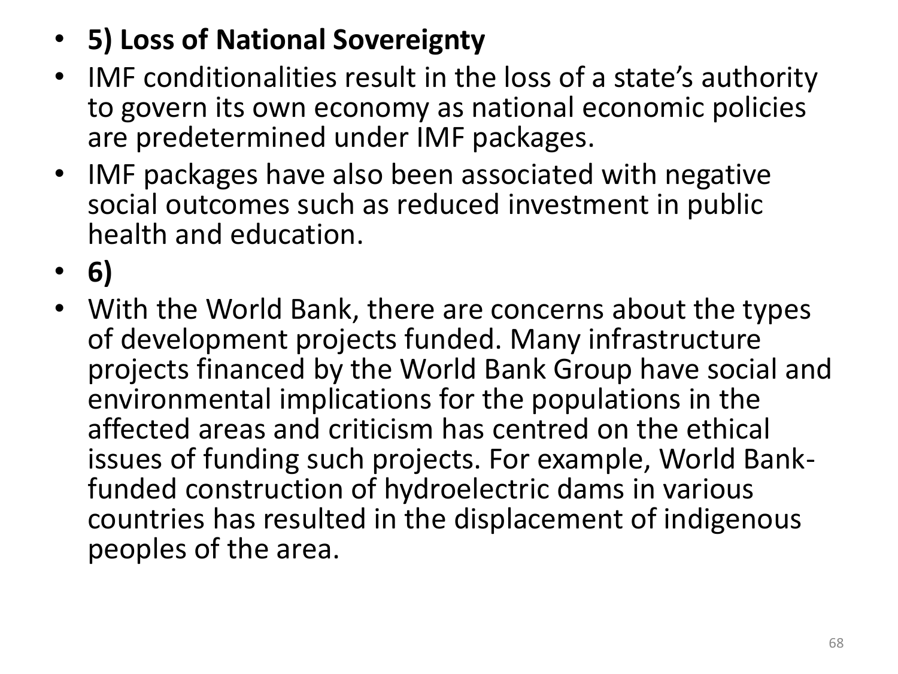- **5) Loss of National Sovereignty**
- IMF conditionalities result in the loss of a state's authority to govern its own economy as national economic policies are predetermined under IMF packages.
- IMF packages have also been associated with negative social outcomes such as reduced investment in public health and education.
- **6)**
- With the World Bank, there are concerns about the types of development projects funded. Many infrastructure projects financed by the World Bank Group have social and environmental implications for the populations in the affected areas and criticism has centred on the ethical issues of funding such projects. For example, World Bank-funded construction of hydroelectric dams in various countries has resulted in the displacement of indigenous peoples of the area.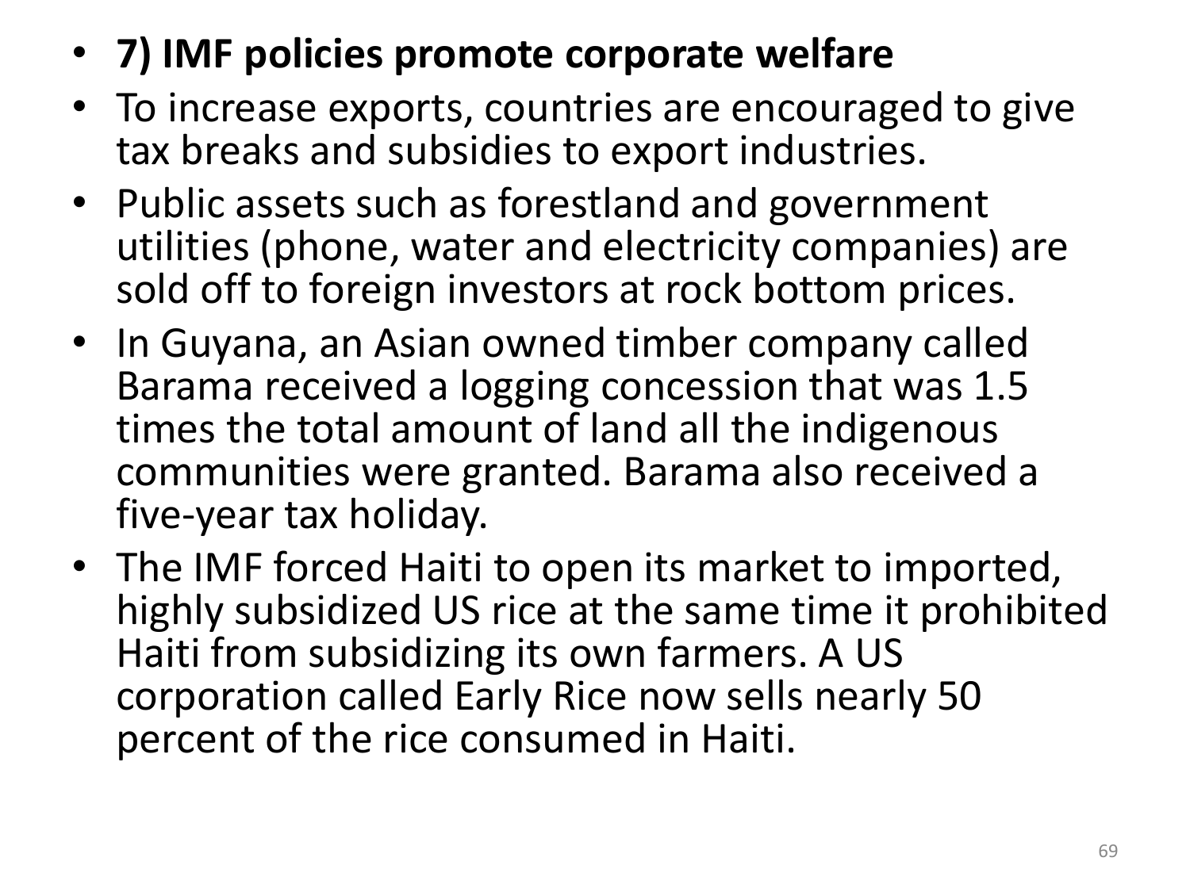- **7) IMF policies promote corporate welfare**
- To increase exports, countries are encouraged to give tax breaks and subsidies to export industries.
- Public assets such as forestland and government utilities (phone, water and electricity companies) are sold off to foreign investors at rock bottom prices.
- In Guyana, an Asian owned timber company called Barama received a logging concession that was 1.5 times the total amount of land all the indigenous communities were granted. Barama also received a five-year tax holiday.
- The IMF forced Haiti to open its market to imported, highly subsidized US rice at the same time it prohibited Haiti from subsidizing its own farmers. A US corporation called Early Rice now sells nearly 50 percent of the rice consumed in Haiti.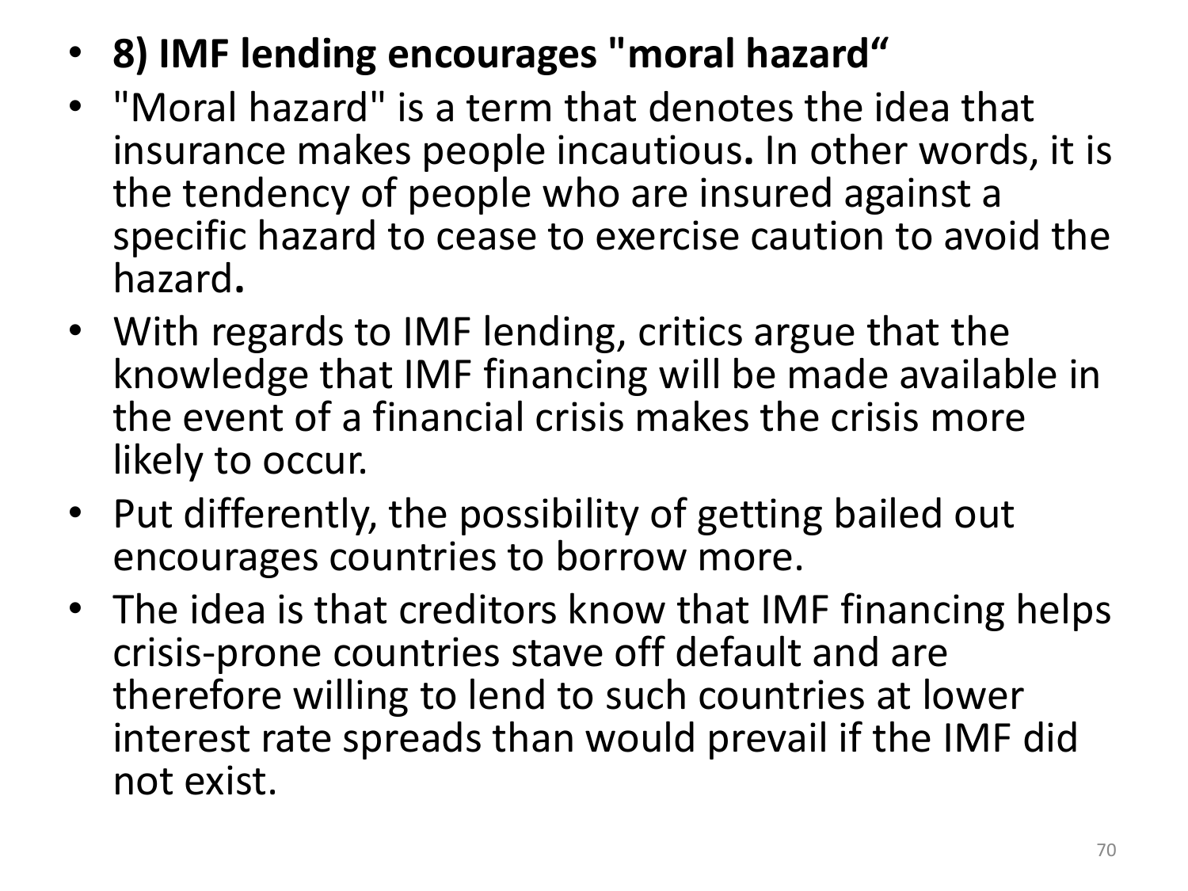- **8) IMF lending encourages "moral hazard“**
- "Moral hazard" is a term that denotes the idea that insurance makes people incautious**.** In other words, it is the tendency of people who are insured against a specific hazard to cease to exercise caution to avoid the hazard**.**
- With regards to IMF lending, critics argue that the knowledge that IMF financing will be made available in the event of a financial crisis makes the crisis more likely to occur.
- Put differently, the possibility of getting bailed out encourages countries to borrow more.
- The idea is that creditors know that IMF financing helps crisis-prone countries stave off default and are therefore willing to lend to such countries at lower interest rate spreads than would prevail if the IMF did not exist.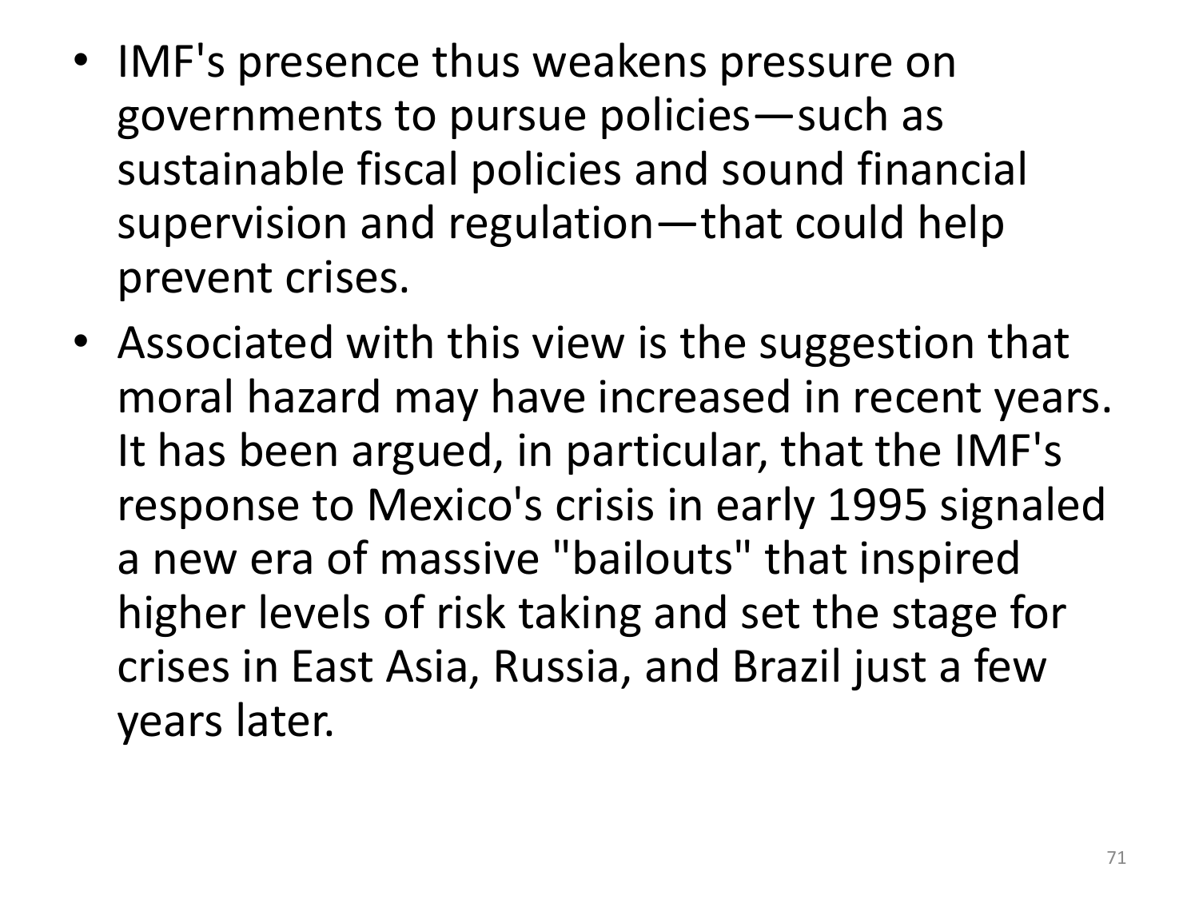- IMF's presence thus weakens pressure on governments to pursue policies—such as sustainable fiscal policies and sound financial supervision and regulation—that could help prevent crises.
- Associated with this view is the suggestion that moral hazard may have increased in recent years. It has been argued, in particular, that the IMF's response to Mexico's crisis in early 1995 signaled a new era of massive "bailouts" that inspired higher levels of risk taking and set the stage for crises in East Asia, Russia, and Brazil just a few years later.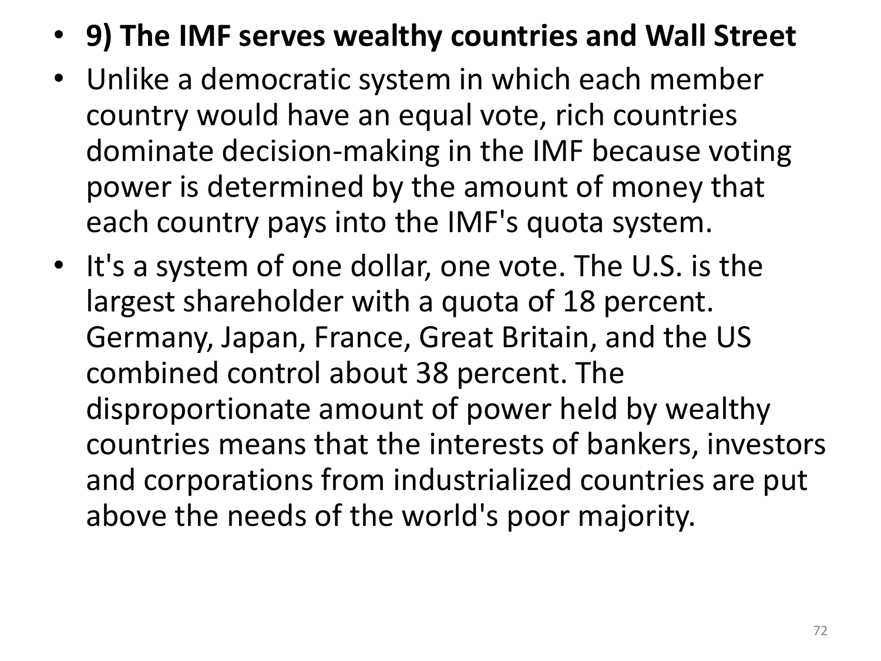- **9) The IMF serves wealthy countries and Wall Street**
- Unlike a democratic system in which each member country would have an equal vote, rich countries dominate decision-making in the IMF because voting power is determined by the amount of money that each country pays into the IMF's quota system.
- It's a system of one dollar, one vote. The U.S. is the largest shareholder with a quota of 18 percent. Germany, Japan, France, Great Britain, and the US combined control about 38 percent. The disproportionate amount of power held by wealthy countries means that the interests of bankers, investors and corporations from industrialized countries are put above the needs of the world's poor majority.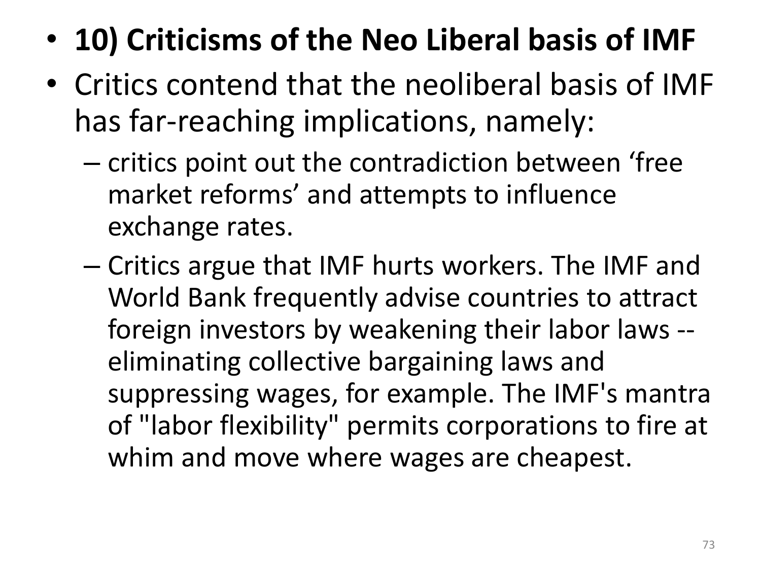- **10) Criticisms of the Neo Liberal basis of IMF**
- Critics contend that the neoliberal basis of IMF has far-reaching implications, namely:
  - critics point out the contradiction between ‘free market reforms’ and attempts to influence exchange rates.
  - Critics argue that IMF hurts workers. The IMF and World Bank frequently advise countries to attract foreign investors by weakening their labor laws -- eliminating collective bargaining laws and suppressing wages, for example. The IMF's mantra of "labor flexibility" permits corporations to fire at whim and move where wages are cheapest.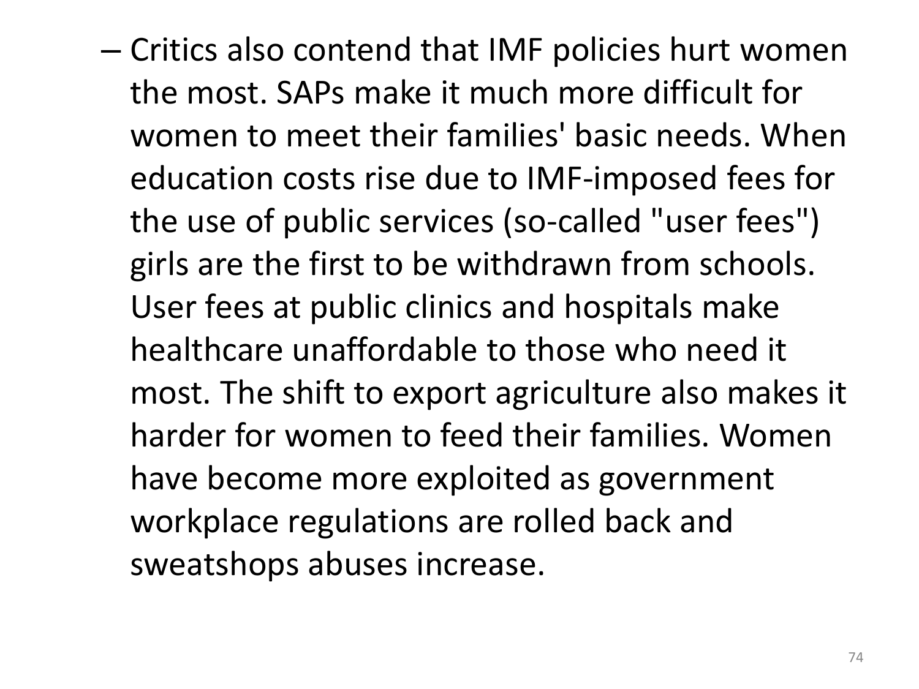- Critics also contend that IMF policies hurt women the most. SAPs make it much more difficult for women to meet their families' basic needs. When education costs rise due to IMF-imposed fees for the use of public services (so-called "user fees") girls are the first to be withdrawn from schools. User fees at public clinics and hospitals make healthcare unaffordable to those who need it most. The shift to export agriculture also makes it harder for women to feed their families. Women have become more exploited as government workplace regulations are rolled back and sweatshops abuses increase.